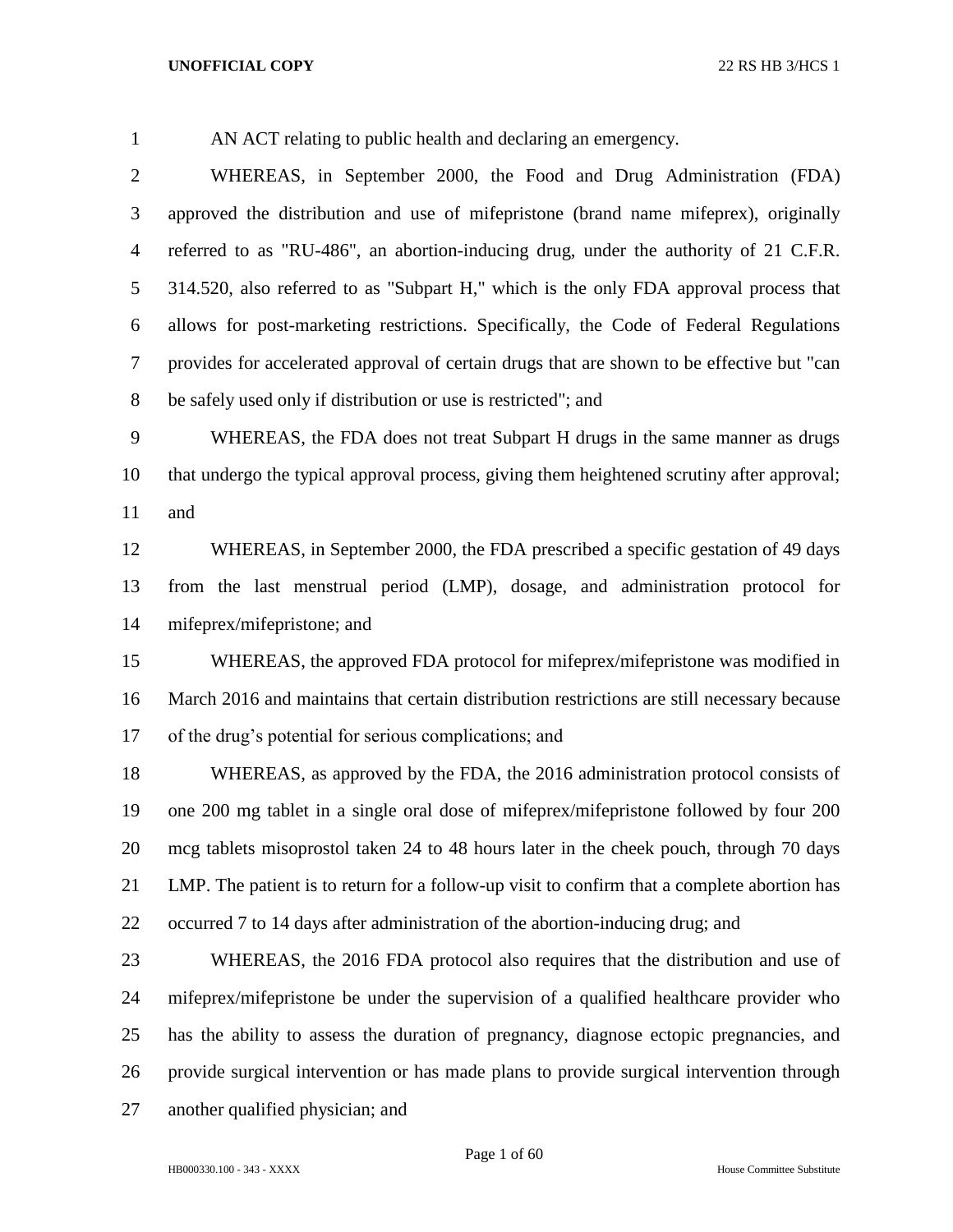AN ACT relating to public health and declaring an emergency.

WHEREAS, in September 2000, the Food and Drug Administration (FDA) approved the distribution and use of mifepristone (brand name mifeprex), originally referred to as "RU-486", an abortion-inducing drug, under the authority of 21 C.F.R. 314.520, also referred to as "Subpart H," which is the only FDA approval process that allows for post-marketing restrictions. Specifically, the Code of Federal Regulations provides for accelerated approval of certain drugs that are shown to be effective but "can be safely used only if distribution or use is restricted"; and

WHEREAS, the FDA does not treat Subpart H drugs in the same manner as drugs that undergo the typical approval process, giving them heightened scrutiny after approval; and

WHEREAS, in September 2000, the FDA prescribed a specific gestation of 49 days from the last menstrual period (LMP), dosage, and administration protocol for mifeprex/mifepristone; and

WHEREAS, the approved FDA protocol for mifeprex/mifepristone was modified in March 2016 and maintains that certain distribution restrictions are still necessary because of the drug's potential for serious complications; and

WHEREAS, as approved by the FDA, the 2016 administration protocol consists of one 200 mg tablet in a single oral dose of mifeprex/mifepristone followed by four 200 mcg tablets misoprostol taken 24 to 48 hours later in the cheek pouch, through 70 days LMP. The patient is to return for a follow-up visit to confirm that a complete abortion has occurred 7 to 14 days after administration of the abortion-inducing drug; and

WHEREAS, the 2016 FDA protocol also requires that the distribution and use of mifeprex/mifepristone be under the supervision of a qualified healthcare provider who has the ability to assess the duration of pregnancy, diagnose ectopic pregnancies, and provide surgical intervention or has made plans to provide surgical intervention through another qualified physician; and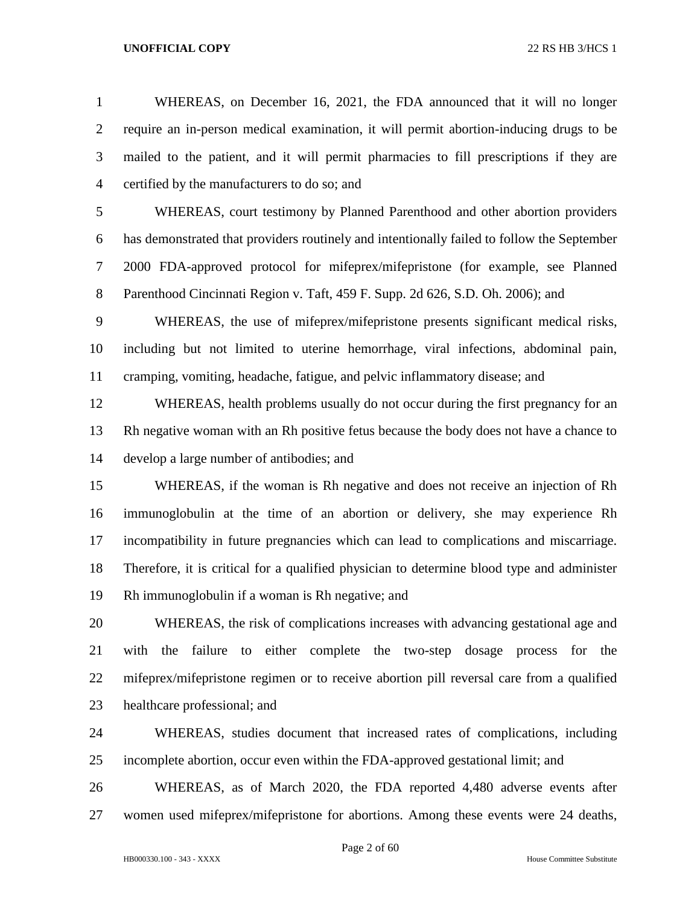WHEREAS, on December 16, 2021, the FDA announced that it will no longer require an in-person medical examination, it will permit abortion-inducing drugs to be mailed to the patient, and it will permit pharmacies to fill prescriptions if they are certified by the manufacturers to do so; and

WHEREAS, court testimony by Planned Parenthood and other abortion providers has demonstrated that providers routinely and intentionally failed to follow the September 2000 FDA-approved protocol for mifeprex/mifepristone (for example, see Planned Parenthood Cincinnati Region v. Taft, 459 F. Supp. 2d 626, S.D. Oh. 2006); and

WHEREAS, the use of mifeprex/mifepristone presents significant medical risks, including but not limited to uterine hemorrhage, viral infections, abdominal pain, cramping, vomiting, headache, fatigue, and pelvic inflammatory disease; and

WHEREAS, health problems usually do not occur during the first pregnancy for an Rh negative woman with an Rh positive fetus because the body does not have a chance to develop a large number of antibodies; and

WHEREAS, if the woman is Rh negative and does not receive an injection of Rh immunoglobulin at the time of an abortion or delivery, she may experience Rh incompatibility in future pregnancies which can lead to complications and miscarriage. Therefore, it is critical for a qualified physician to determine blood type and administer Rh immunoglobulin if a woman is Rh negative; and

WHEREAS, the risk of complications increases with advancing gestational age and with the failure to either complete the two-step dosage process for the mifeprex/mifepristone regimen or to receive abortion pill reversal care from a qualified healthcare professional; and

WHEREAS, studies document that increased rates of complications, including incomplete abortion, occur even within the FDA-approved gestational limit; and

WHEREAS, as of March 2020, the FDA reported 4,480 adverse events after women used mifeprex/mifepristone for abortions. Among these events were 24 deaths,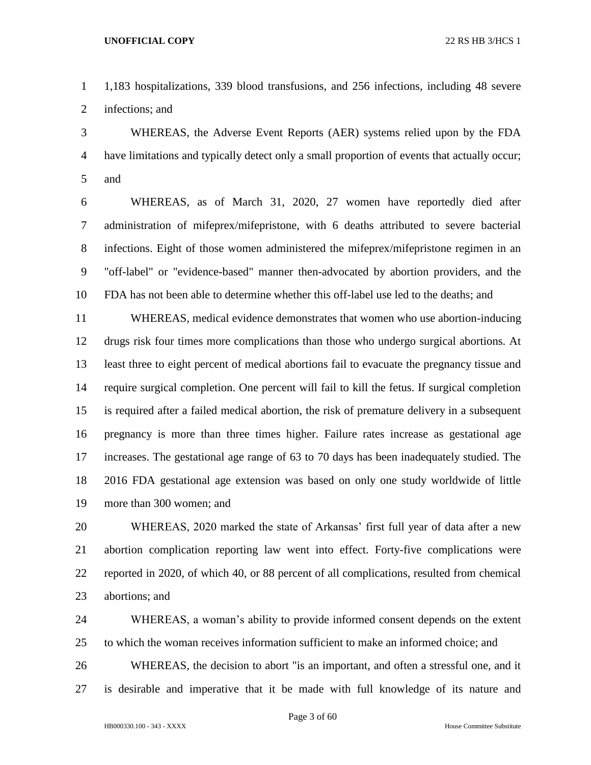1,183 hospitalizations, 339 blood transfusions, and 256 infections, including 48 severe infections; and

WHEREAS, the Adverse Event Reports (AER) systems relied upon by the FDA have limitations and typically detect only a small proportion of events that actually occur; and

WHEREAS, as of March 31, 2020, 27 women have reportedly died after administration of mifeprex/mifepristone, with 6 deaths attributed to severe bacterial infections. Eight of those women administered the mifeprex/mifepristone regimen in an "off-label" or "evidence-based" manner then-advocated by abortion providers, and the FDA has not been able to determine whether this off-label use led to the deaths; and

WHEREAS, medical evidence demonstrates that women who use abortion-inducing drugs risk four times more complications than those who undergo surgical abortions. At least three to eight percent of medical abortions fail to evacuate the pregnancy tissue and require surgical completion. One percent will fail to kill the fetus. If surgical completion is required after a failed medical abortion, the risk of premature delivery in a subsequent pregnancy is more than three times higher. Failure rates increase as gestational age increases. The gestational age range of 63 to 70 days has been inadequately studied. The 2016 FDA gestational age extension was based on only one study worldwide of little more than 300 women; and

WHEREAS, 2020 marked the state of Arkansas' first full year of data after a new abortion complication reporting law went into effect. Forty-five complications were reported in 2020, of which 40, or 88 percent of all complications, resulted from chemical abortions; and

WHEREAS, a woman's ability to provide informed consent depends on the extent to which the woman receives information sufficient to make an informed choice; and

WHEREAS, the decision to abort "is an important, and often a stressful one, and it is desirable and imperative that it be made with full knowledge of its nature and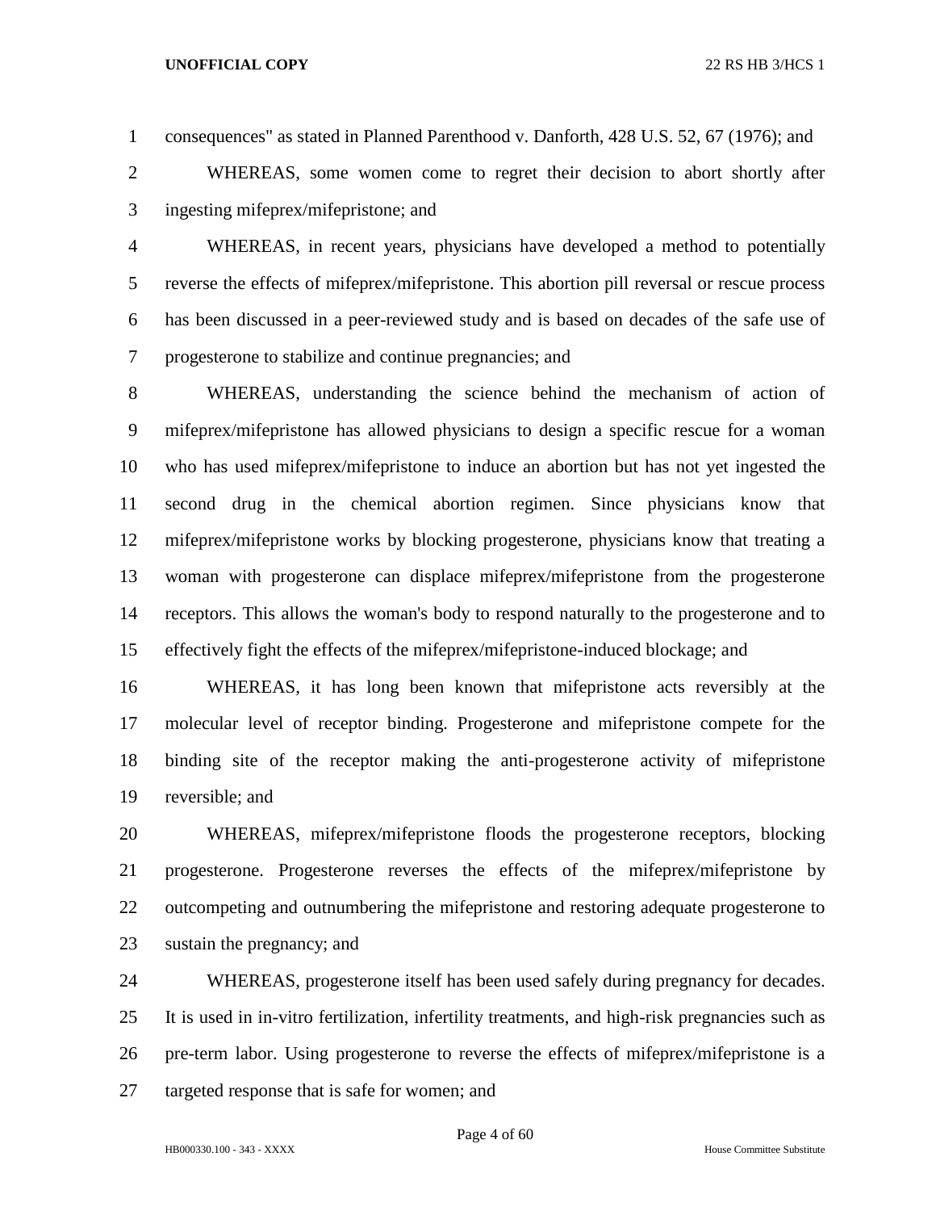consequences" as stated in Planned Parenthood v. Danforth, 428 U.S. 52, 67 (1976); and

WHEREAS, some women come to regret their decision to abort shortly after ingesting mifeprex/mifepristone; and

WHEREAS, in recent years, physicians have developed a method to potentially reverse the effects of mifeprex/mifepristone. This abortion pill reversal or rescue process has been discussed in a peer-reviewed study and is based on decades of the safe use of progesterone to stabilize and continue pregnancies; and

WHEREAS, understanding the science behind the mechanism of action of mifeprex/mifepristone has allowed physicians to design a specific rescue for a woman who has used mifeprex/mifepristone to induce an abortion but has not yet ingested the second drug in the chemical abortion regimen. Since physicians know that mifeprex/mifepristone works by blocking progesterone, physicians know that treating a woman with progesterone can displace mifeprex/mifepristone from the progesterone receptors. This allows the woman's body to respond naturally to the progesterone and to effectively fight the effects of the mifeprex/mifepristone-induced blockage; and

WHEREAS, it has long been known that mifepristone acts reversibly at the molecular level of receptor binding. Progesterone and mifepristone compete for the binding site of the receptor making the anti-progesterone activity of mifepristone reversible; and

WHEREAS, mifeprex/mifepristone floods the progesterone receptors, blocking progesterone. Progesterone reverses the effects of the mifeprex/mifepristone by outcompeting and outnumbering the mifepristone and restoring adequate progesterone to sustain the pregnancy; and

WHEREAS, progesterone itself has been used safely during pregnancy for decades. It is used in in-vitro fertilization, infertility treatments, and high-risk pregnancies such as pre-term labor. Using progesterone to reverse the effects of mifeprex/mifepristone is a targeted response that is safe for women; and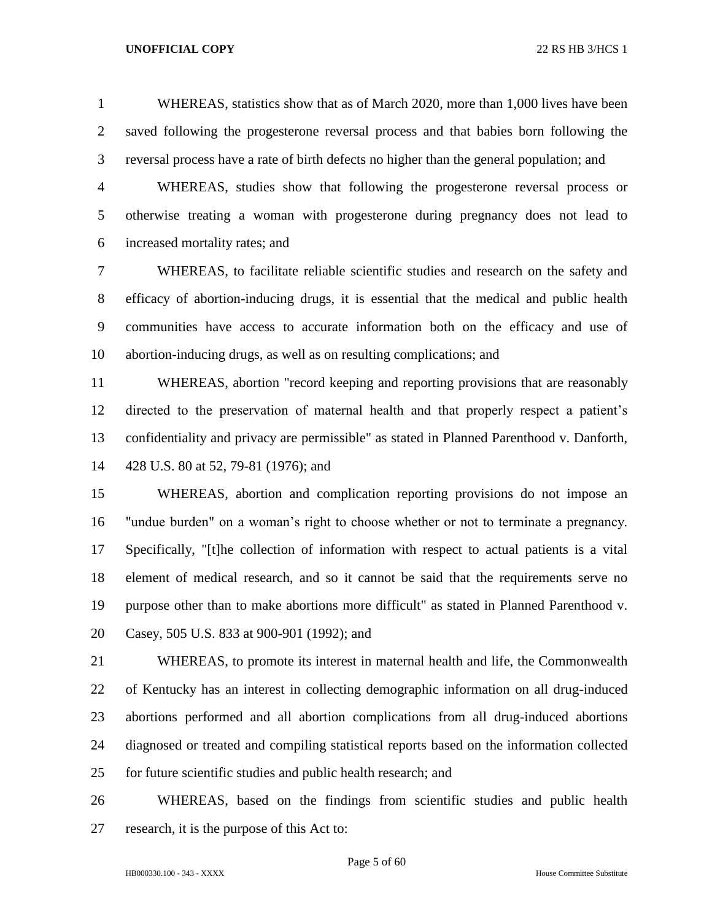WHEREAS, statistics show that as of March 2020, more than 1,000 lives have been saved following the progesterone reversal process and that babies born following the reversal process have a rate of birth defects no higher than the general population; and

WHEREAS, studies show that following the progesterone reversal process or otherwise treating a woman with progesterone during pregnancy does not lead to increased mortality rates; and

WHEREAS, to facilitate reliable scientific studies and research on the safety and efficacy of abortion-inducing drugs, it is essential that the medical and public health communities have access to accurate information both on the efficacy and use of abortion-inducing drugs, as well as on resulting complications; and

WHEREAS, abortion "record keeping and reporting provisions that are reasonably directed to the preservation of maternal health and that properly respect a patient's confidentiality and privacy are permissible" as stated in Planned Parenthood v. Danforth, 428 U.S. 80 at 52, 79-81 (1976); and

WHEREAS, abortion and complication reporting provisions do not impose an "undue burden" on a woman's right to choose whether or not to terminate a pregnancy. Specifically, "[t]he collection of information with respect to actual patients is a vital element of medical research, and so it cannot be said that the requirements serve no purpose other than to make abortions more difficult" as stated in Planned Parenthood v. Casey, 505 U.S. 833 at 900-901 (1992); and

WHEREAS, to promote its interest in maternal health and life, the Commonwealth of Kentucky has an interest in collecting demographic information on all drug-induced abortions performed and all abortion complications from all drug-induced abortions diagnosed or treated and compiling statistical reports based on the information collected for future scientific studies and public health research; and

WHEREAS, based on the findings from scientific studies and public health research, it is the purpose of this Act to: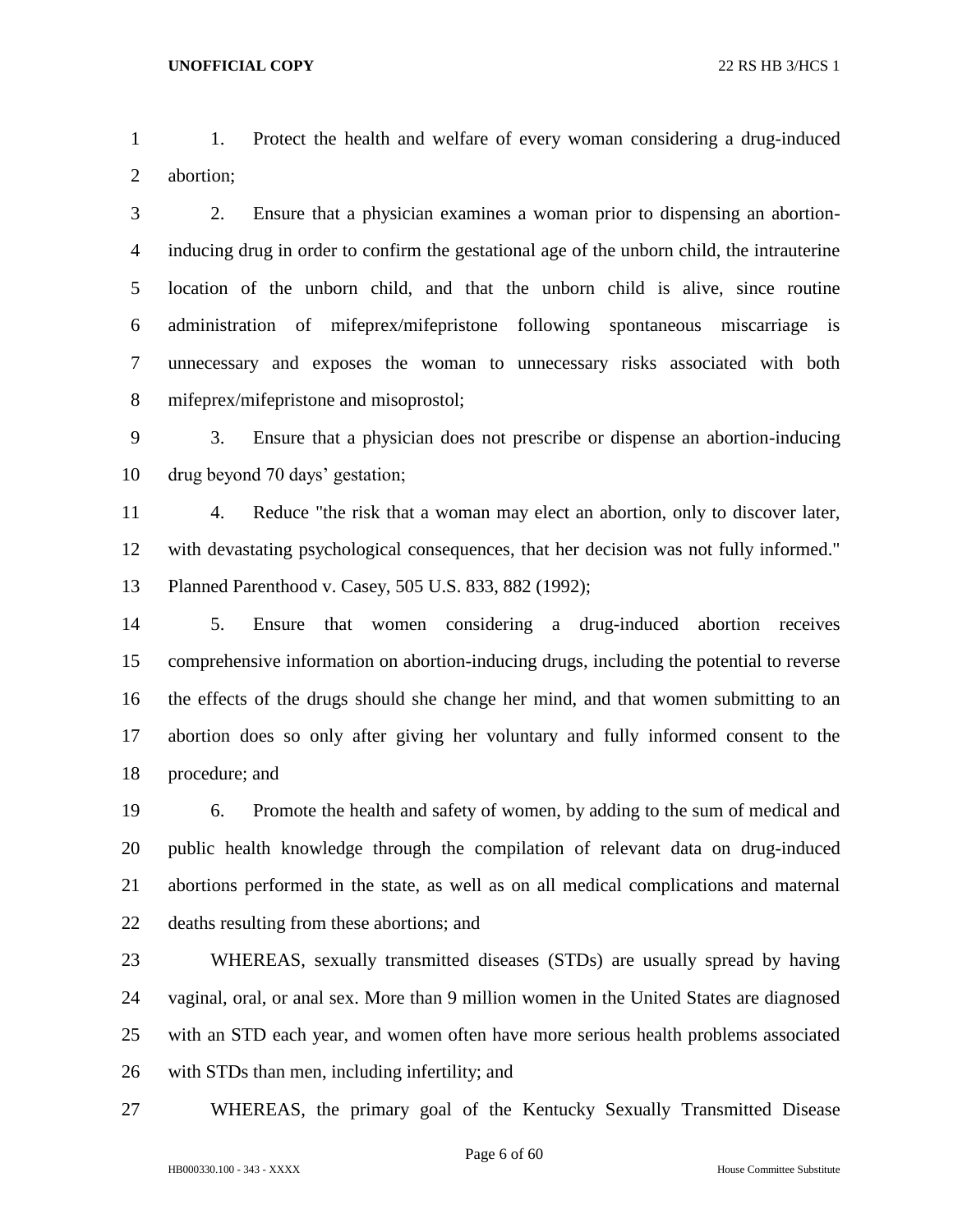1. Protect the health and welfare of every woman considering a drug-induced abortion;

2. Ensure that a physician examines a woman prior to dispensing an abortion-inducing drug in order to confirm the gestational age of the unborn child, the intrauterine location of the unborn child, and that the unborn child is alive, since routine administration of mifeprex/mifepristone following spontaneous miscarriage is unnecessary and exposes the woman to unnecessary risks associated with both mifeprex/mifepristone and misoprostol;

3. Ensure that a physician does not prescribe or dispense an abortion-inducing drug beyond 70 days' gestation;

4. Reduce "the risk that a woman may elect an abortion, only to discover later, with devastating psychological consequences, that her decision was not fully informed." Planned Parenthood v. Casey, 505 U.S. 833, 882 (1992);

5. Ensure that women considering a drug-induced abortion receives comprehensive information on abortion-inducing drugs, including the potential to reverse the effects of the drugs should she change her mind, and that women submitting to an abortion does so only after giving her voluntary and fully informed consent to the procedure; and

6. Promote the health and safety of women, by adding to the sum of medical and public health knowledge through the compilation of relevant data on drug-induced abortions performed in the state, as well as on all medical complications and maternal deaths resulting from these abortions; and

WHEREAS, sexually transmitted diseases (STDs) are usually spread by having vaginal, oral, or anal sex. More than 9 million women in the United States are diagnosed with an STD each year, and women often have more serious health problems associated with STDs than men, including infertility; and

WHEREAS, the primary goal of the Kentucky Sexually Transmitted Disease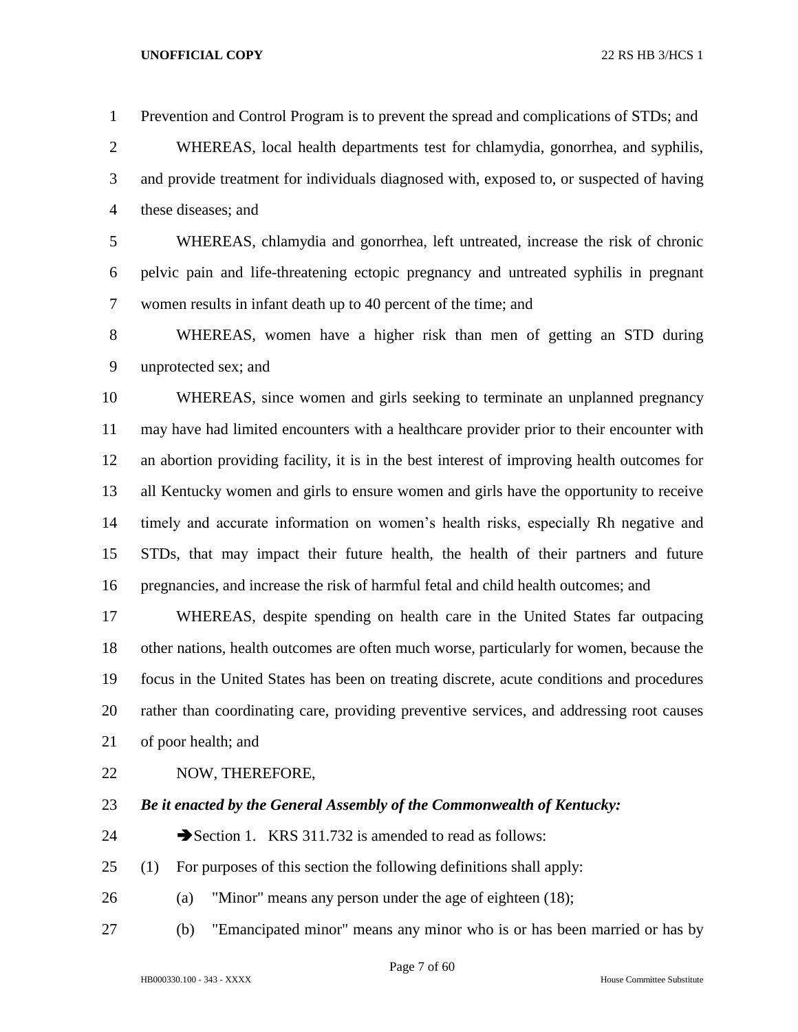Prevention and Control Program is to prevent the spread and complications of STDs; and

WHEREAS, local health departments test for chlamydia, gonorrhea, and syphilis, and provide treatment for individuals diagnosed with, exposed to, or suspected of having these diseases; and

WHEREAS, chlamydia and gonorrhea, left untreated, increase the risk of chronic pelvic pain and life-threatening ectopic pregnancy and untreated syphilis in pregnant women results in infant death up to 40 percent of the time; and

WHEREAS, women have a higher risk than men of getting an STD during unprotected sex; and

WHEREAS, since women and girls seeking to terminate an unplanned pregnancy may have had limited encounters with a healthcare provider prior to their encounter with an abortion providing facility, it is in the best interest of improving health outcomes for all Kentucky women and girls to ensure women and girls have the opportunity to receive timely and accurate information on women's health risks, especially Rh negative and STDs, that may impact their future health, the health of their partners and future pregnancies, and increase the risk of harmful fetal and child health outcomes; and

WHEREAS, despite spending on health care in the United States far outpacing other nations, health outcomes are often much worse, particularly for women, because the focus in the United States has been on treating discrete, acute conditions and procedures rather than coordinating care, providing preventive services, and addressing root causes of poor health; and

NOW, THEREFORE,

***Be it enacted by the General Assembly of the Commonwealth of Kentucky:***

➔Section 1. KRS 311.732 is amended to read as follows:

(1) For purposes of this section the following definitions shall apply:

(a) "Minor" means any person under the age of eighteen (18);

(b) "Emancipated minor" means any minor who is or has been married or has by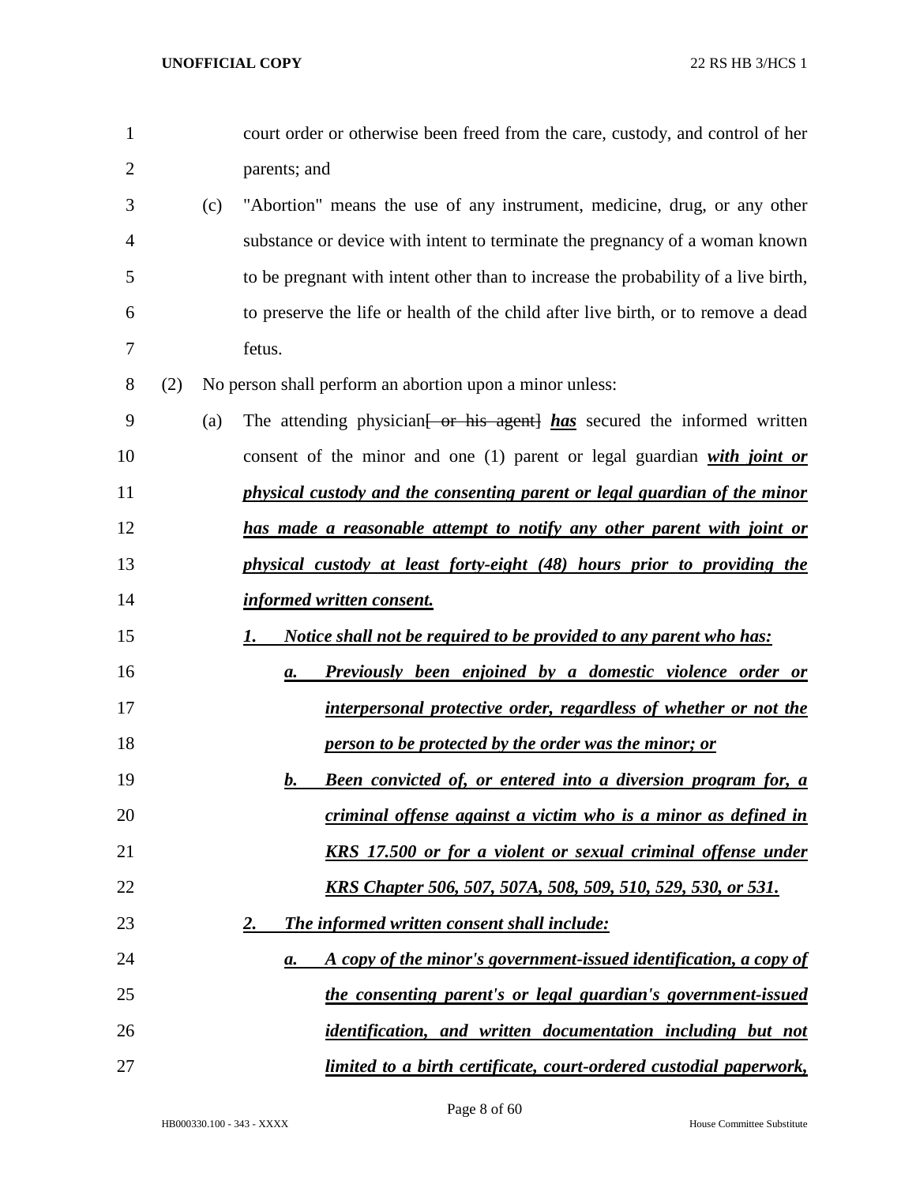court order or otherwise been freed from the care, custody, and control of her parents; and

(c) "Abortion" means the use of any instrument, medicine, drug, or any other substance or device with intent to terminate the pregnancy of a woman known to be pregnant with intent other than to increase the probability of a live birth, to preserve the life or health of the child after live birth, or to remove a dead fetus.

(2) No person shall perform an abortion upon a minor unless:

(a) The attending physician~~[ or his agent]~~ ***has*** secured the informed written consent of the minor and one (1) parent or legal guardian ***with joint or physical custody and the consenting parent or legal guardian of the minor has made a reasonable attempt to notify any other parent with joint or physical custody at least forty-eight (48) hours prior to providing the informed written consent.***

***1. Notice shall not be required to be provided to any parent who has:***

***a. Previously been enjoined by a domestic violence order or interpersonal protective order, regardless of whether or not the person to be protected by the order was the minor; or***

***b. Been convicted of, or entered into a diversion program for, a criminal offense against a victim who is a minor as defined in KRS 17.500 or for a violent or sexual criminal offense under KRS Chapter 506, 507, 507A, 508, 509, 510, 529, 530, or 531.***

***2. The informed written consent shall include:***

***a. A copy of the minor's government-issued identification, a copy of the consenting parent's or legal guardian's government-issued identification, and written documentation including but not limited to a birth certificate, court-ordered custodial paperwork,***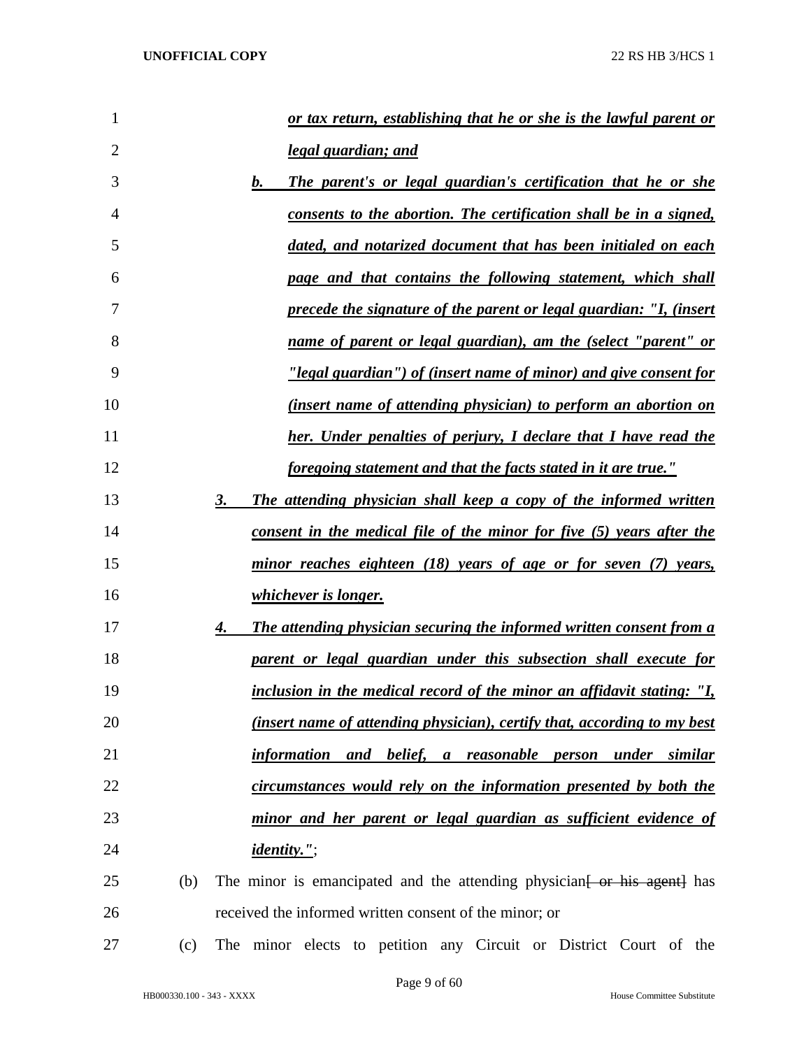*or tax return, establishing that he or she is the lawful parent or legal guardian; and*

*b. The parent's or legal guardian's certification that he or she consents to the abortion. The certification shall be in a signed, dated, and notarized document that has been initialed on each page and that contains the following statement, which shall precede the signature of the parent or legal guardian: "I, (insert name of parent or legal guardian), am the (select "parent" or "legal guardian") of (insert name of minor) and give consent for (insert name of attending physician) to perform an abortion on her. Under penalties of perjury, I declare that I have read the foregoing statement and that the facts stated in it are true."*

*3. The attending physician shall keep a copy of the informed written consent in the medical file of the minor for five (5) years after the minor reaches eighteen (18) years of age or for seven (7) years, whichever is longer.*

*4. The attending physician securing the informed written consent from a parent or legal guardian under this subsection shall execute for inclusion in the medical record of the minor an affidavit stating: "I, (insert name of attending physician), certify that, according to my best information and belief, a reasonable person under similar circumstances would rely on the information presented by both the minor and her parent or legal guardian as sufficient evidence of identity.";*

(b) The minor is emancipated and the attending physician~~[ or his agent]~~ has received the informed written consent of the minor; or

(c) The minor elects to petition any Circuit or District Court of the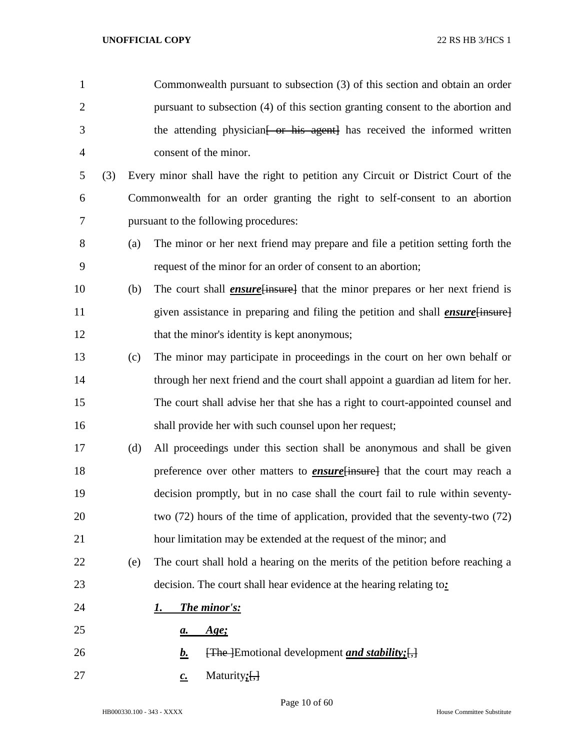Commonwealth pursuant to subsection (3) of this section and obtain an order pursuant to subsection (4) of this section granting consent to the abortion and the attending physician~~[ or his agent]~~ has received the informed written consent of the minor.

(3) Every minor shall have the right to petition any Circuit or District Court of the Commonwealth for an order granting the right to self-consent to an abortion pursuant to the following procedures:

(a) The minor or her next friend may prepare and file a petition setting forth the request of the minor for an order of consent to an abortion;

(b) The court shall ***ensure***~~[insure]~~ that the minor prepares or her next friend is given assistance in preparing and filing the petition and shall ***ensure***~~[insure]~~ that the minor's identity is kept anonymous;

(c) The minor may participate in proceedings in the court on her own behalf or through her next friend and the court shall appoint a guardian ad litem for her. The court shall advise her that she has a right to court-appointed counsel and shall provide her with such counsel upon her request;

(d) All proceedings under this section shall be anonymous and shall be given preference over other matters to ***ensure***~~[insure]~~ that the court may reach a decision promptly, but in no case shall the court fail to rule within seventy-two (72) hours of the time of application, provided that the seventy-two (72) hour limitation may be extended at the request of the minor; and

(e) The court shall hold a hearing on the merits of the petition before reaching a decision. The court shall hear evidence at the hearing relating to***:***

***1. The minor's:***

***a. Age;***

***b.*** ~~[The ]~~Emotional development ***and stability;***~~[,]~~

***c.*** Maturity***;***~~[,]~~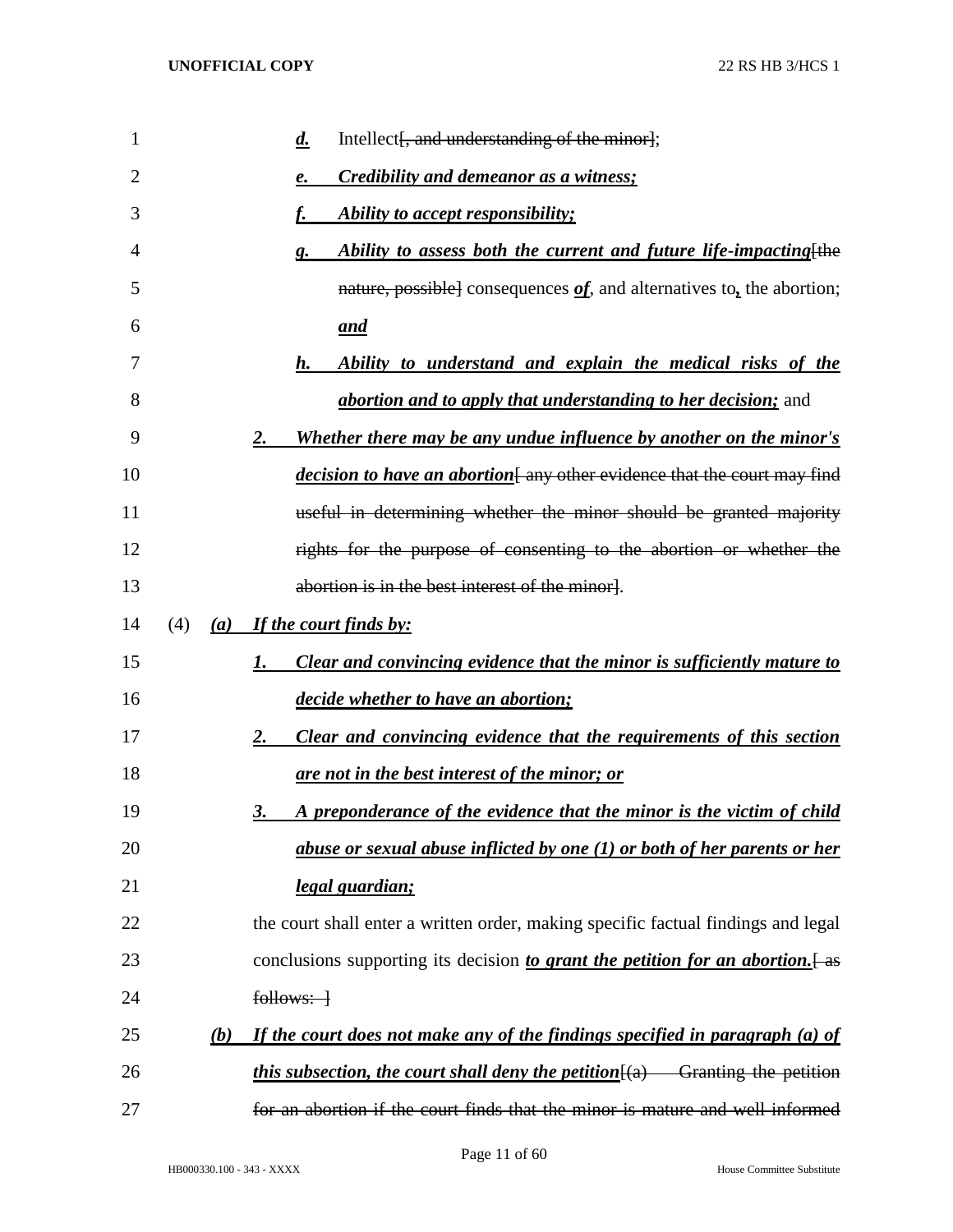d. Intellect[, and understanding of the minor];

e. ***Credibility and demeanor as a witness;***

f. ***Ability to accept responsibility;***

g. ***Ability to assess both the current and future life-impacting***[the nature, possible] consequences ***of***, and alternatives to**,** the abortion; ***and***

h. ***Ability to understand and explain the medical risks of the abortion and to apply that understanding to her decision;*** and

2. ***Whether there may be any undue influence by another on the minor's decision to have an abortion***[ any other evidence that the court may find useful in determining whether the minor should be granted majority rights for the purpose of consenting to the abortion or whether the abortion is in the best interest of the minor].

(4) ***(a) If the court finds by:***

1. ***Clear and convincing evidence that the minor is sufficiently mature to decide whether to have an abortion;***

2. ***Clear and convincing evidence that the requirements of this section are not in the best interest of the minor; or***

3. ***A preponderance of the evidence that the minor is the victim of child abuse or sexual abuse inflicted by one (1) or both of her parents or her legal guardian;***

the court shall enter a written order, making specific factual findings and legal conclusions supporting its decision ***to grant the petition for an abortion.***[ as follows: ]

***(b) If the court does not make any of the findings specified in paragraph (a) of this subsection, the court shall deny the petition***[(a) Granting the petition for an abortion if the court finds that the minor is mature and well informed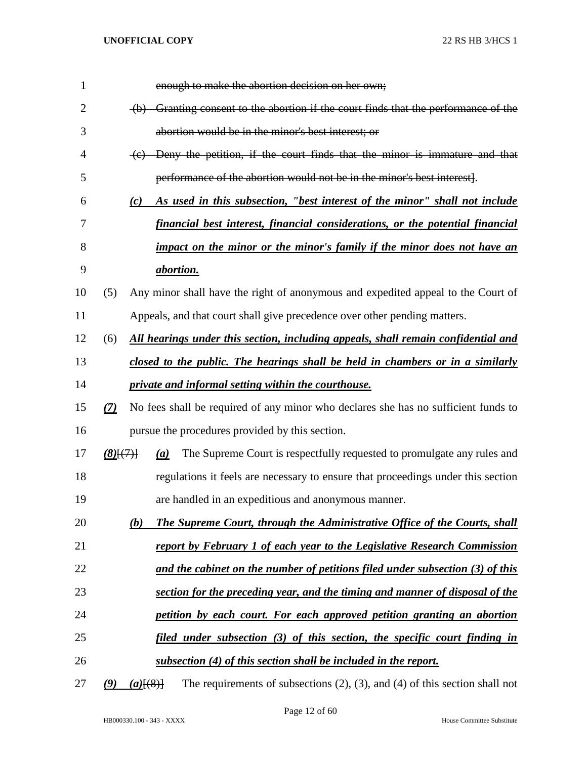~~enough to make the abortion decision on her own;~~

~~(b) Granting consent to the abortion if the court finds that the performance of the abortion would be in the minor's best interest; or~~

~~(c) Deny the petition, if the court finds that the minor is immature and that performance of the abortion would not be in the minor's best interest~~].

***(c) As used in this subsection, "best interest of the minor" shall not include financial best interest, financial considerations, or the potential financial impact on the minor or the minor's family if the minor does not have an abortion.***

(5) Any minor shall have the right of anonymous and expedited appeal to the Court of Appeals, and that court shall give precedence over other pending matters.

(6) ***All hearings under this section, including appeals, shall remain confidential and closed to the public. The hearings shall be held in chambers or in a similarly private and informal setting within the courthouse.***

***(7)*** No fees shall be required of any minor who declares she has no sufficient funds to pursue the procedures provided by this section.

***(8)***[~~(7)~~] ***(a)*** The Supreme Court is respectfully requested to promulgate any rules and regulations it feels are necessary to ensure that proceedings under this section are handled in an expeditious and anonymous manner.

***(b) The Supreme Court, through the Administrative Office of the Courts, shall report by February 1 of each year to the Legislative Research Commission and the cabinet on the number of petitions filed under subsection (3) of this section for the preceding year, and the timing and manner of disposal of the petition by each court. For each approved petition granting an abortion filed under subsection (3) of this section, the specific court finding in subsection (4) of this section shall be included in the report.***

***(9) (a)***[~~(8)~~] The requirements of subsections (2), (3), and (4) of this section shall not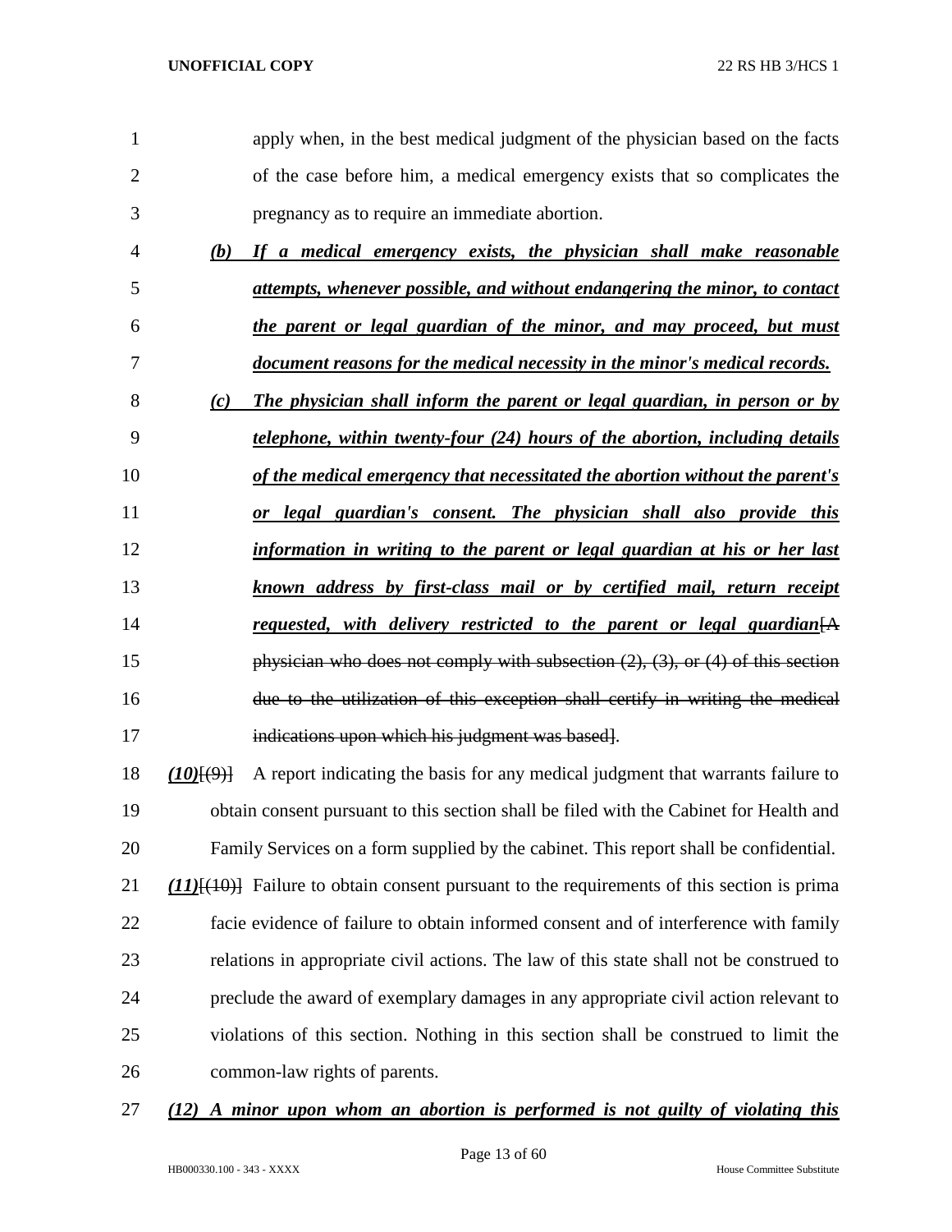apply when, in the best medical judgment of the physician based on the facts of the case before him, a medical emergency exists that so complicates the pregnancy as to require an immediate abortion.

***(b) If a medical emergency exists, the physician shall make reasonable attempts, whenever possible, and without endangering the minor, to contact the parent or legal guardian of the minor, and may proceed, but must document reasons for the medical necessity in the minor's medical records.***

***(c) The physician shall inform the parent or legal guardian, in person or by telephone, within twenty-four (24) hours of the abortion, including details of the medical emergency that necessitated the abortion without the parent's or legal guardian's consent. The physician shall also provide this information in writing to the parent or legal guardian at his or her last known address by first-class mail or by certified mail, return receipt requested, with delivery restricted to the parent or legal guardian***[~~A physician who does not comply with subsection (2), (3), or (4) of this section due to the utilization of this exception shall certify in writing the medical indications upon which his judgment was based~~].

***(10)***[~~(9)~~] A report indicating the basis for any medical judgment that warrants failure to obtain consent pursuant to this section shall be filed with the Cabinet for Health and Family Services on a form supplied by the cabinet. This report shall be confidential.

***(11)***[~~(10)~~] Failure to obtain consent pursuant to the requirements of this section is prima facie evidence of failure to obtain informed consent and of interference with family relations in appropriate civil actions. The law of this state shall not be construed to preclude the award of exemplary damages in any appropriate civil action relevant to violations of this section. Nothing in this section shall be construed to limit the common-law rights of parents.

***(12) A minor upon whom an abortion is performed is not guilty of violating this***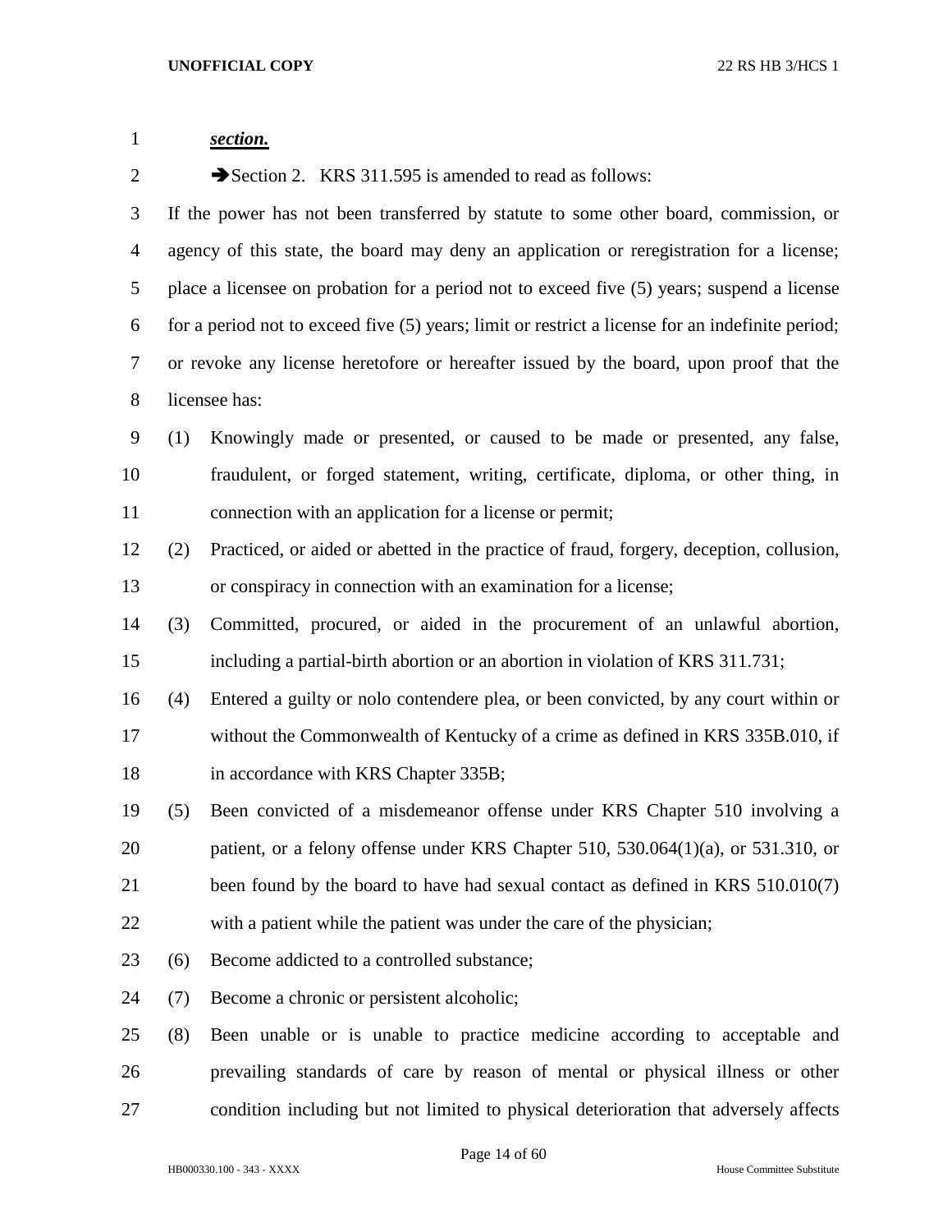***section.***

➔Section 2. KRS 311.595 is amended to read as follows:

If the power has not been transferred by statute to some other board, commission, or agency of this state, the board may deny an application or reregistration for a license; place a licensee on probation for a period not to exceed five (5) years; suspend a license for a period not to exceed five (5) years; limit or restrict a license for an indefinite period; or revoke any license heretofore or hereafter issued by the board, upon proof that the licensee has:

(1) Knowingly made or presented, or caused to be made or presented, any false, fraudulent, or forged statement, writing, certificate, diploma, or other thing, in connection with an application for a license or permit;

(2) Practiced, or aided or abetted in the practice of fraud, forgery, deception, collusion, or conspiracy in connection with an examination for a license;

(3) Committed, procured, or aided in the procurement of an unlawful abortion, including a partial-birth abortion or an abortion in violation of KRS 311.731;

(4) Entered a guilty or nolo contendere plea, or been convicted, by any court within or without the Commonwealth of Kentucky of a crime as defined in KRS 335B.010, if in accordance with KRS Chapter 335B;

(5) Been convicted of a misdemeanor offense under KRS Chapter 510 involving a patient, or a felony offense under KRS Chapter 510, 530.064(1)(a), or 531.310, or been found by the board to have had sexual contact as defined in KRS 510.010(7) with a patient while the patient was under the care of the physician;

(6) Become addicted to a controlled substance;

(7) Become a chronic or persistent alcoholic;

(8) Been unable or is unable to practice medicine according to acceptable and prevailing standards of care by reason of mental or physical illness or other condition including but not limited to physical deterioration that adversely affects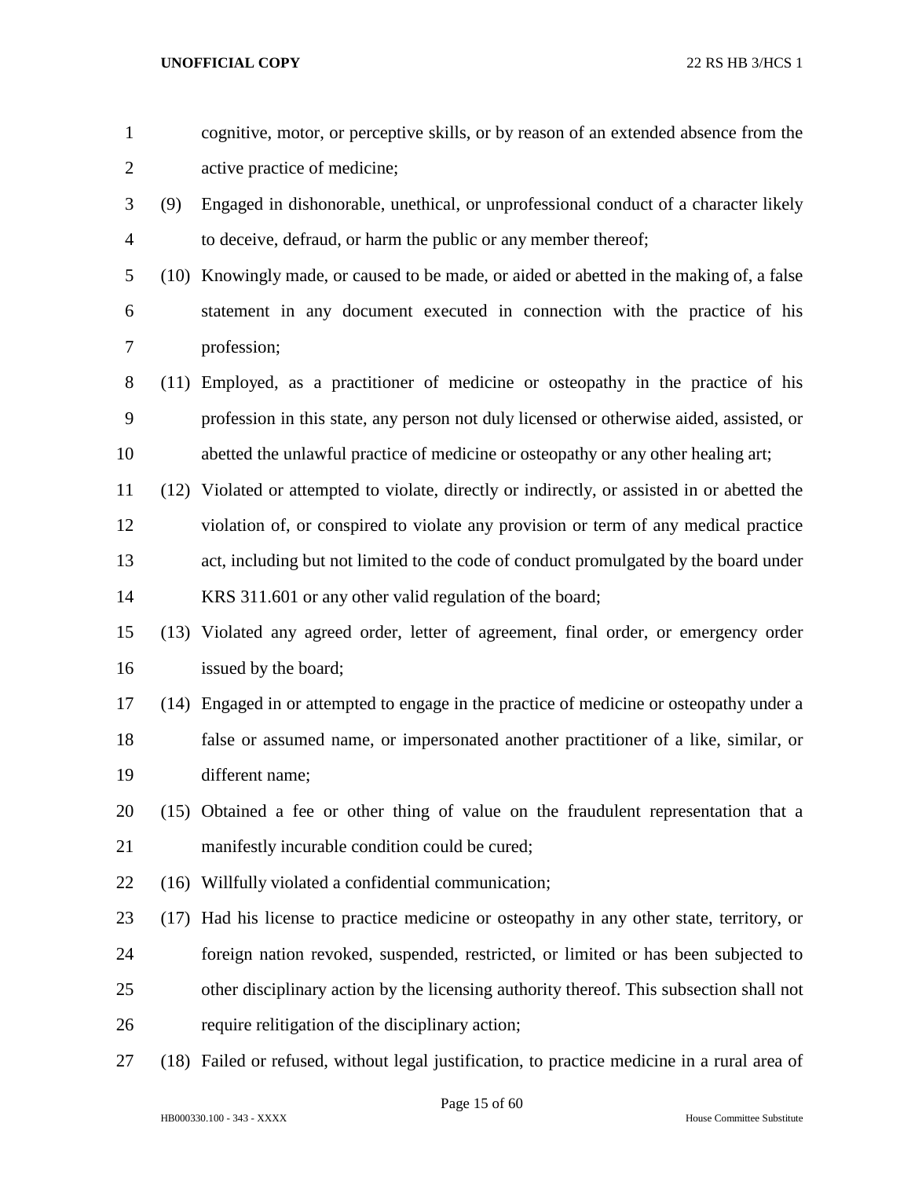cognitive, motor, or perceptive skills, or by reason of an extended absence from the active practice of medicine;

(9) Engaged in dishonorable, unethical, or unprofessional conduct of a character likely to deceive, defraud, or harm the public or any member thereof;

(10) Knowingly made, or caused to be made, or aided or abetted in the making of, a false statement in any document executed in connection with the practice of his profession;

(11) Employed, as a practitioner of medicine or osteopathy in the practice of his profession in this state, any person not duly licensed or otherwise aided, assisted, or abetted the unlawful practice of medicine or osteopathy or any other healing art;

(12) Violated or attempted to violate, directly or indirectly, or assisted in or abetted the violation of, or conspired to violate any provision or term of any medical practice act, including but not limited to the code of conduct promulgated by the board under KRS 311.601 or any other valid regulation of the board;

(13) Violated any agreed order, letter of agreement, final order, or emergency order issued by the board;

(14) Engaged in or attempted to engage in the practice of medicine or osteopathy under a false or assumed name, or impersonated another practitioner of a like, similar, or different name;

(15) Obtained a fee or other thing of value on the fraudulent representation that a manifestly incurable condition could be cured;

(16) Willfully violated a confidential communication;

(17) Had his license to practice medicine or osteopathy in any other state, territory, or foreign nation revoked, suspended, restricted, or limited or has been subjected to other disciplinary action by the licensing authority thereof. This subsection shall not require relitigation of the disciplinary action;

(18) Failed or refused, without legal justification, to practice medicine in a rural area of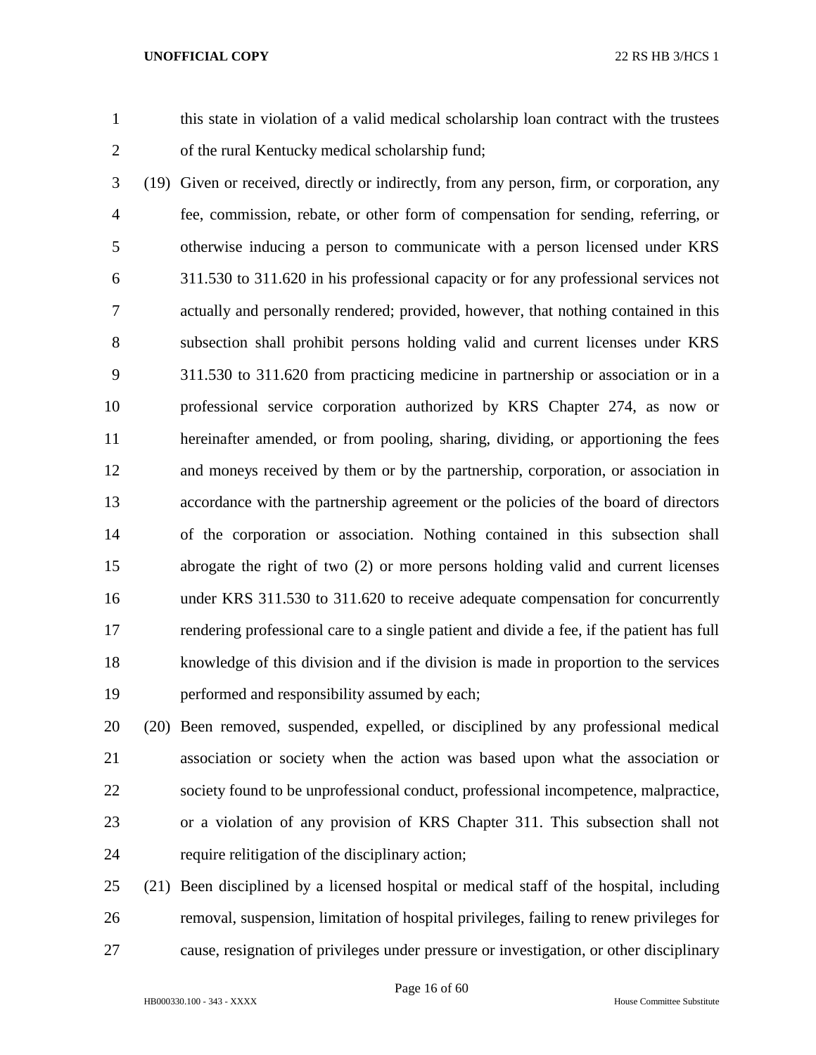this state in violation of a valid medical scholarship loan contract with the trustees of the rural Kentucky medical scholarship fund;

(19) Given or received, directly or indirectly, from any person, firm, or corporation, any fee, commission, rebate, or other form of compensation for sending, referring, or otherwise inducing a person to communicate with a person licensed under KRS 311.530 to 311.620 in his professional capacity or for any professional services not actually and personally rendered; provided, however, that nothing contained in this subsection shall prohibit persons holding valid and current licenses under KRS 311.530 to 311.620 from practicing medicine in partnership or association or in a professional service corporation authorized by KRS Chapter 274, as now or hereinafter amended, or from pooling, sharing, dividing, or apportioning the fees and moneys received by them or by the partnership, corporation, or association in accordance with the partnership agreement or the policies of the board of directors of the corporation or association. Nothing contained in this subsection shall abrogate the right of two (2) or more persons holding valid and current licenses under KRS 311.530 to 311.620 to receive adequate compensation for concurrently rendering professional care to a single patient and divide a fee, if the patient has full knowledge of this division and if the division is made in proportion to the services performed and responsibility assumed by each;

(20) Been removed, suspended, expelled, or disciplined by any professional medical association or society when the action was based upon what the association or society found to be unprofessional conduct, professional incompetence, malpractice, or a violation of any provision of KRS Chapter 311. This subsection shall not require relitigation of the disciplinary action;

(21) Been disciplined by a licensed hospital or medical staff of the hospital, including removal, suspension, limitation of hospital privileges, failing to renew privileges for cause, resignation of privileges under pressure or investigation, or other disciplinary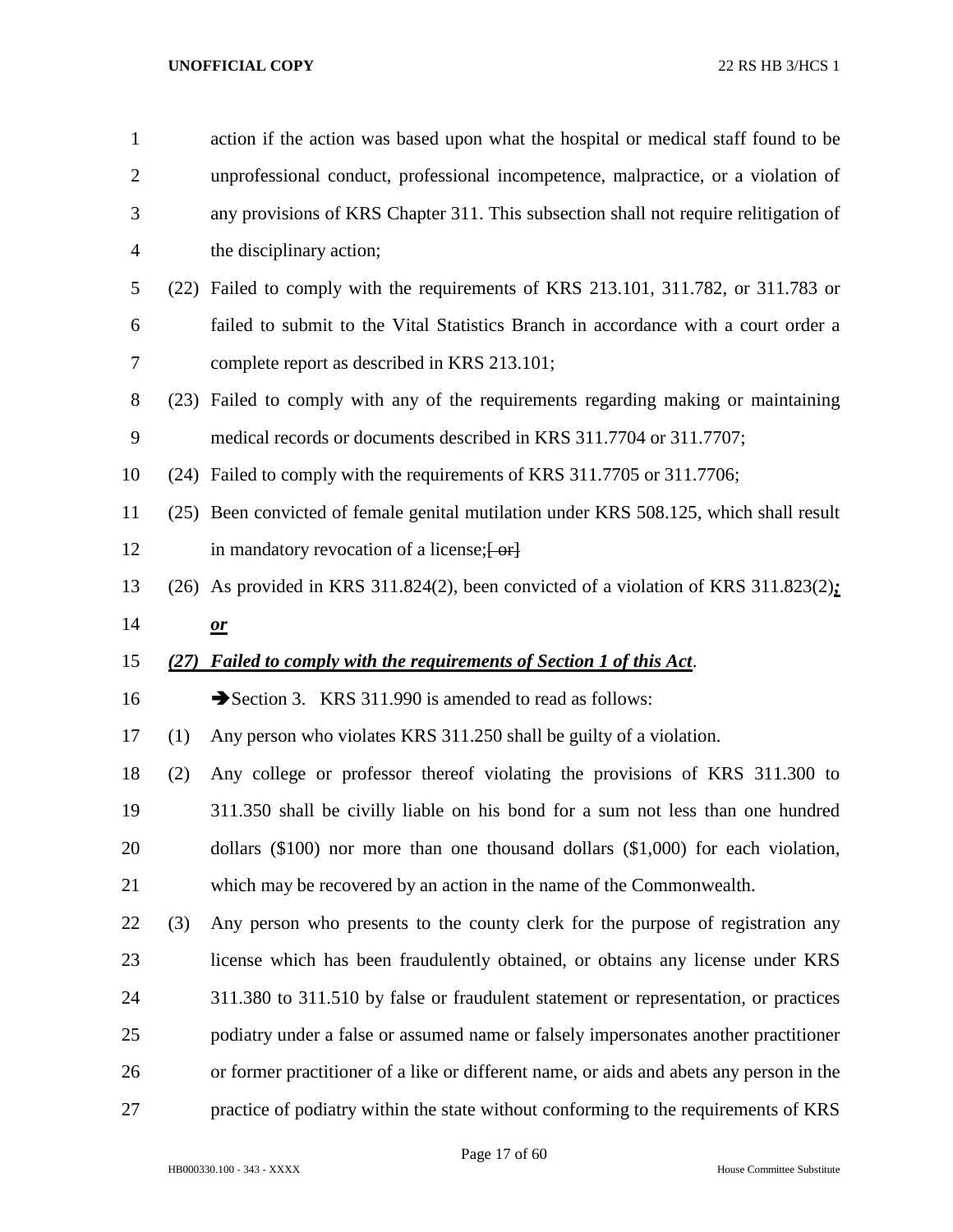action if the action was based upon what the hospital or medical staff found to be unprofessional conduct, professional incompetence, malpractice, or a violation of any provisions of KRS Chapter 311. This subsection shall not require relitigation of the disciplinary action;

(22) Failed to comply with the requirements of KRS 213.101, 311.782, or 311.783 or failed to submit to the Vital Statistics Branch in accordance with a court order a complete report as described in KRS 213.101;

(23) Failed to comply with any of the requirements regarding making or maintaining medical records or documents described in KRS 311.7704 or 311.7707;

(24) Failed to comply with the requirements of KRS 311.7705 or 311.7706;

(25) Been convicted of female genital mutilation under KRS 508.125, which shall result in mandatory revocation of a license;~~[ or]~~

(26) As provided in KRS 311.824(2), been convicted of a violation of KRS 311.823(2)***<u>; or</u>***

***<u>(27) Failed to comply with the requirements of Section 1 of this Act</u>***.

➔Section 3. KRS 311.990 is amended to read as follows:

(1) Any person who violates KRS 311.250 shall be guilty of a violation.

(2) Any college or professor thereof violating the provisions of KRS 311.300 to 311.350 shall be civilly liable on his bond for a sum not less than one hundred dollars ($100) nor more than one thousand dollars ($1,000) for each violation, which may be recovered by an action in the name of the Commonwealth.

(3) Any person who presents to the county clerk for the purpose of registration any license which has been fraudulently obtained, or obtains any license under KRS 311.380 to 311.510 by false or fraudulent statement or representation, or practices podiatry under a false or assumed name or falsely impersonates another practitioner or former practitioner of a like or different name, or aids and abets any person in the practice of podiatry within the state without conforming to the requirements of KRS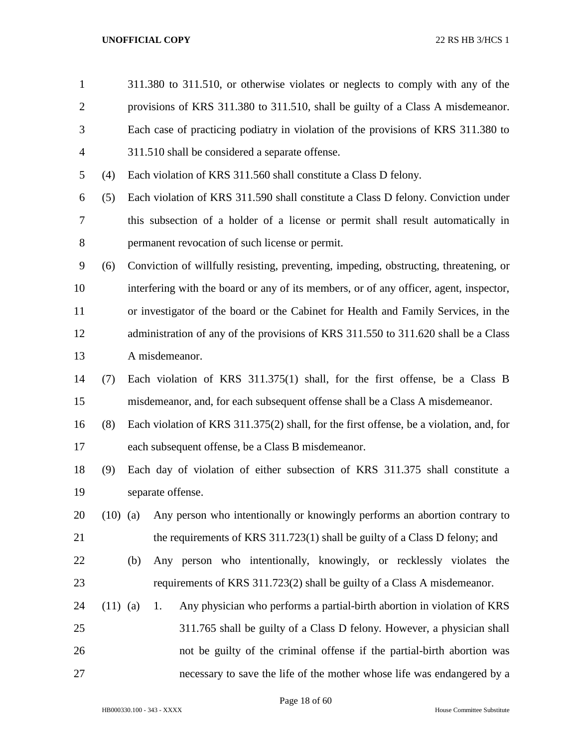311.380 to 311.510, or otherwise violates or neglects to comply with any of the provisions of KRS 311.380 to 311.510, shall be guilty of a Class A misdemeanor. Each case of practicing podiatry in violation of the provisions of KRS 311.380 to 311.510 shall be considered a separate offense.

(4) Each violation of KRS 311.560 shall constitute a Class D felony.

(5) Each violation of KRS 311.590 shall constitute a Class D felony. Conviction under this subsection of a holder of a license or permit shall result automatically in permanent revocation of such license or permit.

(6) Conviction of willfully resisting, preventing, impeding, obstructing, threatening, or interfering with the board or any of its members, or of any officer, agent, inspector, or investigator of the board or the Cabinet for Health and Family Services, in the administration of any of the provisions of KRS 311.550 to 311.620 shall be a Class A misdemeanor.

(7) Each violation of KRS 311.375(1) shall, for the first offense, be a Class B misdemeanor, and, for each subsequent offense shall be a Class A misdemeanor.

(8) Each violation of KRS 311.375(2) shall, for the first offense, be a violation, and, for each subsequent offense, be a Class B misdemeanor.

(9) Each day of violation of either subsection of KRS 311.375 shall constitute a separate offense.

(10) (a) Any person who intentionally or knowingly performs an abortion contrary to the requirements of KRS 311.723(1) shall be guilty of a Class D felony; and

(b) Any person who intentionally, knowingly, or recklessly violates the requirements of KRS 311.723(2) shall be guilty of a Class A misdemeanor.

(11) (a) 1. Any physician who performs a partial-birth abortion in violation of KRS 311.765 shall be guilty of a Class D felony. However, a physician shall not be guilty of the criminal offense if the partial-birth abortion was necessary to save the life of the mother whose life was endangered by a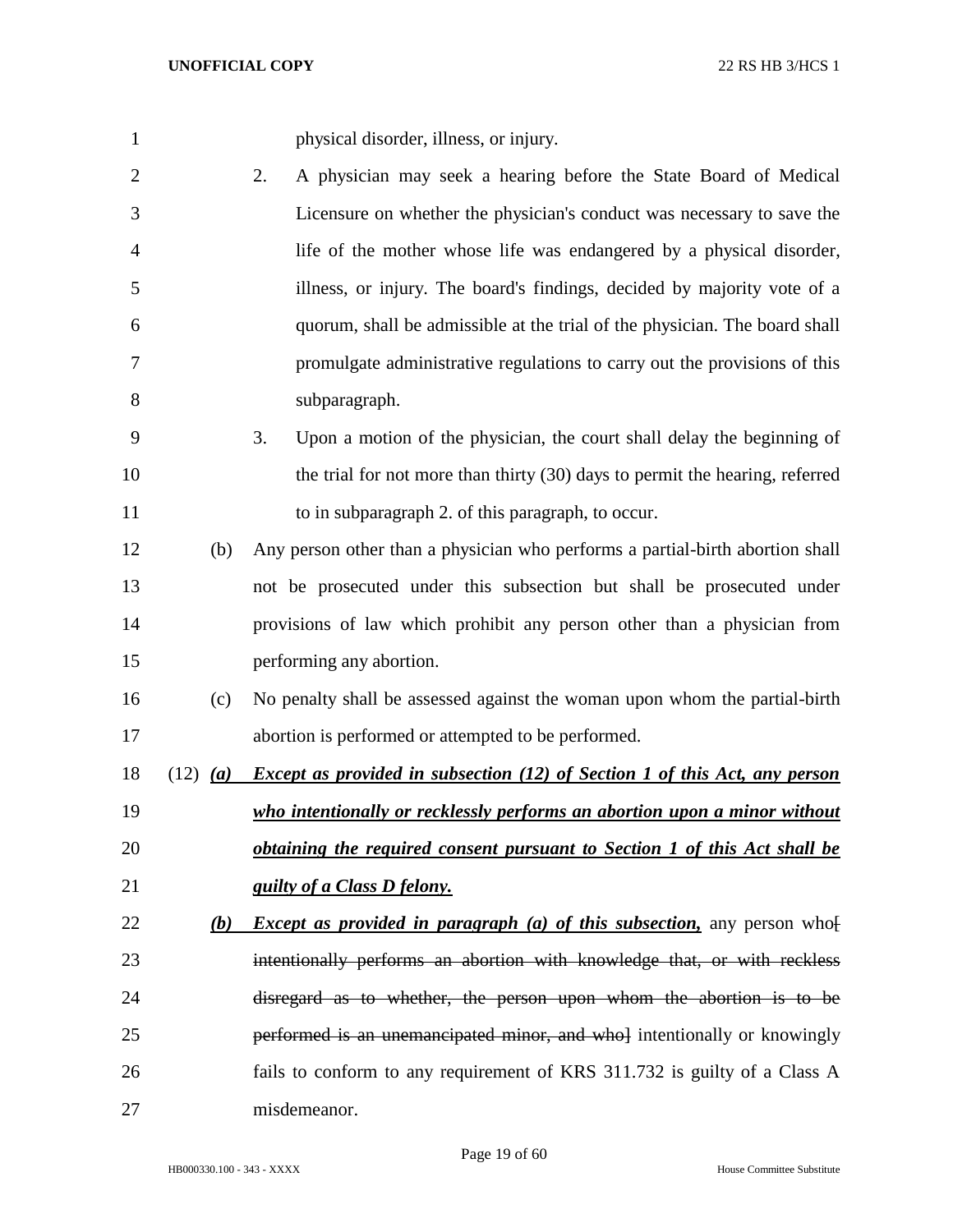physical disorder, illness, or injury.

2. A physician may seek a hearing before the State Board of Medical Licensure on whether the physician's conduct was necessary to save the life of the mother whose life was endangered by a physical disorder, illness, or injury. The board's findings, decided by majority vote of a quorum, shall be admissible at the trial of the physician. The board shall promulgate administrative regulations to carry out the provisions of this subparagraph.

3. Upon a motion of the physician, the court shall delay the beginning of the trial for not more than thirty (30) days to permit the hearing, referred to in subparagraph 2. of this paragraph, to occur.

(b) Any person other than a physician who performs a partial-birth abortion shall not be prosecuted under this subsection but shall be prosecuted under provisions of law which prohibit any person other than a physician from performing any abortion.

(c) No penalty shall be assessed against the woman upon whom the partial-birth abortion is performed or attempted to be performed.

(12) ***(a)*** ***Except as provided in subsection (12) of Section 1 of this Act, any person who intentionally or recklessly performs an abortion upon a minor without obtaining the required consent pursuant to Section 1 of this Act shall be guilty of a Class D felony.***

***(b)*** ***Except as provided in paragraph (a) of this subsection,*** any person who~~[ intentionally performs an abortion with knowledge that, or with reckless disregard as to whether, the person upon whom the abortion is to be performed is an unemancipated minor, and who]~~ intentionally or knowingly fails to conform to any requirement of KRS 311.732 is guilty of a Class A misdemeanor.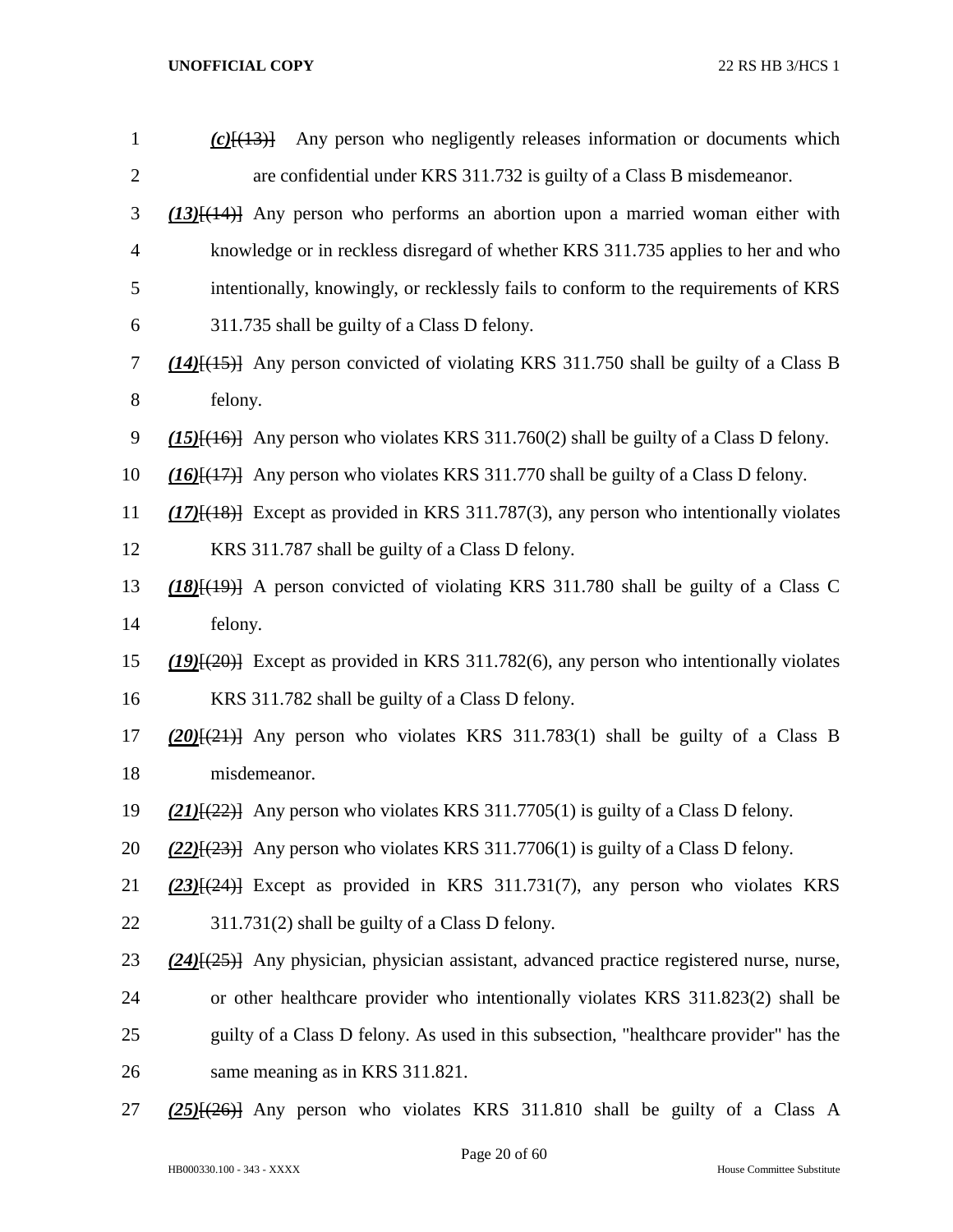1 *(c)*[(13)] Any person who negligently releases information or documents which
2 are confidential under KRS 311.732 is guilty of a Class B misdemeanor.

3 *(13)*[(14)] Any person who performs an abortion upon a married woman either with
4 knowledge or in reckless disregard of whether KRS 311.735 applies to her and who
5 intentionally, knowingly, or recklessly fails to conform to the requirements of KRS
6 311.735 shall be guilty of a Class D felony.

7 *(14)*[(15)] Any person convicted of violating KRS 311.750 shall be guilty of a Class B
8 felony.

9 *(15)*[(16)] Any person who violates KRS 311.760(2) shall be guilty of a Class D felony.

10 *(16)*[(17)] Any person who violates KRS 311.770 shall be guilty of a Class D felony.

11 *(17)*[(18)] Except as provided in KRS 311.787(3), any person who intentionally violates
12 KRS 311.787 shall be guilty of a Class D felony.

13 *(18)*[(19)] A person convicted of violating KRS 311.780 shall be guilty of a Class C
14 felony.

15 *(19)*[(20)] Except as provided in KRS 311.782(6), any person who intentionally violates
16 KRS 311.782 shall be guilty of a Class D felony.

17 *(20)*[(21)] Any person who violates KRS 311.783(1) shall be guilty of a Class B
18 misdemeanor.

19 *(21)*[(22)] Any person who violates KRS 311.7705(1) is guilty of a Class D felony.

20 *(22)*[(23)] Any person who violates KRS 311.7706(1) is guilty of a Class D felony.

21 *(23)*[(24)] Except as provided in KRS 311.731(7), any person who violates KRS
22 311.731(2) shall be guilty of a Class D felony.

23 *(24)*[(25)] Any physician, physician assistant, advanced practice registered nurse, nurse,
24 or other healthcare provider who intentionally violates KRS 311.823(2) shall be
25 guilty of a Class D felony. As used in this subsection, "healthcare provider" has the
26 same meaning as in KRS 311.821.

27 *(25)*[(26)] Any person who violates KRS 311.810 shall be guilty of a Class A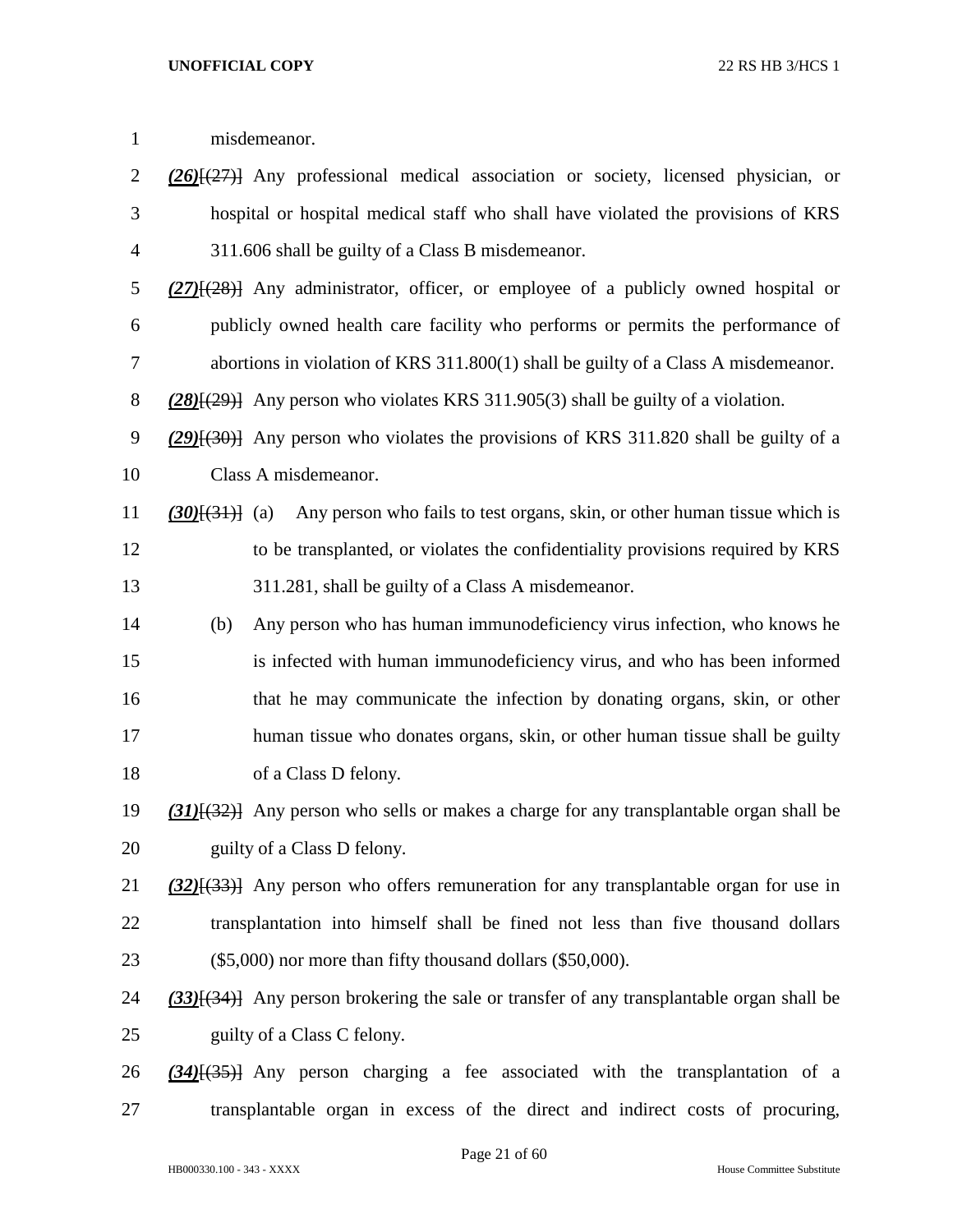misdemeanor.

*(26)*[(27)] Any professional medical association or society, licensed physician, or hospital or hospital medical staff who shall have violated the provisions of KRS 311.606 shall be guilty of a Class B misdemeanor.

*(27)*[(28)] Any administrator, officer, or employee of a publicly owned hospital or publicly owned health care facility who performs or permits the performance of abortions in violation of KRS 311.800(1) shall be guilty of a Class A misdemeanor.

*(28)*[(29)] Any person who violates KRS 311.905(3) shall be guilty of a violation.

*(29)*[(30)] Any person who violates the provisions of KRS 311.820 shall be guilty of a Class A misdemeanor.

*(30)*[(31)] (a) Any person who fails to test organs, skin, or other human tissue which is to be transplanted, or violates the confidentiality provisions required by KRS 311.281, shall be guilty of a Class A misdemeanor.

(b) Any person who has human immunodeficiency virus infection, who knows he is infected with human immunodeficiency virus, and who has been informed that he may communicate the infection by donating organs, skin, or other human tissue who donates organs, skin, or other human tissue shall be guilty of a Class D felony.

*(31)*[(32)] Any person who sells or makes a charge for any transplantable organ shall be guilty of a Class D felony.

*(32)*[(33)] Any person who offers remuneration for any transplantable organ for use in transplantation into himself shall be fined not less than five thousand dollars ($5,000) nor more than fifty thousand dollars ($50,000).

*(33)*[(34)] Any person brokering the sale or transfer of any transplantable organ shall be guilty of a Class C felony.

*(34)*[(35)] Any person charging a fee associated with the transplantation of a transplantable organ in excess of the direct and indirect costs of procuring,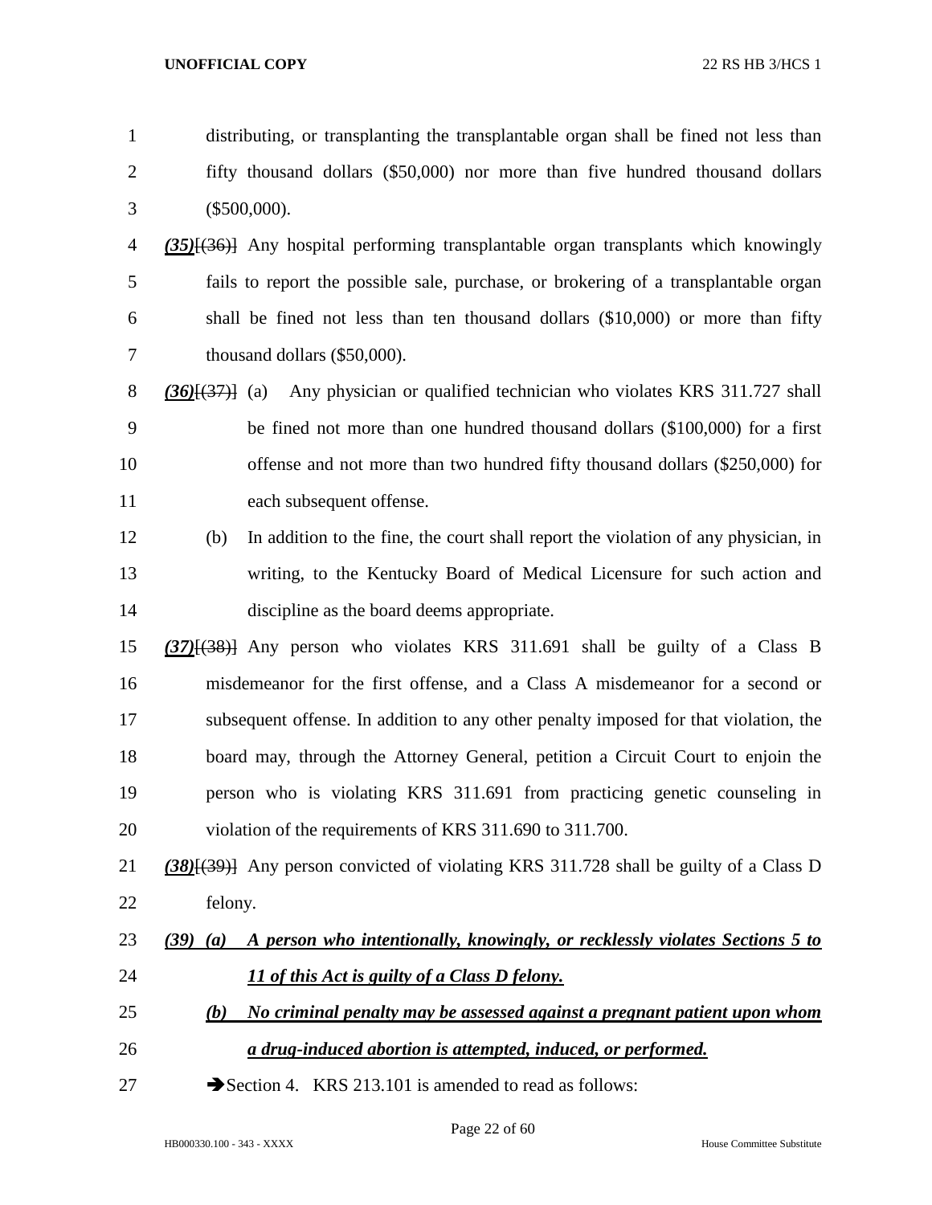distributing, or transplanting the transplantable organ shall be fined not less than fifty thousand dollars ($50,000) nor more than five hundred thousand dollars ($500,000).

***(35)***~~[(36)]~~ Any hospital performing transplantable organ transplants which knowingly fails to report the possible sale, purchase, or brokering of a transplantable organ shall be fined not less than ten thousand dollars ($10,000) or more than fifty thousand dollars ($50,000).

***(36)***~~[(37)]~~ (a) Any physician or qualified technician who violates KRS 311.727 shall be fined not more than one hundred thousand dollars ($100,000) for a first offense and not more than two hundred fifty thousand dollars ($250,000) for each subsequent offense.

(b) In addition to the fine, the court shall report the violation of any physician, in writing, to the Kentucky Board of Medical Licensure for such action and discipline as the board deems appropriate.

***(37)***~~[(38)]~~ Any person who violates KRS 311.691 shall be guilty of a Class B misdemeanor for the first offense, and a Class A misdemeanor for a second or subsequent offense. In addition to any other penalty imposed for that violation, the board may, through the Attorney General, petition a Circuit Court to enjoin the person who is violating KRS 311.691 from practicing genetic counseling in violation of the requirements of KRS 311.690 to 311.700.

***(38)***~~[(39)]~~ Any person convicted of violating KRS 311.728 shall be guilty of a Class D felony.

***(39) (a) A person who intentionally, knowingly, or recklessly violates Sections 5 to 11 of this Act is guilty of a Class D felony.***

***(b) No criminal penalty may be assessed against a pregnant patient upon whom a drug-induced abortion is attempted, induced, or performed.***

➔Section 4. KRS 213.101 is amended to read as follows: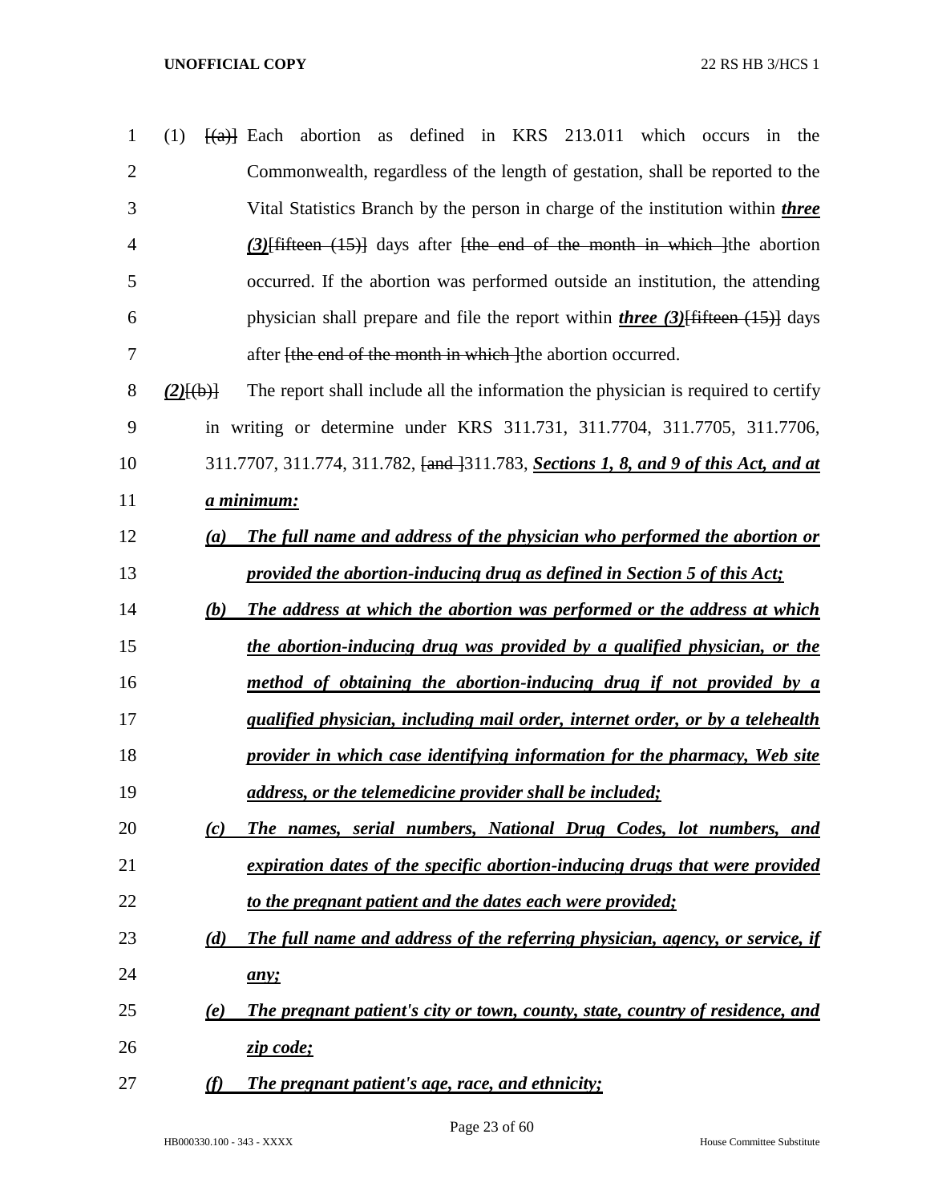(1) [(a)] Each abortion as defined in KRS 213.011 which occurs in the Commonwealth, regardless of the length of gestation, shall be reported to the Vital Statistics Branch by the person in charge of the institution within ***three (3)***[fifteen (15)] days after [the end of the month in which ]the abortion occurred. If the abortion was performed outside an institution, the attending physician shall prepare and file the report within ***three (3)***[fifteen (15)] days after [the end of the month in which ]the abortion occurred.

***(2)***[(b)] The report shall include all the information the physician is required to certify in writing or determine under KRS 311.731, 311.7704, 311.7705, 311.7706, 311.7707, 311.774, 311.782, [and ]311.783, ***Sections 1, 8, and 9 of this Act, and at a minimum:***

***(a) The full name and address of the physician who performed the abortion or provided the abortion-inducing drug as defined in Section 5 of this Act;***

***(b) The address at which the abortion was performed or the address at which the abortion-inducing drug was provided by a qualified physician, or the method of obtaining the abortion-inducing drug if not provided by a qualified physician, including mail order, internet order, or by a telehealth provider in which case identifying information for the pharmacy, Web site address, or the telemedicine provider shall be included;***

***(c) The names, serial numbers, National Drug Codes, lot numbers, and expiration dates of the specific abortion-inducing drugs that were provided to the pregnant patient and the dates each were provided;***

***(d) The full name and address of the referring physician, agency, or service, if any;***

***(e) The pregnant patient's city or town, county, state, country of residence, and zip code;***

***(f) The pregnant patient's age, race, and ethnicity;***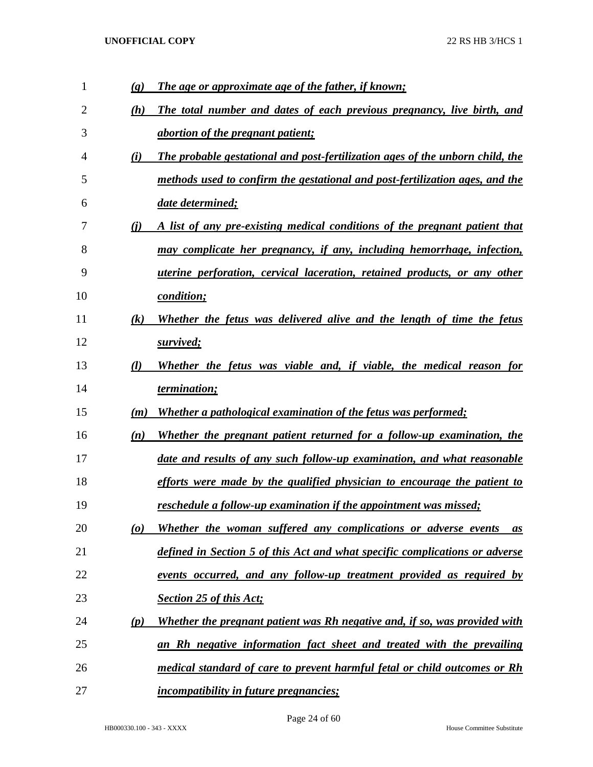*(g) The age or approximate age of the father, if known;*

*(h) The total number and dates of each previous pregnancy, live birth, and abortion of the pregnant patient;*

*(i) The probable gestational and post-fertilization ages of the unborn child, the methods used to confirm the gestational and post-fertilization ages, and the date determined;*

*(j) A list of any pre-existing medical conditions of the pregnant patient that may complicate her pregnancy, if any, including hemorrhage, infection, uterine perforation, cervical laceration, retained products, or any other condition;*

*(k) Whether the fetus was delivered alive and the length of time the fetus survived;*

*(l) Whether the fetus was viable and, if viable, the medical reason for termination;*

*(m) Whether a pathological examination of the fetus was performed;*

*(n) Whether the pregnant patient returned for a follow-up examination, the date and results of any such follow-up examination, and what reasonable efforts were made by the qualified physician to encourage the patient to reschedule a follow-up examination if the appointment was missed;*

*(o) Whether the woman suffered any complications or adverse events as defined in Section 5 of this Act and what specific complications or adverse events occurred, and any follow-up treatment provided as required by Section 25 of this Act;*

*(p) Whether the pregnant patient was Rh negative and, if so, was provided with an Rh negative information fact sheet and treated with the prevailing medical standard of care to prevent harmful fetal or child outcomes or Rh incompatibility in future pregnancies;*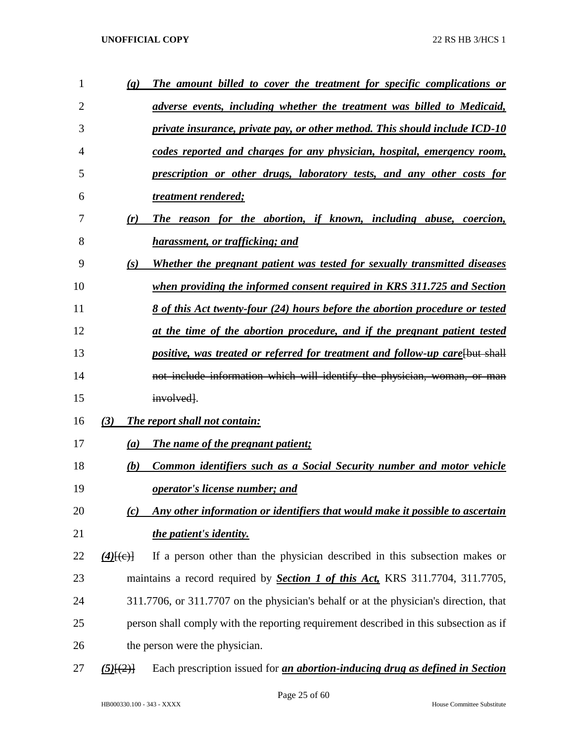(q) ***The amount billed to cover the treatment for specific complications or adverse events, including whether the treatment was billed to Medicaid, private insurance, private pay, or other method. This should include ICD-10 codes reported and charges for any physician, hospital, emergency room, prescription or other drugs, laboratory tests, and any other costs for treatment rendered;***

(r) ***The reason for the abortion, if known, including abuse, coercion, harassment, or trafficking; and***

(s) ***Whether the pregnant patient was tested for sexually transmitted diseases when providing the informed consent required in KRS 311.725 and Section 8 of this Act twenty-four (24) hours before the abortion procedure or tested at the time of the abortion procedure, and if the pregnant patient tested positive, was treated or referred for treatment and follow-up care***~~[but shall not include information which will identify the physician, woman, or man involved]~~.

***(3) The report shall not contain:***

(a) ***The name of the pregnant patient;***

(b) ***Common identifiers such as a Social Security number and motor vehicle operator's license number; and***

(c) ***Any other information or identifiers that would make it possible to ascertain the patient's identity.***

***(4)***~~[(c)]~~ If a person other than the physician described in this subsection makes or maintains a record required by ***Section 1 of this Act,*** KRS 311.7704, 311.7705, 311.7706, or 311.7707 on the physician's behalf or at the physician's direction, that person shall comply with the reporting requirement described in this subsection as if the person were the physician.

***(5)***~~[(2)]~~ Each prescription issued for ***an abortion-inducing drug as defined in Section***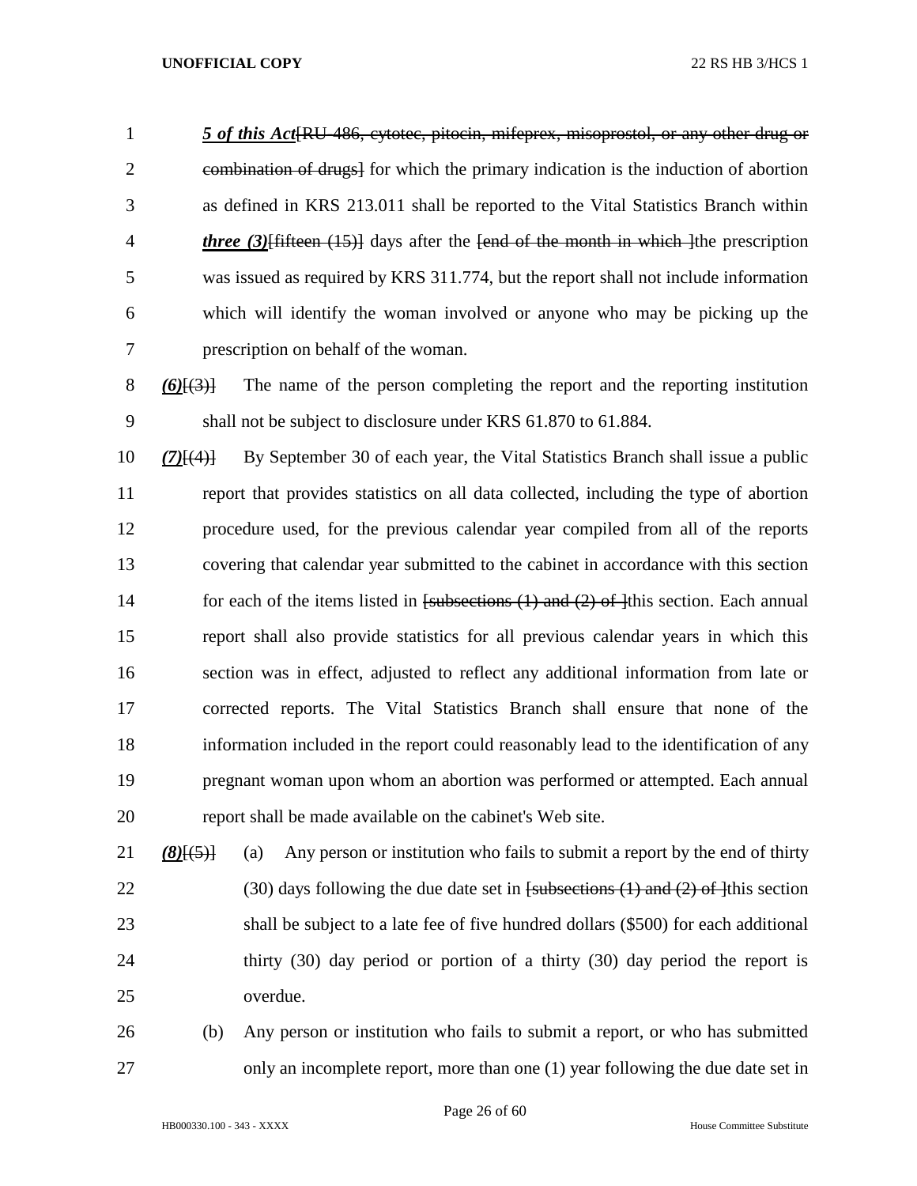***5 of this Act***~~[RU-486, cytotec, pitocin, mifeprex, misoprostol, or any other drug or combination of drugs]~~ for which the primary indication is the induction of abortion as defined in KRS 213.011 shall be reported to the Vital Statistics Branch within ***three (3)***~~[fifteen (15)]~~ days after the ~~[end of the month in which ]~~the prescription was issued as required by KRS 311.774, but the report shall not include information which will identify the woman involved or anyone who may be picking up the prescription on behalf of the woman.

***(6)***~~[(3)]~~ The name of the person completing the report and the reporting institution shall not be subject to disclosure under KRS 61.870 to 61.884.

***(7)***~~[(4)]~~ By September 30 of each year, the Vital Statistics Branch shall issue a public report that provides statistics on all data collected, including the type of abortion procedure used, for the previous calendar year compiled from all of the reports covering that calendar year submitted to the cabinet in accordance with this section for each of the items listed in ~~[subsections (1) and (2) of ]~~this section. Each annual report shall also provide statistics for all previous calendar years in which this section was in effect, adjusted to reflect any additional information from late or corrected reports. The Vital Statistics Branch shall ensure that none of the information included in the report could reasonably lead to the identification of any pregnant woman upon whom an abortion was performed or attempted. Each annual report shall be made available on the cabinet's Web site.

***(8)***~~[(5)]~~ (a) Any person or institution who fails to submit a report by the end of thirty (30) days following the due date set in ~~[subsections (1) and (2) of ]~~this section shall be subject to a late fee of five hundred dollars ($500) for each additional thirty (30) day period or portion of a thirty (30) day period the report is overdue.

(b) Any person or institution who fails to submit a report, or who has submitted only an incomplete report, more than one (1) year following the due date set in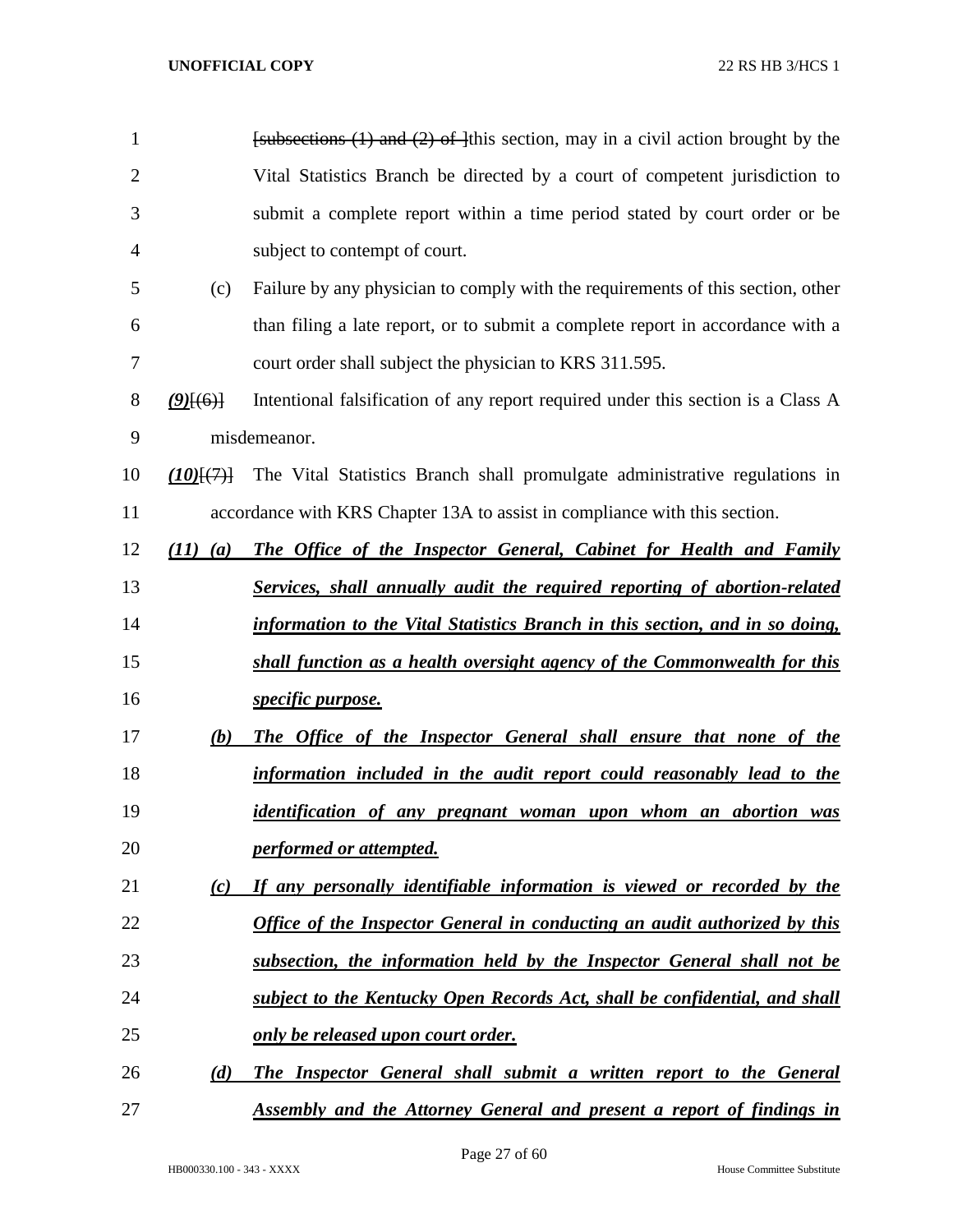[subsections (1) and (2) of ]this section, may in a civil action brought by the Vital Statistics Branch be directed by a court of competent jurisdiction to submit a complete report within a time period stated by court order or be subject to contempt of court.

(c) Failure by any physician to comply with the requirements of this section, other than filing a late report, or to submit a complete report in accordance with a court order shall subject the physician to KRS 311.595.

***(9)***[(6)] Intentional falsification of any report required under this section is a Class A misdemeanor.

***(10)***[(7)] The Vital Statistics Branch shall promulgate administrative regulations in accordance with KRS Chapter 13A to assist in compliance with this section.

***(11) (a) The Office of the Inspector General, Cabinet for Health and Family Services, shall annually audit the required reporting of abortion-related information to the Vital Statistics Branch in this section, and in so doing, shall function as a health oversight agency of the Commonwealth for this specific purpose.***

***(b) The Office of the Inspector General shall ensure that none of the information included in the audit report could reasonably lead to the identification of any pregnant woman upon whom an abortion was performed or attempted.***

***(c) If any personally identifiable information is viewed or recorded by the Office of the Inspector General in conducting an audit authorized by this subsection, the information held by the Inspector General shall not be subject to the Kentucky Open Records Act, shall be confidential, and shall only be released upon court order.***

***(d) The Inspector General shall submit a written report to the General Assembly and the Attorney General and present a report of findings in***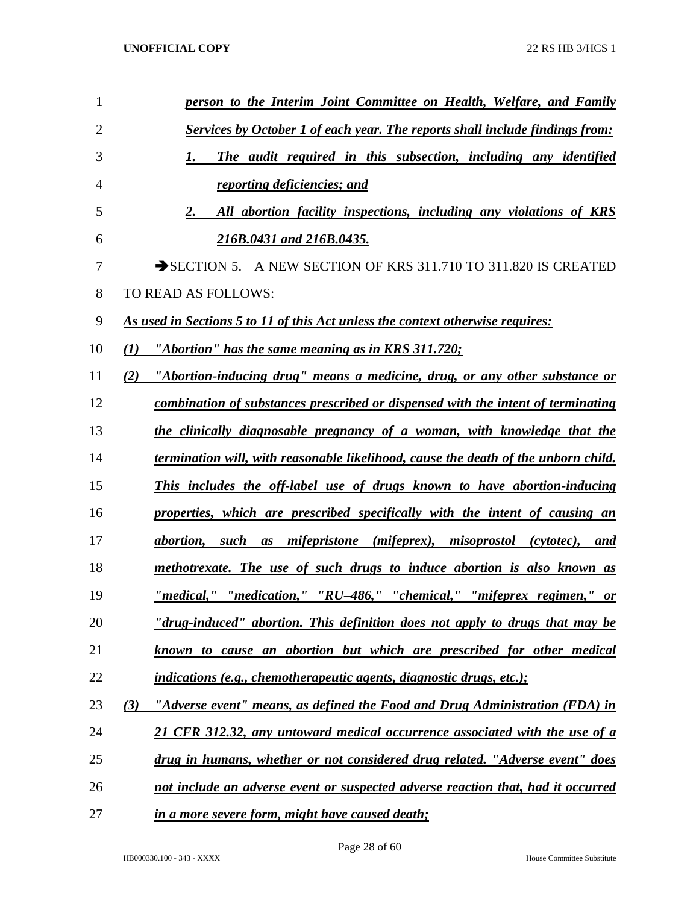*person to the Interim Joint Committee on Health, Welfare, and Family Services by October 1 of each year. The reports shall include findings from:*

*1. The audit required in this subsection, including any identified reporting deficiencies; and*

*2. All abortion facility inspections, including any violations of KRS 216B.0431 and 216B.0435.*

➔SECTION 5. A NEW SECTION OF KRS 311.710 TO 311.820 IS CREATED TO READ AS FOLLOWS:

*As used in Sections 5 to 11 of this Act unless the context otherwise requires:*

*(1) "Abortion" has the same meaning as in KRS 311.720;*

*(2) "Abortion-inducing drug" means a medicine, drug, or any other substance or combination of substances prescribed or dispensed with the intent of terminating the clinically diagnosable pregnancy of a woman, with knowledge that the termination will, with reasonable likelihood, cause the death of the unborn child. This includes the off-label use of drugs known to have abortion-inducing properties, which are prescribed specifically with the intent of causing an abortion, such as mifepristone (mifeprex), misoprostol (cytotec), and methotrexate. The use of such drugs to induce abortion is also known as "medical," "medication," "RU–486," "chemical," "mifeprex regimen," or "drug-induced" abortion. This definition does not apply to drugs that may be known to cause an abortion but which are prescribed for other medical indications (e.g., chemotherapeutic agents, diagnostic drugs, etc.);*

*(3) "Adverse event" means, as defined the Food and Drug Administration (FDA) in 21 CFR 312.32, any untoward medical occurrence associated with the use of a drug in humans, whether or not considered drug related. "Adverse event" does not include an adverse event or suspected adverse reaction that, had it occurred in a more severe form, might have caused death;*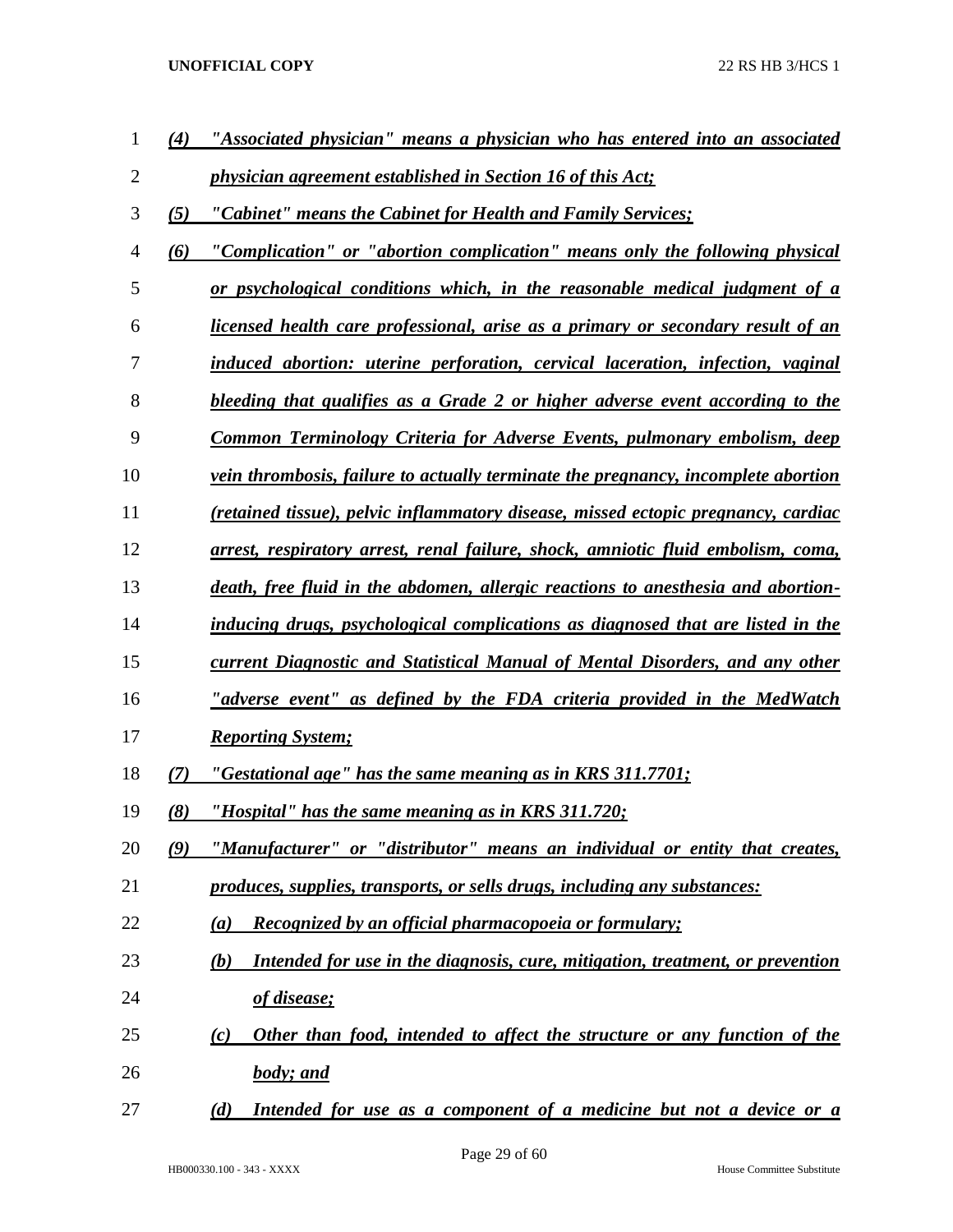*(4) "Associated physician" means a physician who has entered into an associated physician agreement established in Section 16 of this Act;*

*(5) "Cabinet" means the Cabinet for Health and Family Services;*

*(6) "Complication" or "abortion complication" means only the following physical or psychological conditions which, in the reasonable medical judgment of a licensed health care professional, arise as a primary or secondary result of an induced abortion: uterine perforation, cervical laceration, infection, vaginal bleeding that qualifies as a Grade 2 or higher adverse event according to the Common Terminology Criteria for Adverse Events, pulmonary embolism, deep vein thrombosis, failure to actually terminate the pregnancy, incomplete abortion (retained tissue), pelvic inflammatory disease, missed ectopic pregnancy, cardiac arrest, respiratory arrest, renal failure, shock, amniotic fluid embolism, coma, death, free fluid in the abdomen, allergic reactions to anesthesia and abortion-inducing drugs, psychological complications as diagnosed that are listed in the current Diagnostic and Statistical Manual of Mental Disorders, and any other "adverse event" as defined by the FDA criteria provided in the MedWatch Reporting System;*

*(7) "Gestational age" has the same meaning as in KRS 311.7701;*

*(8) "Hospital" has the same meaning as in KRS 311.720;*

*(9) "Manufacturer" or "distributor" means an individual or entity that creates, produces, supplies, transports, or sells drugs, including any substances:*

*(a) Recognized by an official pharmacopoeia or formulary;*

*(b) Intended for use in the diagnosis, cure, mitigation, treatment, or prevention of disease;*

*(c) Other than food, intended to affect the structure or any function of the body; and*

*(d) Intended for use as a component of a medicine but not a device or a*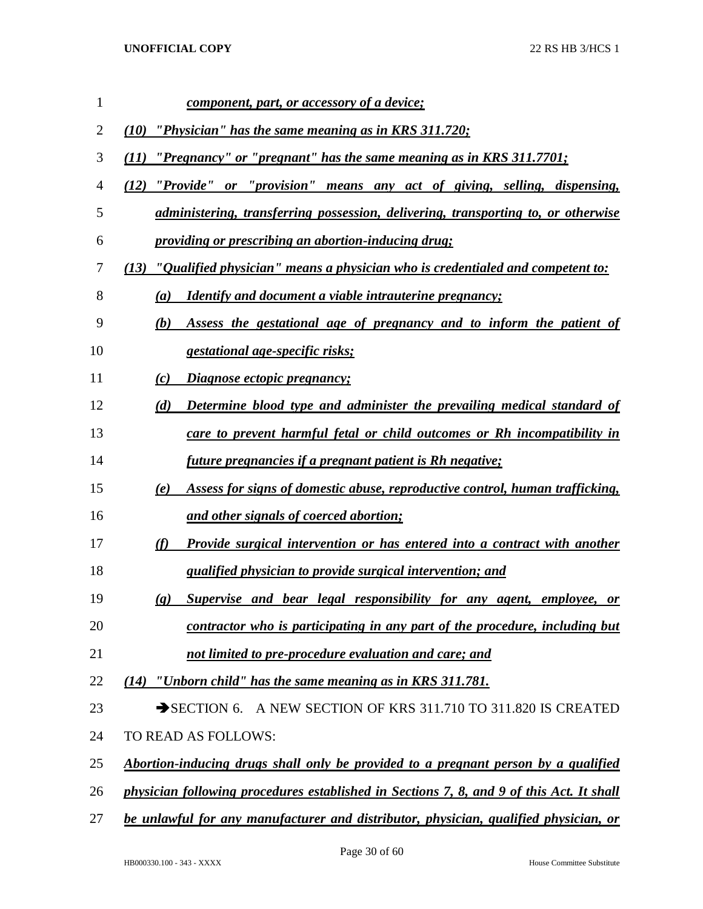*component, part, or accessory of a device;*

*(10) "Physician" has the same meaning as in KRS 311.720;*

*(11) "Pregnancy" or "pregnant" has the same meaning as in KRS 311.7701;*

*(12) "Provide" or "provision" means any act of giving, selling, dispensing, administering, transferring possession, delivering, transporting to, or otherwise providing or prescribing an abortion-inducing drug;*

*(13) "Qualified physician" means a physician who is credentialed and competent to:*

*(a) Identify and document a viable intrauterine pregnancy;*

*(b) Assess the gestational age of pregnancy and to inform the patient of gestational age-specific risks;*

*(c) Diagnose ectopic pregnancy;*

*(d) Determine blood type and administer the prevailing medical standard of care to prevent harmful fetal or child outcomes or Rh incompatibility in future pregnancies if a pregnant patient is Rh negative;*

*(e) Assess for signs of domestic abuse, reproductive control, human trafficking, and other signals of coerced abortion;*

*(f) Provide surgical intervention or has entered into a contract with another qualified physician to provide surgical intervention; and*

*(g) Supervise and bear legal responsibility for any agent, employee, or contractor who is participating in any part of the procedure, including but not limited to pre-procedure evaluation and care; and*

*(14) "Unborn child" has the same meaning as in KRS 311.781.*

➔SECTION 6. A NEW SECTION OF KRS 311.710 TO 311.820 IS CREATED TO READ AS FOLLOWS:

*Abortion-inducing drugs shall only be provided to a pregnant person by a qualified physician following procedures established in Sections 7, 8, and 9 of this Act. It shall be unlawful for any manufacturer and distributor, physician, qualified physician, or*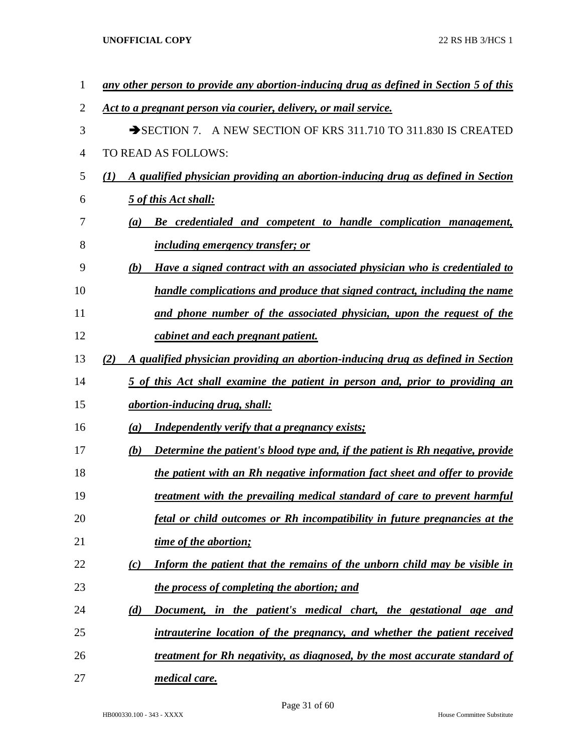*any other person to provide any abortion-inducing drug as defined in Section 5 of this Act to a pregnant person via courier, delivery, or mail service.*

➔SECTION 7. A NEW SECTION OF KRS 311.710 TO 311.830 IS CREATED TO READ AS FOLLOWS:

*(1) A qualified physician providing an abortion-inducing drug as defined in Section 5 of this Act shall:*

*(a) Be credentialed and competent to handle complication management, including emergency transfer; or*

*(b) Have a signed contract with an associated physician who is credentialed to handle complications and produce that signed contract, including the name and phone number of the associated physician, upon the request of the cabinet and each pregnant patient.*

*(2) A qualified physician providing an abortion-inducing drug as defined in Section 5 of this Act shall examine the patient in person and, prior to providing an abortion-inducing drug, shall:*

*(a) Independently verify that a pregnancy exists;*

*(b) Determine the patient's blood type and, if the patient is Rh negative, provide the patient with an Rh negative information fact sheet and offer to provide treatment with the prevailing medical standard of care to prevent harmful fetal or child outcomes or Rh incompatibility in future pregnancies at the time of the abortion;*

*(c) Inform the patient that the remains of the unborn child may be visible in the process of completing the abortion; and*

*(d) Document, in the patient's medical chart, the gestational age and intrauterine location of the pregnancy, and whether the patient received treatment for Rh negativity, as diagnosed, by the most accurate standard of medical care.*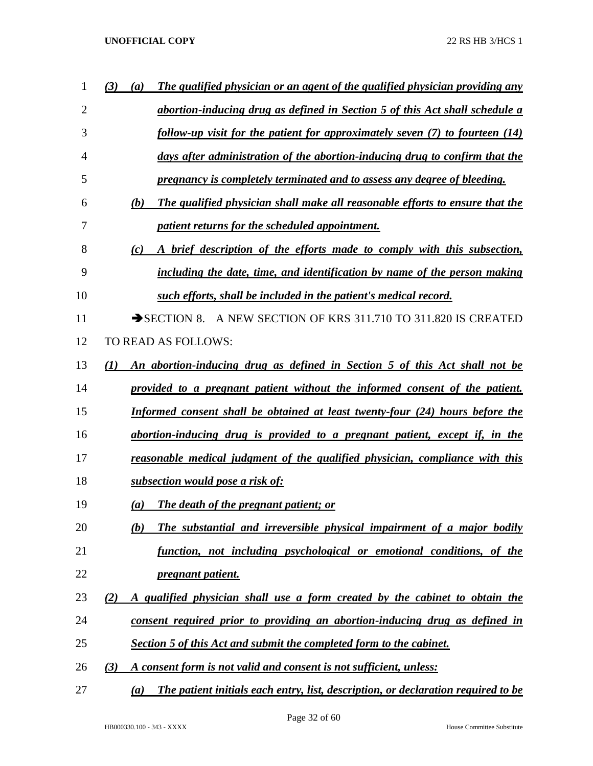*(3) (a) The qualified physician or an agent of the qualified physician providing any abortion-inducing drug as defined in Section 5 of this Act shall schedule a follow-up visit for the patient for approximately seven (7) to fourteen (14) days after administration of the abortion-inducing drug to confirm that the pregnancy is completely terminated and to assess any degree of bleeding.*

*(b) The qualified physician shall make all reasonable efforts to ensure that the patient returns for the scheduled appointment.*

*(c) A brief description of the efforts made to comply with this subsection, including the date, time, and identification by name of the person making such efforts, shall be included in the patient's medical record.*

➔SECTION 8. A NEW SECTION OF KRS 311.710 TO 311.820 IS CREATED TO READ AS FOLLOWS:

*(1) An abortion-inducing drug as defined in Section 5 of this Act shall not be provided to a pregnant patient without the informed consent of the patient. Informed consent shall be obtained at least twenty-four (24) hours before the abortion-inducing drug is provided to a pregnant patient, except if, in the reasonable medical judgment of the qualified physician, compliance with this subsection would pose a risk of:*

*(a) The death of the pregnant patient; or*

*(b) The substantial and irreversible physical impairment of a major bodily function, not including psychological or emotional conditions, of the pregnant patient.*

*(2) A qualified physician shall use a form created by the cabinet to obtain the consent required prior to providing an abortion-inducing drug as defined in Section 5 of this Act and submit the completed form to the cabinet.*

*(3) A consent form is not valid and consent is not sufficient, unless:*

*(a) The patient initials each entry, list, description, or declaration required to be*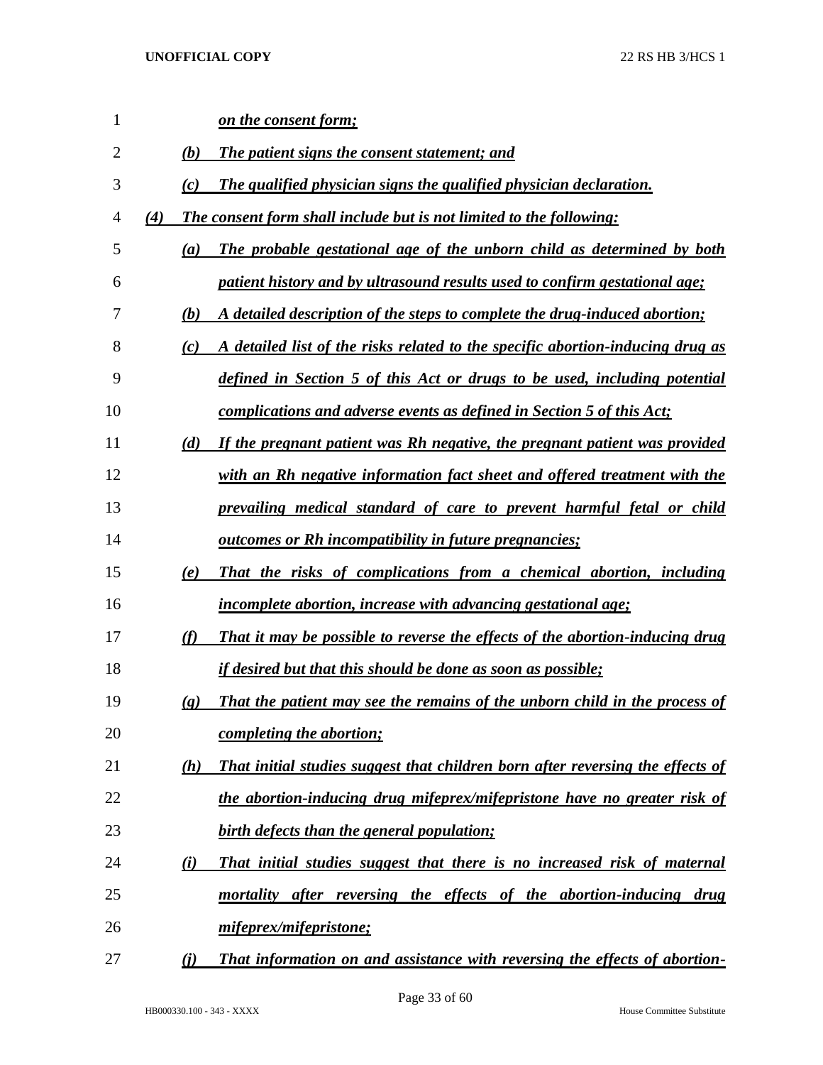*on the consent form;*

*(b) The patient signs the consent statement; and*

*(c) The qualified physician signs the qualified physician declaration.*

*(4) The consent form shall include but is not limited to the following:*

*(a) The probable gestational age of the unborn child as determined by both patient history and by ultrasound results used to confirm gestational age;*

*(b) A detailed description of the steps to complete the drug-induced abortion;*

*(c) A detailed list of the risks related to the specific abortion-inducing drug as defined in Section 5 of this Act or drugs to be used, including potential complications and adverse events as defined in Section 5 of this Act;*

*(d) If the pregnant patient was Rh negative, the pregnant patient was provided with an Rh negative information fact sheet and offered treatment with the prevailing medical standard of care to prevent harmful fetal or child outcomes or Rh incompatibility in future pregnancies;*

*(e) That the risks of complications from a chemical abortion, including incomplete abortion, increase with advancing gestational age;*

*(f) That it may be possible to reverse the effects of the abortion-inducing drug if desired but that this should be done as soon as possible;*

*(g) That the patient may see the remains of the unborn child in the process of completing the abortion;*

*(h) That initial studies suggest that children born after reversing the effects of the abortion-inducing drug mifeprex/mifepristone have no greater risk of birth defects than the general population;*

*(i) That initial studies suggest that there is no increased risk of maternal mortality after reversing the effects of the abortion-inducing drug mifeprex/mifepristone;*

*(j) That information on and assistance with reversing the effects of abortion-*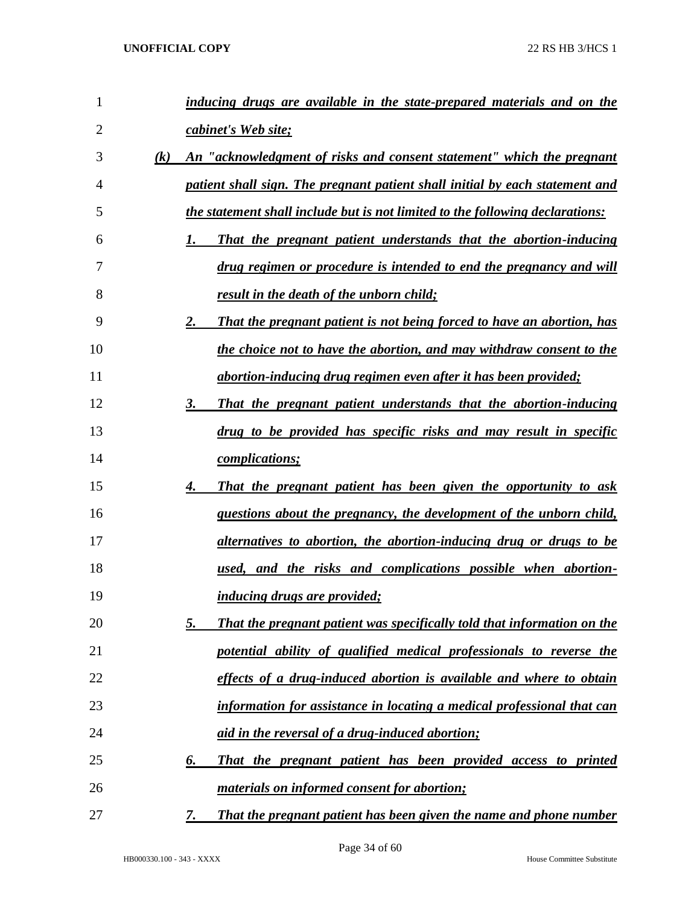***inducing drugs are available in the state-prepared materials and on the cabinet's Web site;***

***(k) An "acknowledgment of risks and consent statement" which the pregnant patient shall sign. The pregnant patient shall initial by each statement and the statement shall include but is not limited to the following declarations:***

***1. That the pregnant patient understands that the abortion-inducing drug regimen or procedure is intended to end the pregnancy and will result in the death of the unborn child;***

***2. That the pregnant patient is not being forced to have an abortion, has the choice not to have the abortion, and may withdraw consent to the abortion-inducing drug regimen even after it has been provided;***

***3. That the pregnant patient understands that the abortion-inducing drug to be provided has specific risks and may result in specific complications;***

***4. That the pregnant patient has been given the opportunity to ask questions about the pregnancy, the development of the unborn child, alternatives to abortion, the abortion-inducing drug or drugs to be used, and the risks and complications possible when abortion-inducing drugs are provided;***

***5. That the pregnant patient was specifically told that information on the potential ability of qualified medical professionals to reverse the effects of a drug-induced abortion is available and where to obtain information for assistance in locating a medical professional that can aid in the reversal of a drug-induced abortion;***

***6. That the pregnant patient has been provided access to printed materials on informed consent for abortion;***

***7. That the pregnant patient has been given the name and phone number***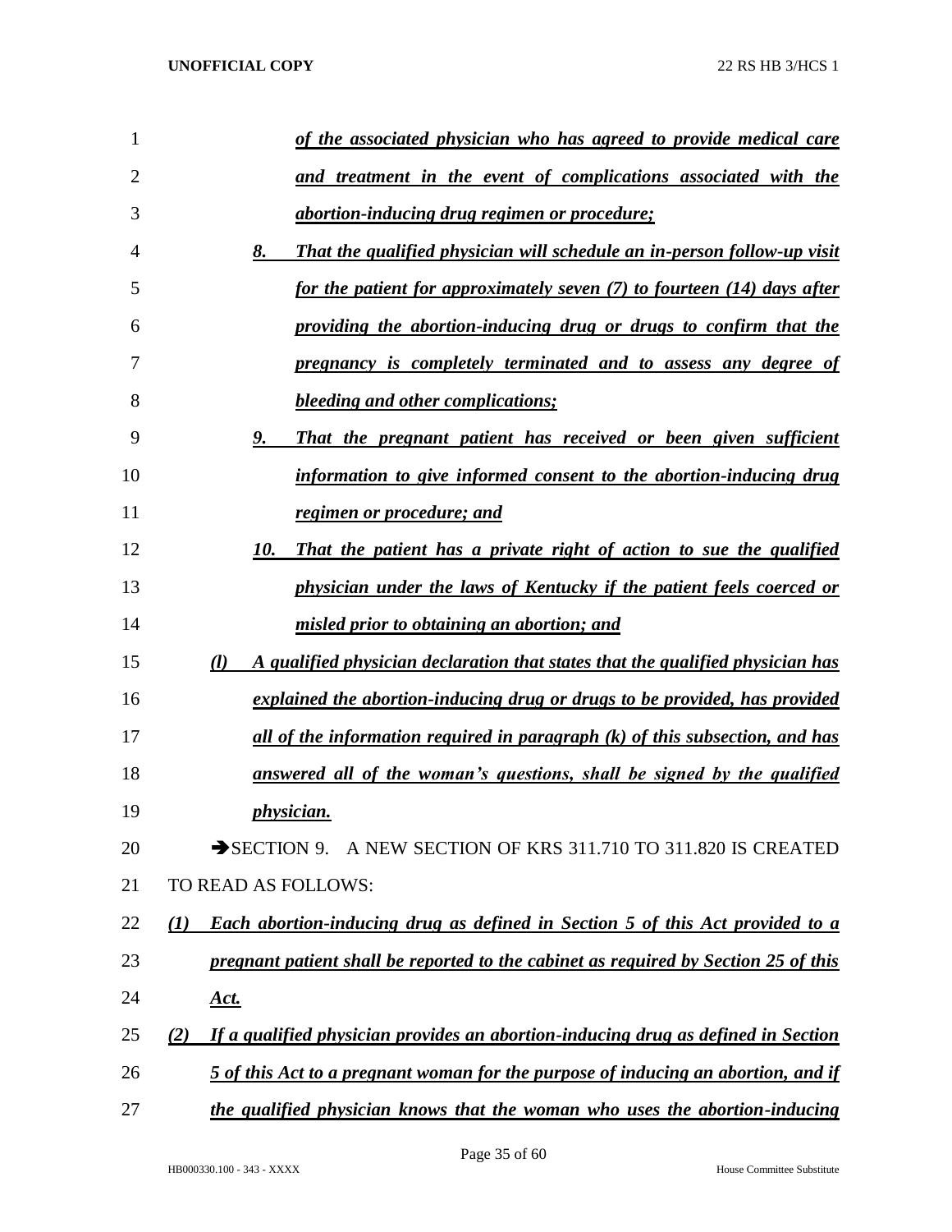*of the associated physician who has agreed to provide medical care and treatment in the event of complications associated with the abortion-inducing drug regimen or procedure;*

*8. That the qualified physician will schedule an in-person follow-up visit for the patient for approximately seven (7) to fourteen (14) days after providing the abortion-inducing drug or drugs to confirm that the pregnancy is completely terminated and to assess any degree of bleeding and other complications;*

*9. That the pregnant patient has received or been given sufficient information to give informed consent to the abortion-inducing drug regimen or procedure; and*

*10. That the patient has a private right of action to sue the qualified physician under the laws of Kentucky if the patient feels coerced or misled prior to obtaining an abortion; and*

*(l) A qualified physician declaration that states that the qualified physician has explained the abortion-inducing drug or drugs to be provided, has provided all of the information required in paragraph (k) of this subsection, and has answered all of the woman's questions, shall be signed by the qualified physician.*

➔SECTION 9. A NEW SECTION OF KRS 311.710 TO 311.820 IS CREATED TO READ AS FOLLOWS:

*(1) Each abortion-inducing drug as defined in Section 5 of this Act provided to a pregnant patient shall be reported to the cabinet as required by Section 25 of this Act.*

*(2) If a qualified physician provides an abortion-inducing drug as defined in Section 5 of this Act to a pregnant woman for the purpose of inducing an abortion, and if the qualified physician knows that the woman who uses the abortion-inducing*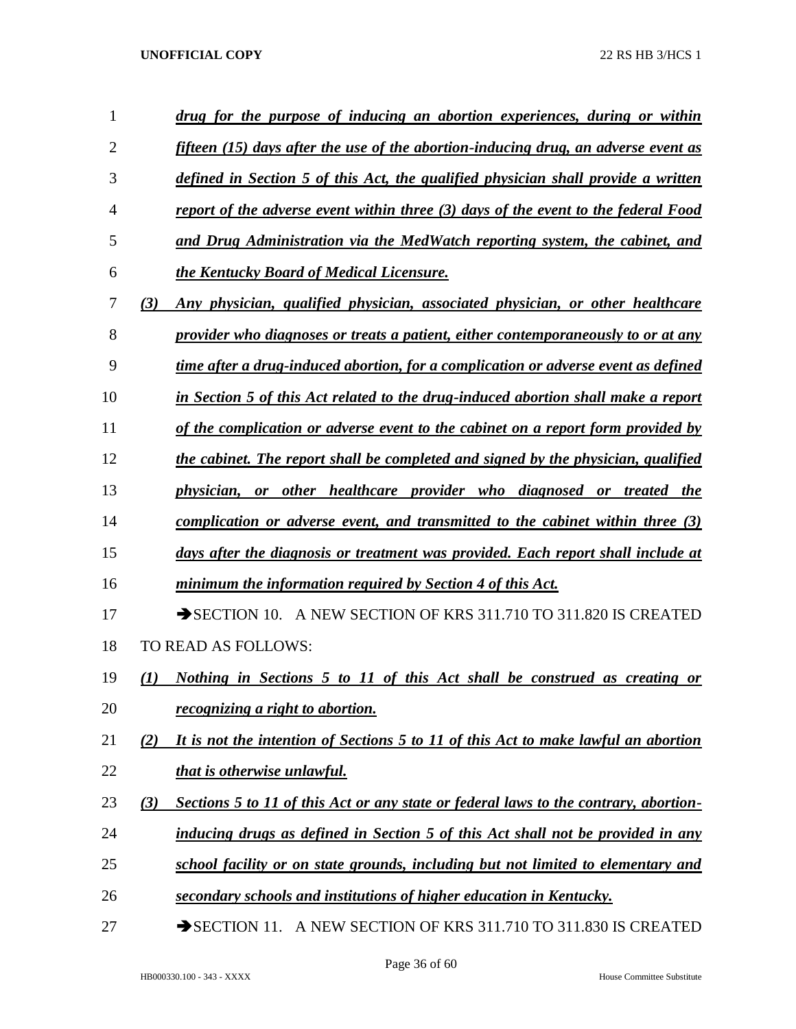*drug for the purpose of inducing an abortion experiences, during or within fifteen (15) days after the use of the abortion-inducing drug, an adverse event as defined in Section 5 of this Act, the qualified physician shall provide a written report of the adverse event within three (3) days of the event to the federal Food and Drug Administration via the MedWatch reporting system, the cabinet, and the Kentucky Board of Medical Licensure.*

*(3) Any physician, qualified physician, associated physician, or other healthcare provider who diagnoses or treats a patient, either contemporaneously to or at any time after a drug-induced abortion, for a complication or adverse event as defined in Section 5 of this Act related to the drug-induced abortion shall make a report of the complication or adverse event to the cabinet on a report form provided by the cabinet. The report shall be completed and signed by the physician, qualified physician, or other healthcare provider who diagnosed or treated the complication or adverse event, and transmitted to the cabinet within three (3) days after the diagnosis or treatment was provided. Each report shall include at minimum the information required by Section 4 of this Act.*

➔SECTION 10. A NEW SECTION OF KRS 311.710 TO 311.820 IS CREATED TO READ AS FOLLOWS:

*(1) Nothing in Sections 5 to 11 of this Act shall be construed as creating or recognizing a right to abortion.*

*(2) It is not the intention of Sections 5 to 11 of this Act to make lawful an abortion that is otherwise unlawful.*

*(3) Sections 5 to 11 of this Act or any state or federal laws to the contrary, abortion-inducing drugs as defined in Section 5 of this Act shall not be provided in any school facility or on state grounds, including but not limited to elementary and secondary schools and institutions of higher education in Kentucky.*

➔SECTION 11. A NEW SECTION OF KRS 311.710 TO 311.830 IS CREATED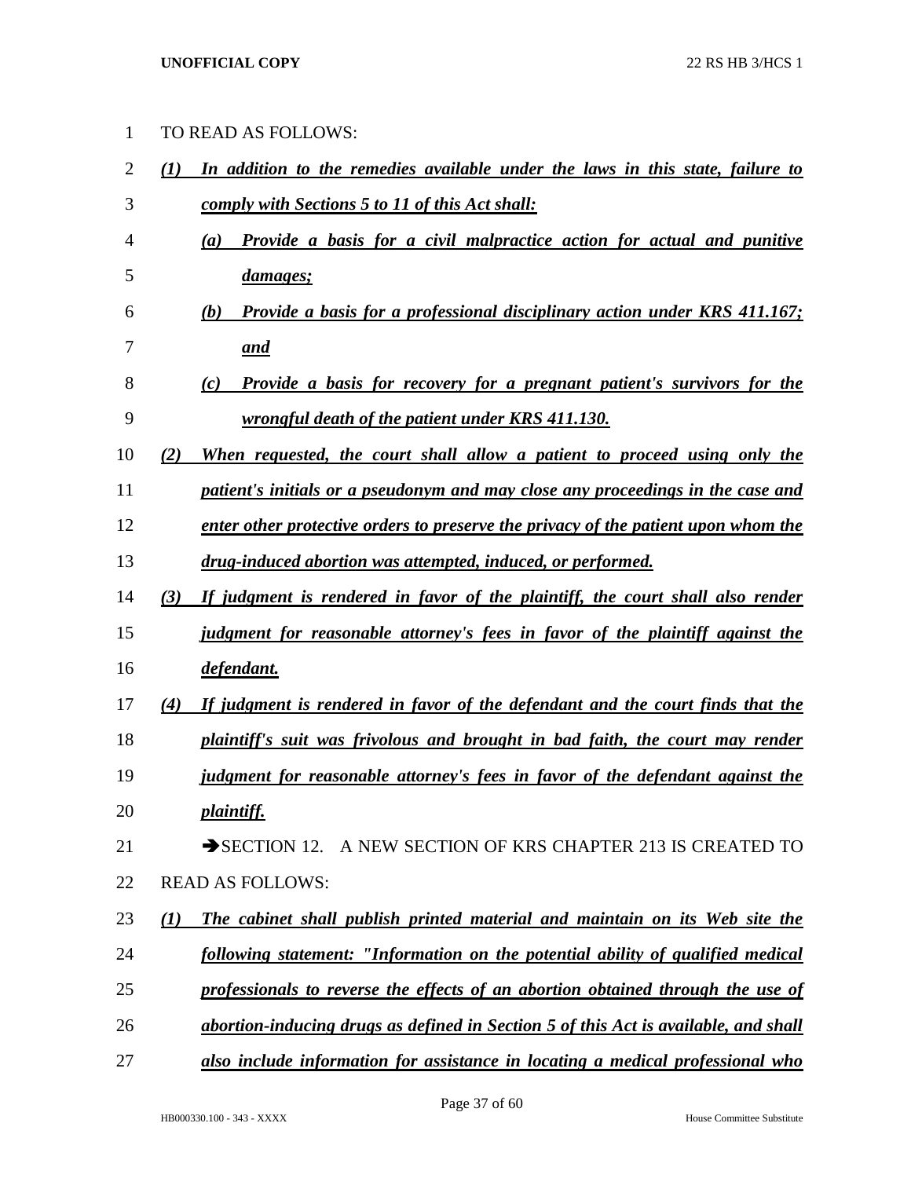TO READ AS FOLLOWS:

***(1) In addition to the remedies available under the laws in this state, failure to comply with Sections 5 to 11 of this Act shall:***

***(a) Provide a basis for a civil malpractice action for actual and punitive damages;***

***(b) Provide a basis for a professional disciplinary action under KRS 411.167; and***

***(c) Provide a basis for recovery for a pregnant patient's survivors for the wrongful death of the patient under KRS 411.130.***

***(2) When requested, the court shall allow a patient to proceed using only the patient's initials or a pseudonym and may close any proceedings in the case and enter other protective orders to preserve the privacy of the patient upon whom the drug-induced abortion was attempted, induced, or performed.***

***(3) If judgment is rendered in favor of the plaintiff, the court shall also render judgment for reasonable attorney's fees in favor of the plaintiff against the defendant.***

***(4) If judgment is rendered in favor of the defendant and the court finds that the plaintiff's suit was frivolous and brought in bad faith, the court may render judgment for reasonable attorney's fees in favor of the defendant against the plaintiff.***

➔SECTION 12. A NEW SECTION OF KRS CHAPTER 213 IS CREATED TO READ AS FOLLOWS:

***(1) The cabinet shall publish printed material and maintain on its Web site the following statement: "Information on the potential ability of qualified medical professionals to reverse the effects of an abortion obtained through the use of abortion-inducing drugs as defined in Section 5 of this Act is available, and shall also include information for assistance in locating a medical professional who***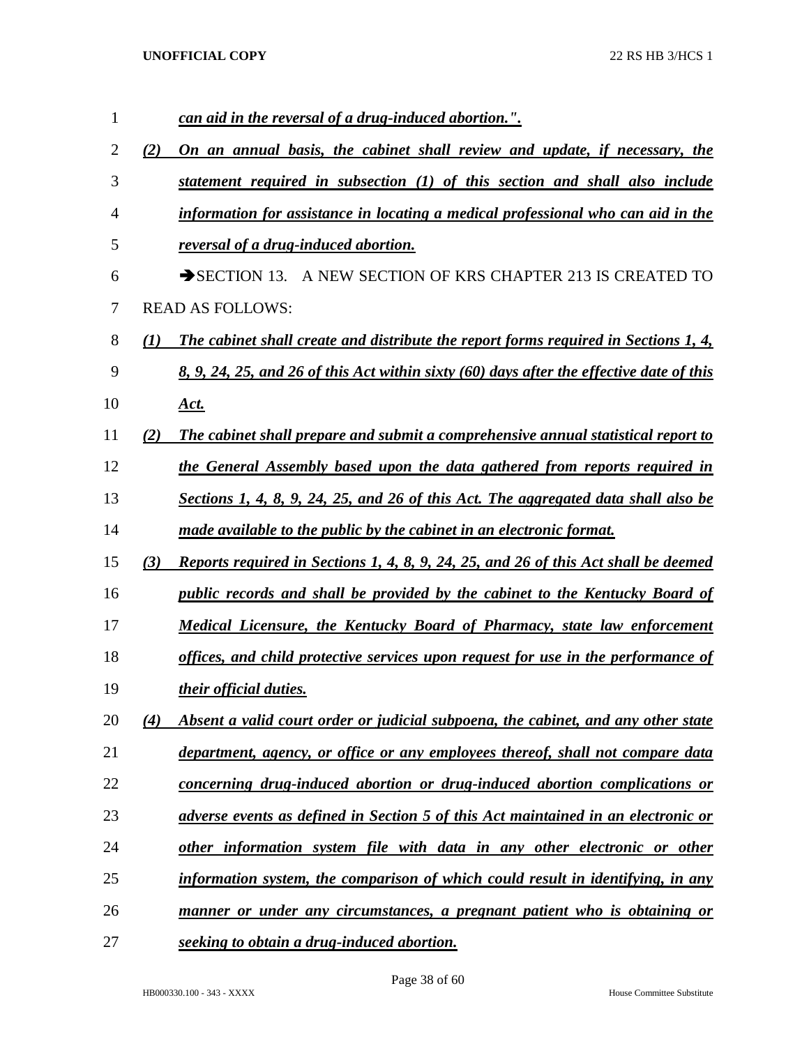***can aid in the reversal of a drug-induced abortion.".***

***(2) On an annual basis, the cabinet shall review and update, if necessary, the statement required in subsection (1) of this section and shall also include information for assistance in locating a medical professional who can aid in the reversal of a drug-induced abortion.***

➔SECTION 13. A NEW SECTION OF KRS CHAPTER 213 IS CREATED TO READ AS FOLLOWS:

***(1) The cabinet shall create and distribute the report forms required in Sections 1, 4, 8, 9, 24, 25, and 26 of this Act within sixty (60) days after the effective date of this Act.***

***(2) The cabinet shall prepare and submit a comprehensive annual statistical report to the General Assembly based upon the data gathered from reports required in Sections 1, 4, 8, 9, 24, 25, and 26 of this Act. The aggregated data shall also be made available to the public by the cabinet in an electronic format.***

***(3) Reports required in Sections 1, 4, 8, 9, 24, 25, and 26 of this Act shall be deemed public records and shall be provided by the cabinet to the Kentucky Board of Medical Licensure, the Kentucky Board of Pharmacy, state law enforcement offices, and child protective services upon request for use in the performance of their official duties.***

***(4) Absent a valid court order or judicial subpoena, the cabinet, and any other state department, agency, or office or any employees thereof, shall not compare data concerning drug-induced abortion or drug-induced abortion complications or adverse events as defined in Section 5 of this Act maintained in an electronic or other information system file with data in any other electronic or other information system, the comparison of which could result in identifying, in any manner or under any circumstances, a pregnant patient who is obtaining or seeking to obtain a drug-induced abortion.***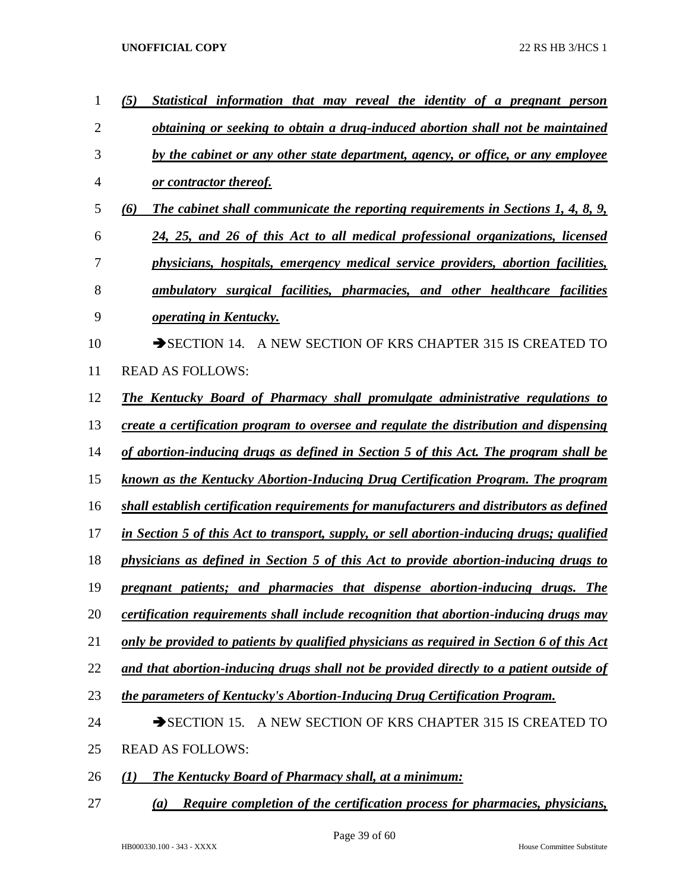***(5) Statistical information that may reveal the identity of a pregnant person obtaining or seeking to obtain a drug-induced abortion shall not be maintained by the cabinet or any other state department, agency, or office, or any employee or contractor thereof.***

***(6) The cabinet shall communicate the reporting requirements in Sections 1, 4, 8, 9, 24, 25, and 26 of this Act to all medical professional organizations, licensed physicians, hospitals, emergency medical service providers, abortion facilities, ambulatory surgical facilities, pharmacies, and other healthcare facilities operating in Kentucky.***

➔SECTION 14. A NEW SECTION OF KRS CHAPTER 315 IS CREATED TO READ AS FOLLOWS:

***The Kentucky Board of Pharmacy shall promulgate administrative regulations to create a certification program to oversee and regulate the distribution and dispensing of abortion-inducing drugs as defined in Section 5 of this Act. The program shall be known as the Kentucky Abortion-Inducing Drug Certification Program. The program shall establish certification requirements for manufacturers and distributors as defined in Section 5 of this Act to transport, supply, or sell abortion-inducing drugs; qualified physicians as defined in Section 5 of this Act to provide abortion-inducing drugs to pregnant patients; and pharmacies that dispense abortion-inducing drugs. The certification requirements shall include recognition that abortion-inducing drugs may only be provided to patients by qualified physicians as required in Section 6 of this Act and that abortion-inducing drugs shall not be provided directly to a patient outside of the parameters of Kentucky's Abortion-Inducing Drug Certification Program.***

➔SECTION 15. A NEW SECTION OF KRS CHAPTER 315 IS CREATED TO READ AS FOLLOWS:

***(1) The Kentucky Board of Pharmacy shall, at a minimum:***

***(a) Require completion of the certification process for pharmacies, physicians,***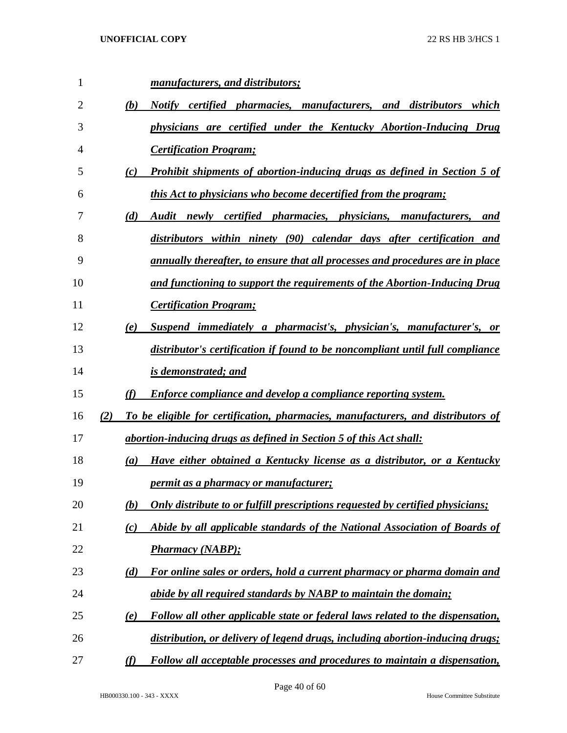*manufacturers, and distributors;*

(b) *Notify certified pharmacies, manufacturers, and distributors which physicians are certified under the Kentucky Abortion-Inducing Drug Certification Program;*

(c) *Prohibit shipments of abortion-inducing drugs as defined in Section 5 of this Act to physicians who become decertified from the program;*

(d) *Audit newly certified pharmacies, physicians, manufacturers, and distributors within ninety (90) calendar days after certification and annually thereafter, to ensure that all processes and procedures are in place and functioning to support the requirements of the Abortion-Inducing Drug Certification Program;*

(e) *Suspend immediately a pharmacist's, physician's, manufacturer's, or distributor's certification if found to be noncompliant until full compliance is demonstrated; and*

(f) *Enforce compliance and develop a compliance reporting system.*

(2) *To be eligible for certification, pharmacies, manufacturers, and distributors of abortion-inducing drugs as defined in Section 5 of this Act shall:*

(a) *Have either obtained a Kentucky license as a distributor, or a Kentucky permit as a pharmacy or manufacturer;*

(b) *Only distribute to or fulfill prescriptions requested by certified physicians;*

(c) *Abide by all applicable standards of the National Association of Boards of Pharmacy (NABP);*

(d) *For online sales or orders, hold a current pharmacy or pharma domain and abide by all required standards by NABP to maintain the domain;*

(e) *Follow all other applicable state or federal laws related to the dispensation, distribution, or delivery of legend drugs, including abortion-inducing drugs;*

(f) *Follow all acceptable processes and procedures to maintain a dispensation,*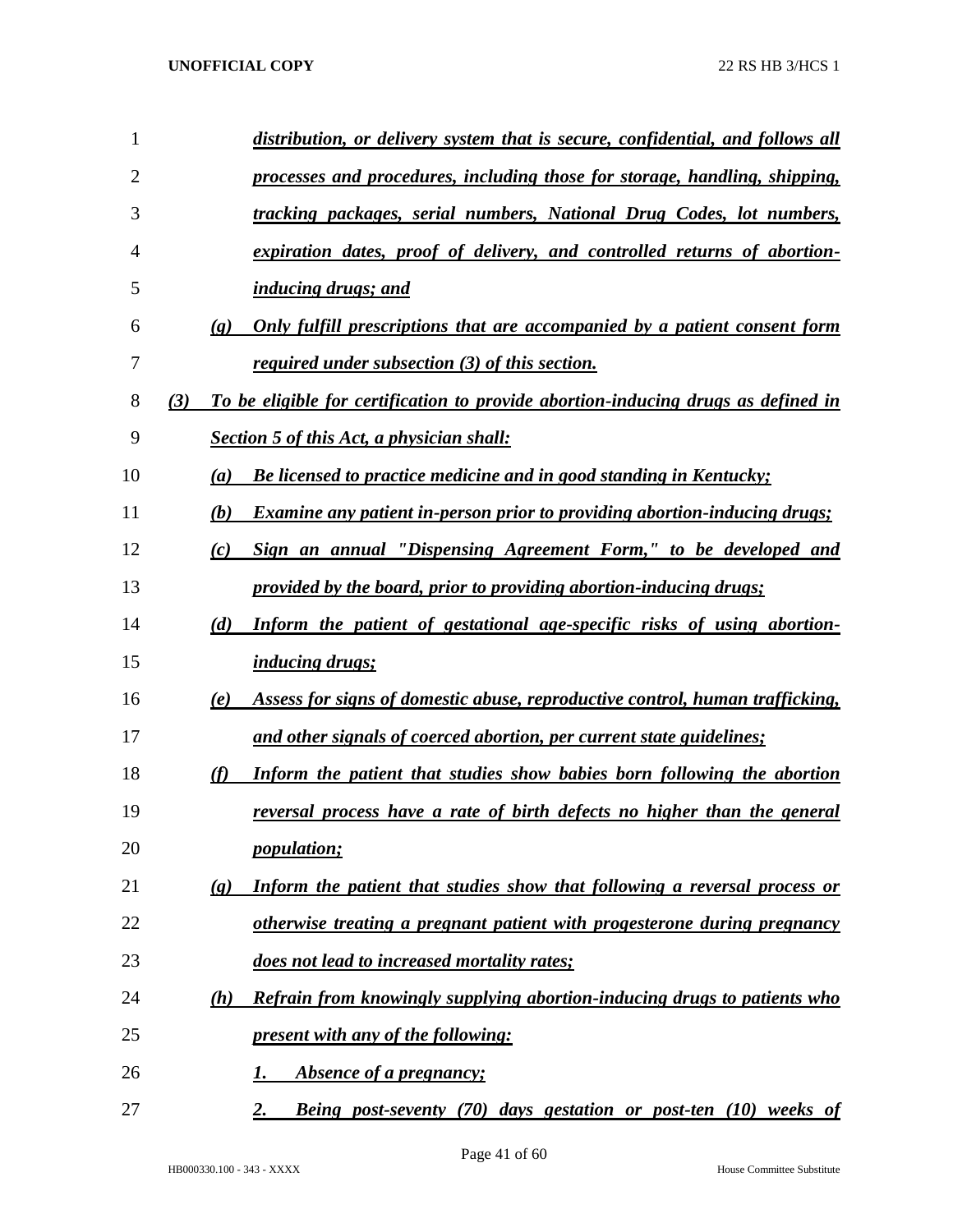***distribution, or delivery system that is secure, confidential, and follows all processes and procedures, including those for storage, handling, shipping, tracking packages, serial numbers, National Drug Codes, lot numbers, expiration dates, proof of delivery, and controlled returns of abortion-inducing drugs; and***

***(g) Only fulfill prescriptions that are accompanied by a patient consent form required under subsection (3) of this section.***

***(3) To be eligible for certification to provide abortion-inducing drugs as defined in Section 5 of this Act, a physician shall:***

***(a) Be licensed to practice medicine and in good standing in Kentucky;***

***(b) Examine any patient in-person prior to providing abortion-inducing drugs;***

***(c) Sign an annual "Dispensing Agreement Form," to be developed and provided by the board, prior to providing abortion-inducing drugs;***

***(d) Inform the patient of gestational age-specific risks of using abortion-inducing drugs;***

***(e) Assess for signs of domestic abuse, reproductive control, human trafficking, and other signals of coerced abortion, per current state guidelines;***

***(f) Inform the patient that studies show babies born following the abortion reversal process have a rate of birth defects no higher than the general population;***

***(g) Inform the patient that studies show that following a reversal process or otherwise treating a pregnant patient with progesterone during pregnancy does not lead to increased mortality rates;***

***(h) Refrain from knowingly supplying abortion-inducing drugs to patients who present with any of the following:***

***1. Absence of a pregnancy;***

***2. Being post-seventy (70) days gestation or post-ten (10) weeks of***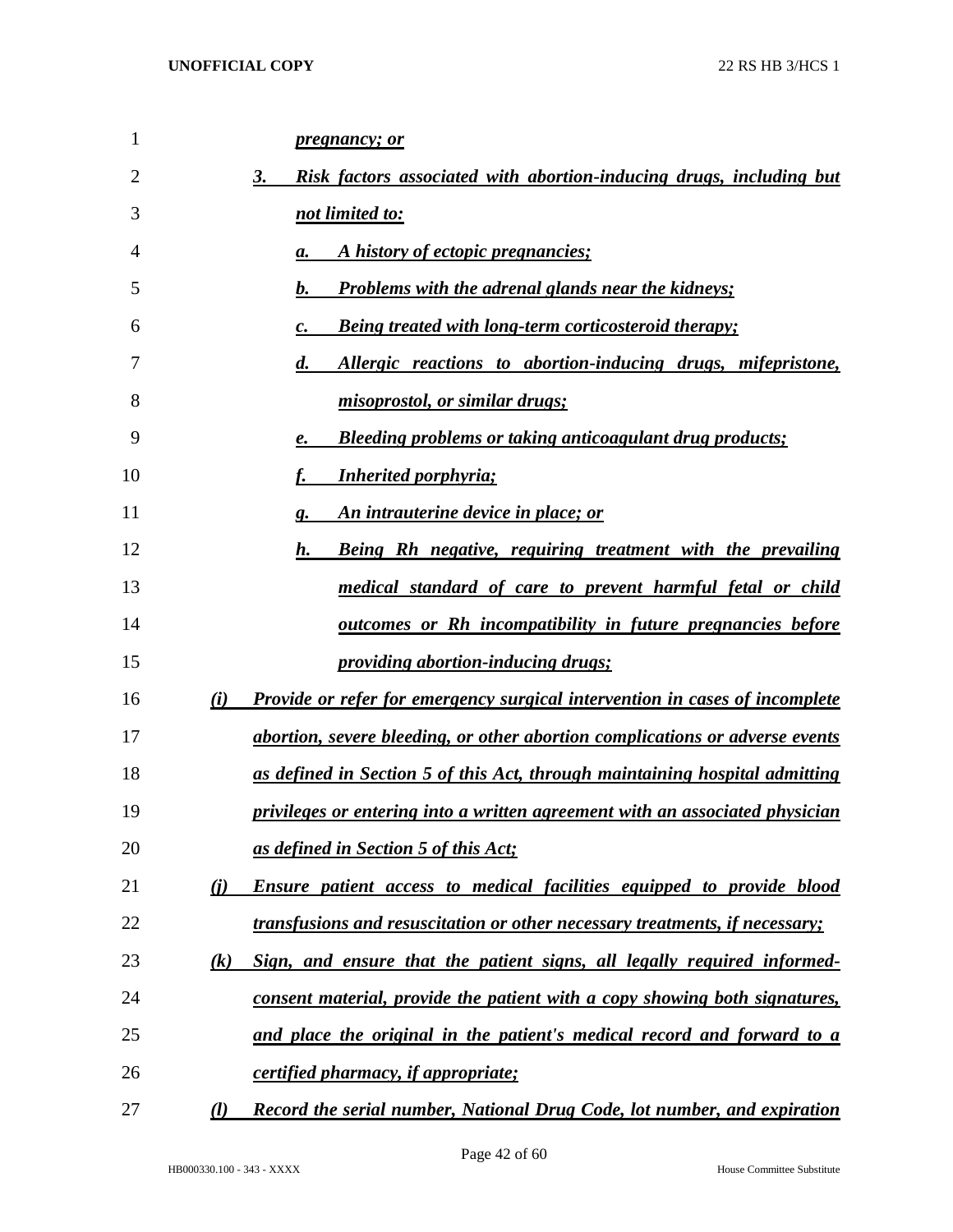*pregnancy; or*

3. *Risk factors associated with abortion-inducing drugs, including but not limited to:*

   a. *A history of ectopic pregnancies;*

   b. *Problems with the adrenal glands near the kidneys;*

   c. *Being treated with long-term corticosteroid therapy;*

   d. *Allergic reactions to abortion-inducing drugs, mifepristone, misoprostol, or similar drugs;*

   e. *Bleeding problems or taking anticoagulant drug products;*

   f. *Inherited porphyria;*

   g. *An intrauterine device in place; or*

   h. *Being Rh negative, requiring treatment with the prevailing medical standard of care to prevent harmful fetal or child outcomes or Rh incompatibility in future pregnancies before providing abortion-inducing drugs;*

(i) *Provide or refer for emergency surgical intervention in cases of incomplete abortion, severe bleeding, or other abortion complications or adverse events as defined in Section 5 of this Act, through maintaining hospital admitting privileges or entering into a written agreement with an associated physician as defined in Section 5 of this Act;*

(j) *Ensure patient access to medical facilities equipped to provide blood transfusions and resuscitation or other necessary treatments, if necessary;*

(k) *Sign, and ensure that the patient signs, all legally required informed-consent material, provide the patient with a copy showing both signatures, and place the original in the patient's medical record and forward to a certified pharmacy, if appropriate;*

(l) *Record the serial number, National Drug Code, lot number, and expiration*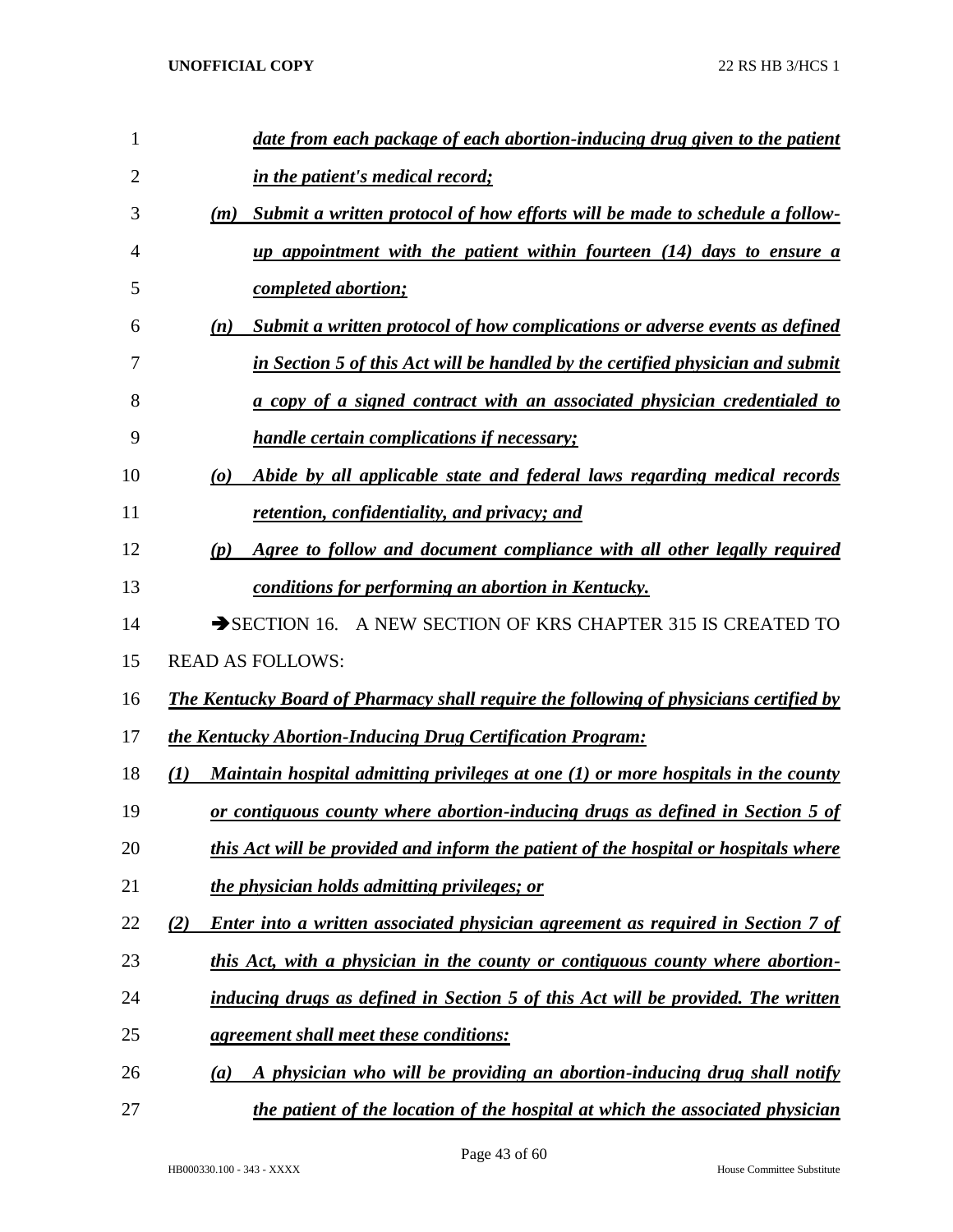***date from each package of each abortion-inducing drug given to the patient in the patient's medical record;***

***(m) Submit a written protocol of how efforts will be made to schedule a follow-up appointment with the patient within fourteen (14) days to ensure a completed abortion;***

***(n) Submit a written protocol of how complications or adverse events as defined in Section 5 of this Act will be handled by the certified physician and submit a copy of a signed contract with an associated physician credentialed to handle certain complications if necessary;***

***(o) Abide by all applicable state and federal laws regarding medical records retention, confidentiality, and privacy; and***

***(p) Agree to follow and document compliance with all other legally required conditions for performing an abortion in Kentucky.***

➔SECTION 16. A NEW SECTION OF KRS CHAPTER 315 IS CREATED TO READ AS FOLLOWS:

***The Kentucky Board of Pharmacy shall require the following of physicians certified by the Kentucky Abortion-Inducing Drug Certification Program:***

***(1) Maintain hospital admitting privileges at one (1) or more hospitals in the county or contiguous county where abortion-inducing drugs as defined in Section 5 of this Act will be provided and inform the patient of the hospital or hospitals where the physician holds admitting privileges; or***

***(2) Enter into a written associated physician agreement as required in Section 7 of this Act, with a physician in the county or contiguous county where abortion-inducing drugs as defined in Section 5 of this Act will be provided. The written agreement shall meet these conditions:***

***(a) A physician who will be providing an abortion-inducing drug shall notify the patient of the location of the hospital at which the associated physician***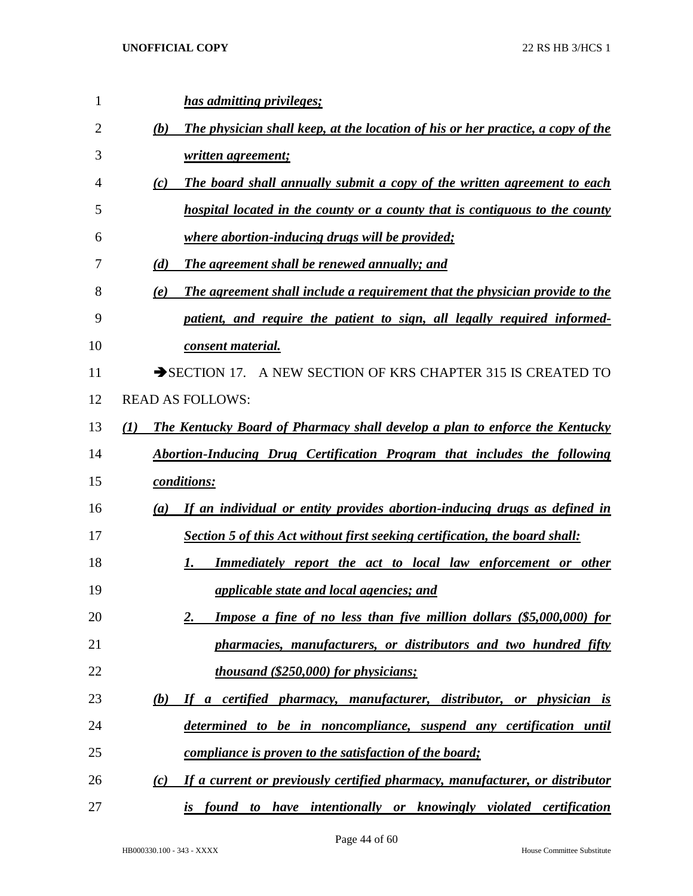***has admitting privileges;***

***(b) The physician shall keep, at the location of his or her practice, a copy of the written agreement;***

***(c) The board shall annually submit a copy of the written agreement to each hospital located in the county or a county that is contiguous to the county where abortion-inducing drugs will be provided;***

***(d) The agreement shall be renewed annually; and***

***(e) The agreement shall include a requirement that the physician provide to the patient, and require the patient to sign, all legally required informed-consent material.***

➔SECTION 17. A NEW SECTION OF KRS CHAPTER 315 IS CREATED TO READ AS FOLLOWS:

***(1) The Kentucky Board of Pharmacy shall develop a plan to enforce the Kentucky Abortion-Inducing Drug Certification Program that includes the following conditions:***

***(a) If an individual or entity provides abortion-inducing drugs as defined in Section 5 of this Act without first seeking certification, the board shall:***

***1. Immediately report the act to local law enforcement or other applicable state and local agencies; and***

***2. Impose a fine of no less than five million dollars ($5,000,000) for pharmacies, manufacturers, or distributors and two hundred fifty thousand ($250,000) for physicians;***

***(b) If a certified pharmacy, manufacturer, distributor, or physician is determined to be in noncompliance, suspend any certification until compliance is proven to the satisfaction of the board;***

***(c) If a current or previously certified pharmacy, manufacturer, or distributor is found to have intentionally or knowingly violated certification***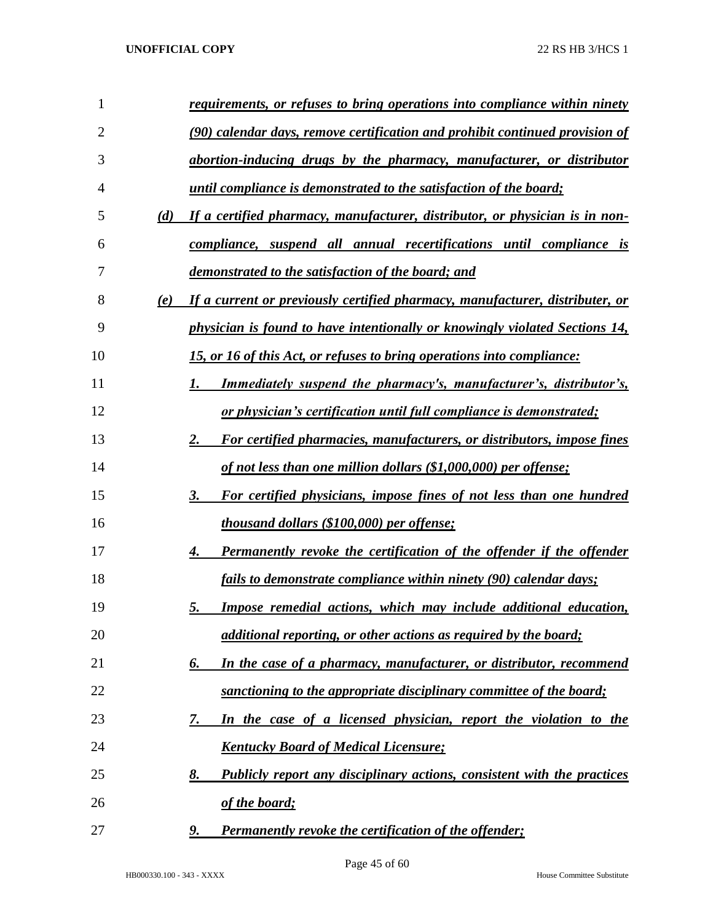*requirements, or refuses to bring operations into compliance within ninety (90) calendar days, remove certification and prohibit continued provision of abortion-inducing drugs by the pharmacy, manufacturer, or distributor until compliance is demonstrated to the satisfaction of the board;*

*(d) If a certified pharmacy, manufacturer, distributor, or physician is in non-compliance, suspend all annual recertifications until compliance is demonstrated to the satisfaction of the board; and*

*(e) If a current or previously certified pharmacy, manufacturer, distributer, or physician is found to have intentionally or knowingly violated Sections 14, 15, or 16 of this Act, or refuses to bring operations into compliance:*

*1. Immediately suspend the pharmacy's, manufacturer's, distributor's, or physician's certification until full compliance is demonstrated;*

*2. For certified pharmacies, manufacturers, or distributors, impose fines of not less than one million dollars ($1,000,000) per offense;*

*3. For certified physicians, impose fines of not less than one hundred thousand dollars ($100,000) per offense;*

*4. Permanently revoke the certification of the offender if the offender fails to demonstrate compliance within ninety (90) calendar days;*

*5. Impose remedial actions, which may include additional education, additional reporting, or other actions as required by the board;*

*6. In the case of a pharmacy, manufacturer, or distributor, recommend sanctioning to the appropriate disciplinary committee of the board;*

*7. In the case of a licensed physician, report the violation to the Kentucky Board of Medical Licensure;*

*8. Publicly report any disciplinary actions, consistent with the practices of the board;*

*9. Permanently revoke the certification of the offender;*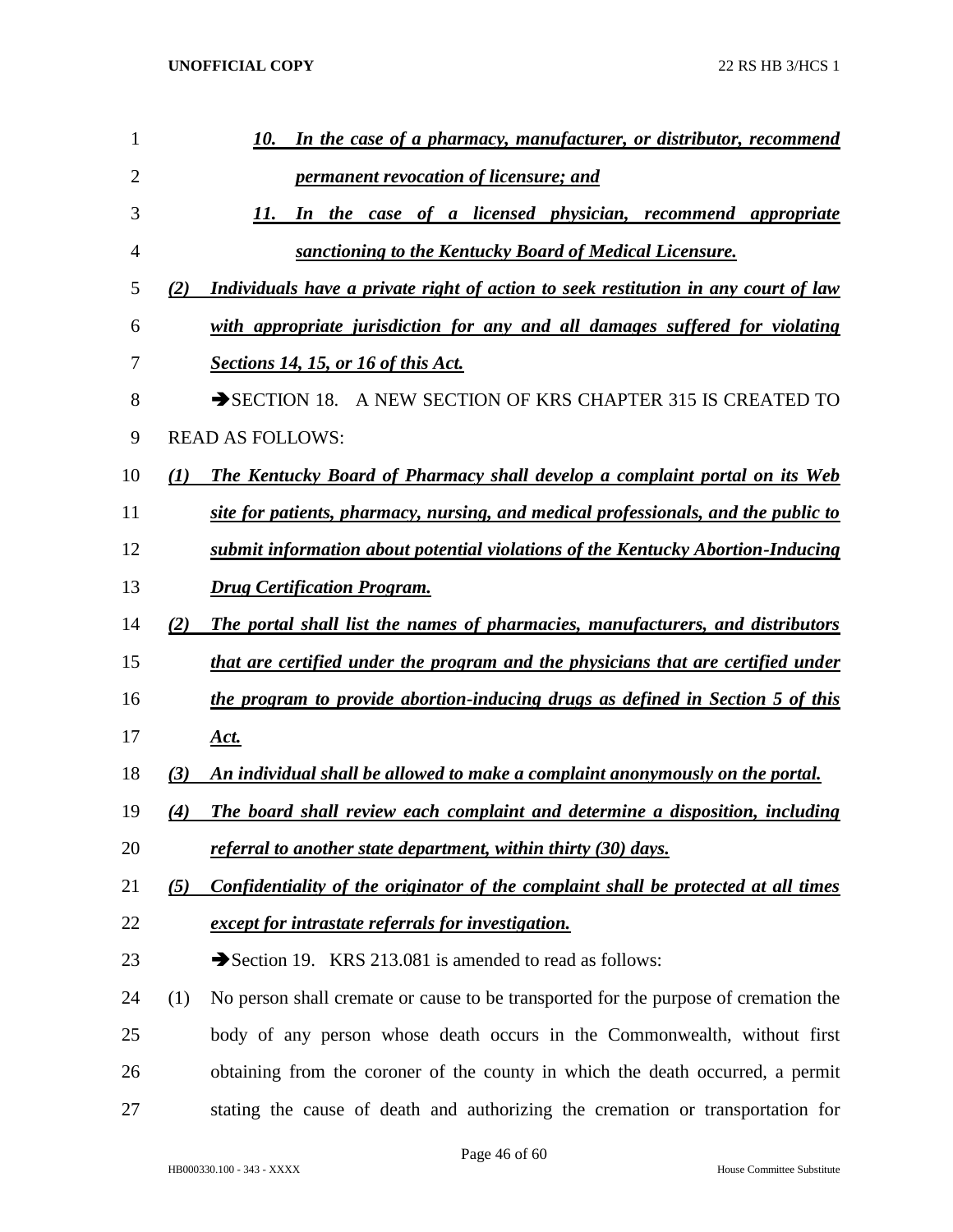*10. In the case of a pharmacy, manufacturer, or distributor, recommend permanent revocation of licensure; and*

*11. In the case of a licensed physician, recommend appropriate sanctioning to the Kentucky Board of Medical Licensure.*

*(2) Individuals have a private right of action to seek restitution in any court of law with appropriate jurisdiction for any and all damages suffered for violating Sections 14, 15, or 16 of this Act.*

➔SECTION 18. A NEW SECTION OF KRS CHAPTER 315 IS CREATED TO READ AS FOLLOWS:

*(1) The Kentucky Board of Pharmacy shall develop a complaint portal on its Web site for patients, pharmacy, nursing, and medical professionals, and the public to submit information about potential violations of the Kentucky Abortion-Inducing Drug Certification Program.*

*(2) The portal shall list the names of pharmacies, manufacturers, and distributors that are certified under the program and the physicians that are certified under the program to provide abortion-inducing drugs as defined in Section 5 of this Act.*

*(3) An individual shall be allowed to make a complaint anonymously on the portal.*

*(4) The board shall review each complaint and determine a disposition, including referral to another state department, within thirty (30) days.*

*(5) Confidentiality of the originator of the complaint shall be protected at all times except for intrastate referrals for investigation.*

➔Section 19. KRS 213.081 is amended to read as follows:

(1) No person shall cremate or cause to be transported for the purpose of cremation the body of any person whose death occurs in the Commonwealth, without first obtaining from the coroner of the county in which the death occurred, a permit stating the cause of death and authorizing the cremation or transportation for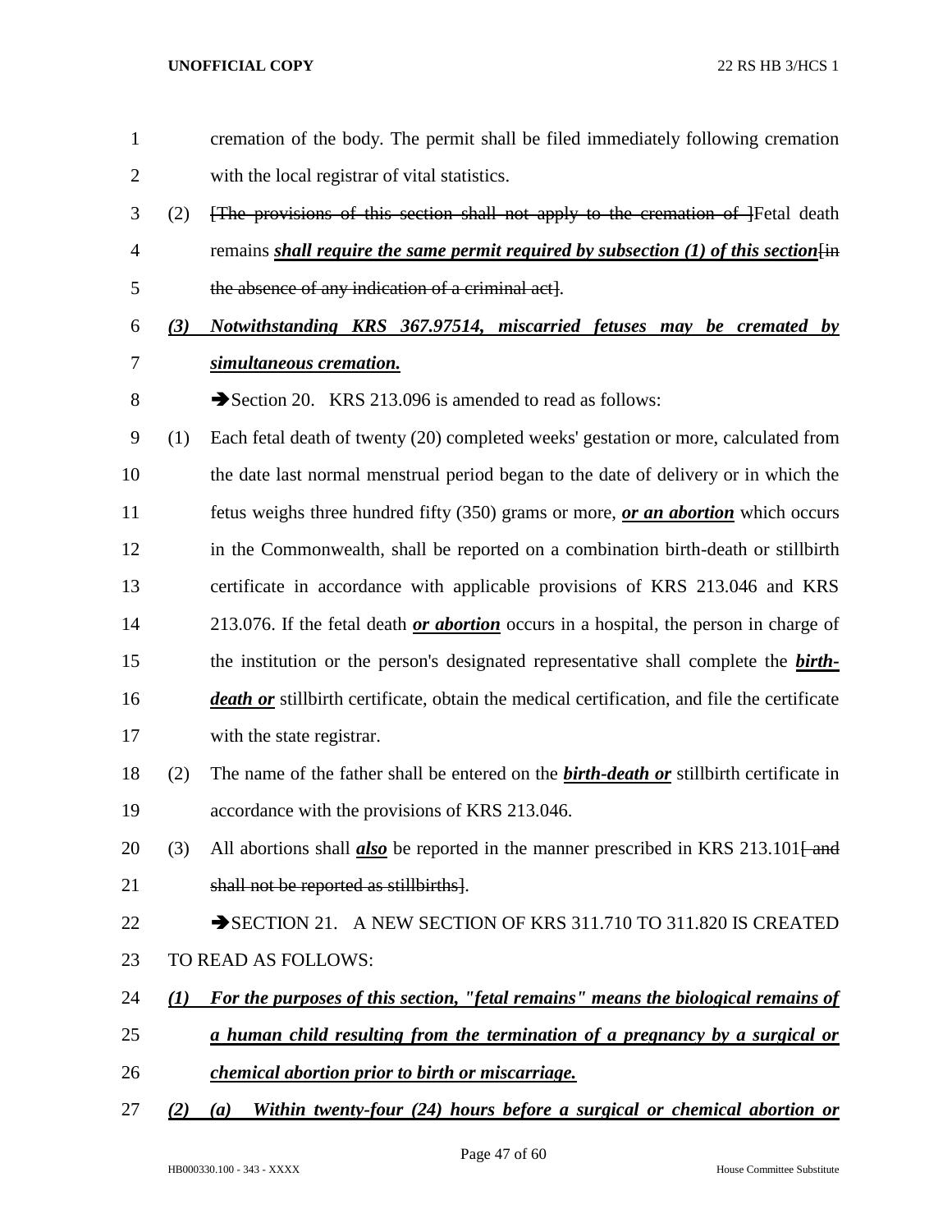cremation of the body. The permit shall be filed immediately following cremation with the local registrar of vital statistics.

(2) ~~[The provisions of this section shall not apply to the cremation of ]~~Fetal death remains ***shall require the same permit required by subsection (1) of this section***~~[in the absence of any indication of a criminal act]~~.

***(3) Notwithstanding KRS 367.97514, miscarried fetuses may be cremated by simultaneous cremation.***

➔Section 20. KRS 213.096 is amended to read as follows:

(1) Each fetal death of twenty (20) completed weeks' gestation or more, calculated from the date last normal menstrual period began to the date of delivery or in which the fetus weighs three hundred fifty (350) grams or more, ***or an abortion*** which occurs in the Commonwealth, shall be reported on a combination birth-death or stillbirth certificate in accordance with applicable provisions of KRS 213.046 and KRS 213.076. If the fetal death ***or abortion*** occurs in a hospital, the person in charge of the institution or the person's designated representative shall complete the ***birth-death or*** stillbirth certificate, obtain the medical certification, and file the certificate with the state registrar.

(2) The name of the father shall be entered on the ***birth-death or*** stillbirth certificate in accordance with the provisions of KRS 213.046.

(3) All abortions shall ***also*** be reported in the manner prescribed in KRS 213.101~~[ and shall not be reported as stillbirths]~~.

➔SECTION 21. A NEW SECTION OF KRS 311.710 TO 311.820 IS CREATED TO READ AS FOLLOWS:

***(1) For the purposes of this section, "fetal remains" means the biological remains of a human child resulting from the termination of a pregnancy by a surgical or chemical abortion prior to birth or miscarriage.***

***(2) (a) Within twenty-four (24) hours before a surgical or chemical abortion or***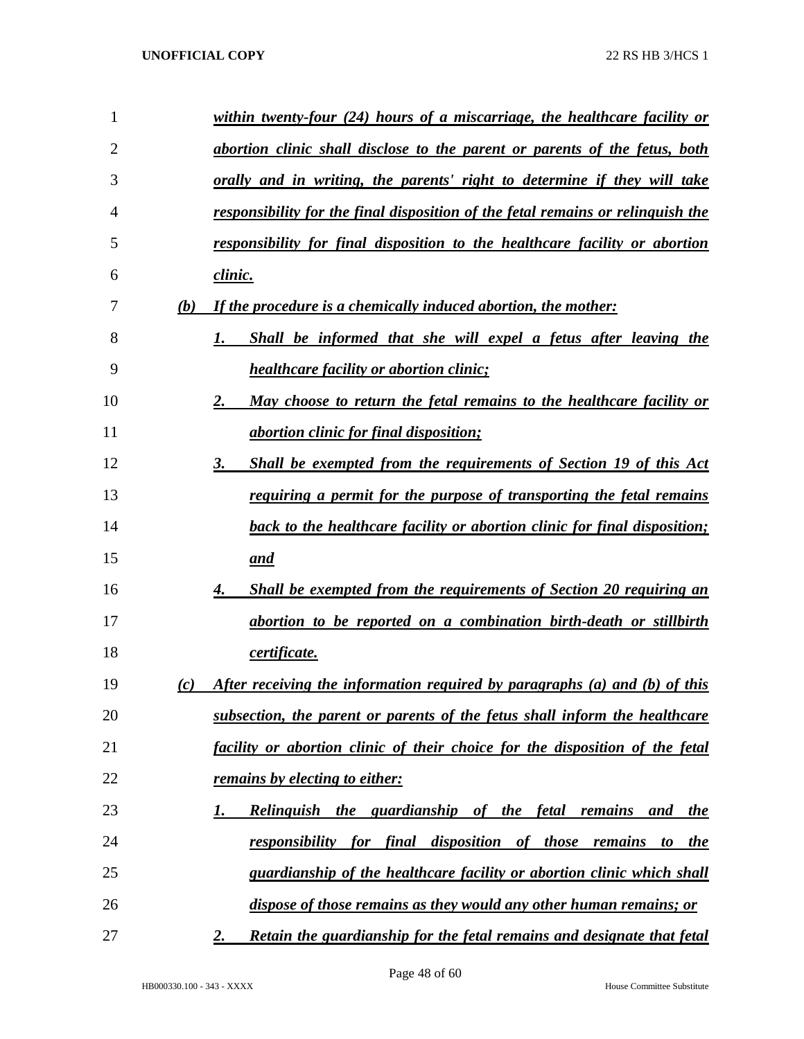***within twenty-four (24) hours of a miscarriage, the healthcare facility or abortion clinic shall disclose to the parent or parents of the fetus, both orally and in writing, the parents' right to determine if they will take responsibility for the final disposition of the fetal remains or relinquish the responsibility for final disposition to the healthcare facility or abortion clinic.***

***(b) If the procedure is a chemically induced abortion, the mother:***

***1. Shall be informed that she will expel a fetus after leaving the healthcare facility or abortion clinic;***

***2. May choose to return the fetal remains to the healthcare facility or abortion clinic for final disposition;***

***3. Shall be exempted from the requirements of Section 19 of this Act requiring a permit for the purpose of transporting the fetal remains back to the healthcare facility or abortion clinic for final disposition; and***

***4. Shall be exempted from the requirements of Section 20 requiring an abortion to be reported on a combination birth-death or stillbirth certificate.***

***(c) After receiving the information required by paragraphs (a) and (b) of this subsection, the parent or parents of the fetus shall inform the healthcare facility or abortion clinic of their choice for the disposition of the fetal remains by electing to either:***

***1. Relinquish the guardianship of the fetal remains and the responsibility for final disposition of those remains to the guardianship of the healthcare facility or abortion clinic which shall dispose of those remains as they would any other human remains; or***

***2. Retain the guardianship for the fetal remains and designate that fetal***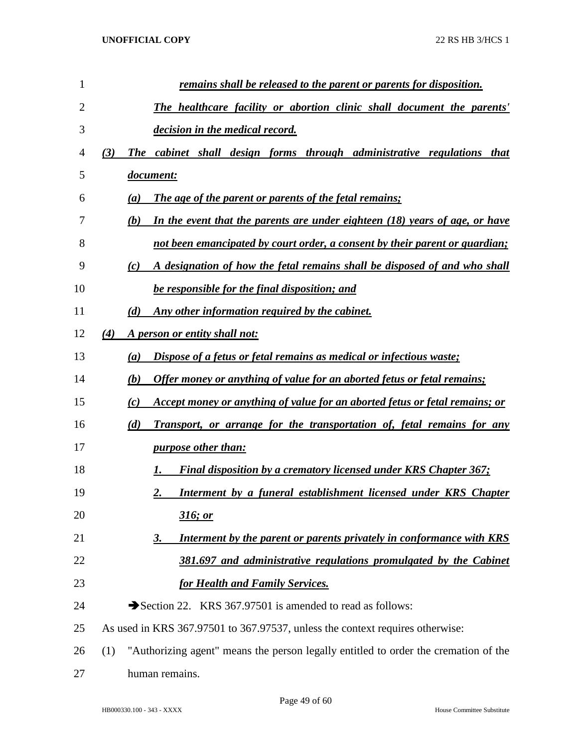*remains shall be released to the parent or parents for disposition. The healthcare facility or abortion clinic shall document the parents' decision in the medical record.*

*(3) The cabinet shall design forms through administrative regulations that document:*

*(a) The age of the parent or parents of the fetal remains;*

*(b) In the event that the parents are under eighteen (18) years of age, or have not been emancipated by court order, a consent by their parent or guardian;*

*(c) A designation of how the fetal remains shall be disposed of and who shall be responsible for the final disposition; and*

*(d) Any other information required by the cabinet.*

*(4) A person or entity shall not:*

*(a) Dispose of a fetus or fetal remains as medical or infectious waste;*

*(b) Offer money or anything of value for an aborted fetus or fetal remains;*

*(c) Accept money or anything of value for an aborted fetus or fetal remains; or*

*(d) Transport, or arrange for the transportation of, fetal remains for any purpose other than:*

*1. Final disposition by a crematory licensed under KRS Chapter 367;*

*2. Interment by a funeral establishment licensed under KRS Chapter 316; or*

*3. Interment by the parent or parents privately in conformance with KRS 381.697 and administrative regulations promulgated by the Cabinet for Health and Family Services.*

➔Section 22. KRS 367.97501 is amended to read as follows:

As used in KRS 367.97501 to 367.97537, unless the context requires otherwise:

(1) "Authorizing agent" means the person legally entitled to order the cremation of the human remains.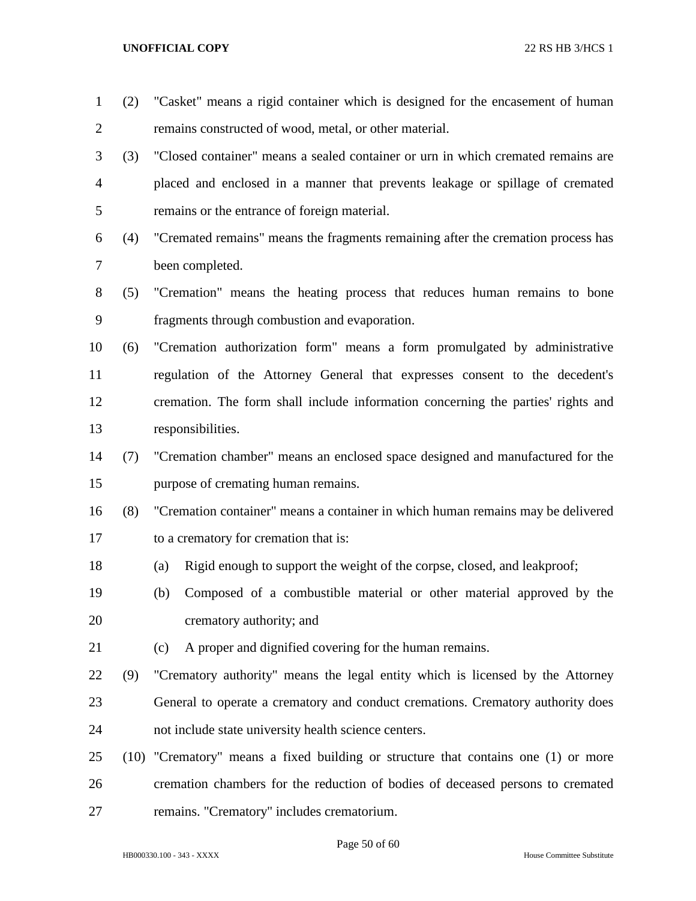(2) "Casket" means a rigid container which is designed for the encasement of human remains constructed of wood, metal, or other material.

(3) "Closed container" means a sealed container or urn in which cremated remains are placed and enclosed in a manner that prevents leakage or spillage of cremated remains or the entrance of foreign material.

(4) "Cremated remains" means the fragments remaining after the cremation process has been completed.

(5) "Cremation" means the heating process that reduces human remains to bone fragments through combustion and evaporation.

(6) "Cremation authorization form" means a form promulgated by administrative regulation of the Attorney General that expresses consent to the decedent's cremation. The form shall include information concerning the parties' rights and responsibilities.

(7) "Cremation chamber" means an enclosed space designed and manufactured for the purpose of cremating human remains.

(8) "Cremation container" means a container in which human remains may be delivered to a crematory for cremation that is:

  (a) Rigid enough to support the weight of the corpse, closed, and leakproof;

  (b) Composed of a combustible material or other material approved by the crematory authority; and

  (c) A proper and dignified covering for the human remains.

(9) "Crematory authority" means the legal entity which is licensed by the Attorney General to operate a crematory and conduct cremations. Crematory authority does not include state university health science centers.

(10) "Crematory" means a fixed building or structure that contains one (1) or more cremation chambers for the reduction of bodies of deceased persons to cremated remains. "Crematory" includes crematorium.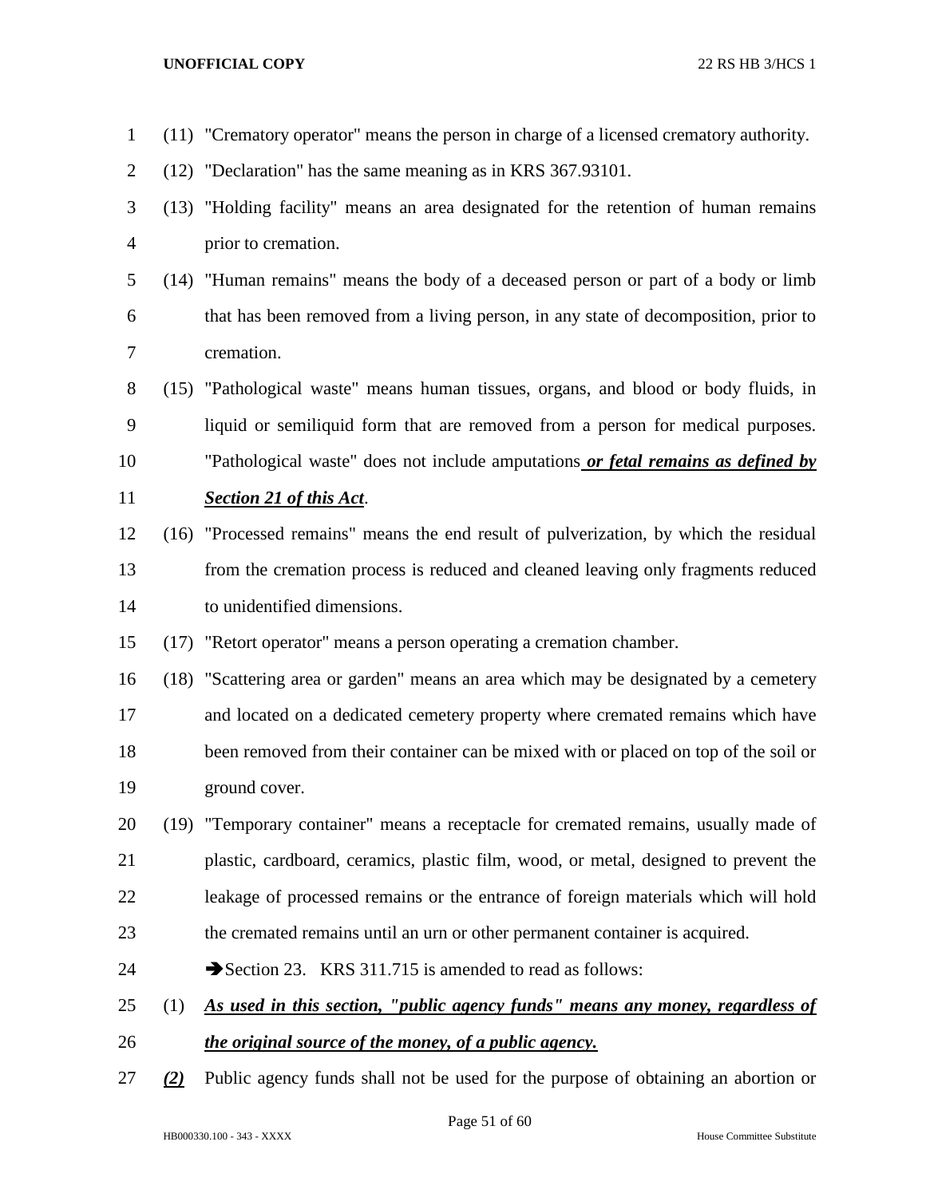(11) "Crematory operator" means the person in charge of a licensed crematory authority.

(12) "Declaration" has the same meaning as in KRS 367.93101.

(13) "Holding facility" means an area designated for the retention of human remains prior to cremation.

(14) "Human remains" means the body of a deceased person or part of a body or limb that has been removed from a living person, in any state of decomposition, prior to cremation.

(15) "Pathological waste" means human tissues, organs, and blood or body fluids, in liquid or semiliquid form that are removed from a person for medical purposes. "Pathological waste" does not include amputations ***or fetal remains as defined by Section 21 of this Act***.

(16) "Processed remains" means the end result of pulverization, by which the residual from the cremation process is reduced and cleaned leaving only fragments reduced to unidentified dimensions.

(17) "Retort operator" means a person operating a cremation chamber.

(18) "Scattering area or garden" means an area which may be designated by a cemetery and located on a dedicated cemetery property where cremated remains which have been removed from their container can be mixed with or placed on top of the soil or ground cover.

(19) "Temporary container" means a receptacle for cremated remains, usually made of plastic, cardboard, ceramics, plastic film, wood, or metal, designed to prevent the leakage of processed remains or the entrance of foreign materials which will hold the cremated remains until an urn or other permanent container is acquired.

➔Section 23. KRS 311.715 is amended to read as follows:

(1) ***As used in this section, "public agency funds" means any money, regardless of the original source of the money, of a public agency.***

***(2)*** Public agency funds shall not be used for the purpose of obtaining an abortion or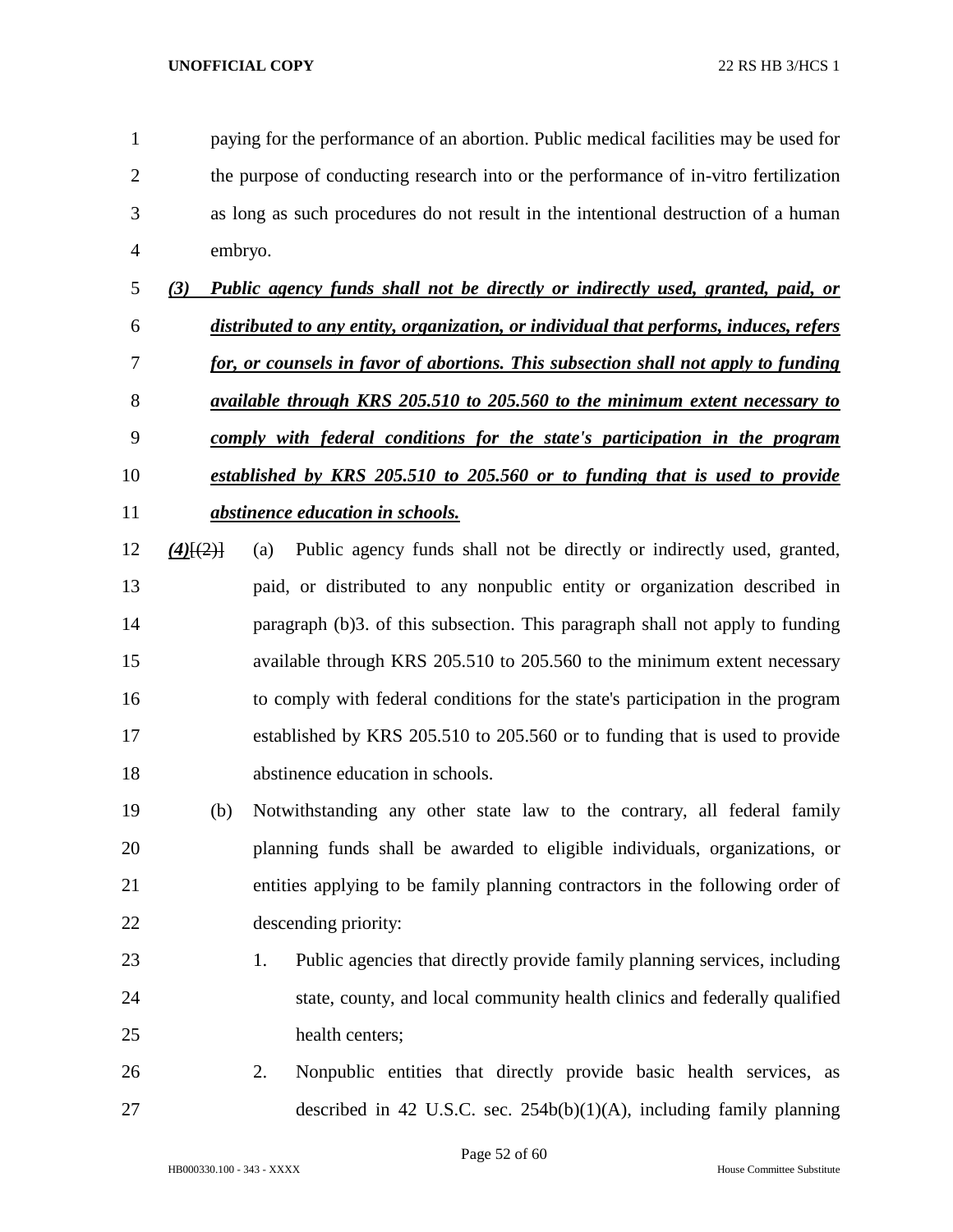paying for the performance of an abortion. Public medical facilities may be used for the purpose of conducting research into or the performance of in-vitro fertilization as long as such procedures do not result in the intentional destruction of a human embryo.

***(3) Public agency funds shall not be directly or indirectly used, granted, paid, or distributed to any entity, organization, or individual that performs, induces, refers for, or counsels in favor of abortions. This subsection shall not apply to funding available through KRS 205.510 to 205.560 to the minimum extent necessary to comply with federal conditions for the state's participation in the program established by KRS 205.510 to 205.560 or to funding that is used to provide abstinence education in schools.***

***(4)***~~[(2)]~~ (a) Public agency funds shall not be directly or indirectly used, granted, paid, or distributed to any nonpublic entity or organization described in paragraph (b)3. of this subsection. This paragraph shall not apply to funding available through KRS 205.510 to 205.560 to the minimum extent necessary to comply with federal conditions for the state's participation in the program established by KRS 205.510 to 205.560 or to funding that is used to provide abstinence education in schools.

(b) Notwithstanding any other state law to the contrary, all federal family planning funds shall be awarded to eligible individuals, organizations, or entities applying to be family planning contractors in the following order of descending priority:

1. Public agencies that directly provide family planning services, including state, county, and local community health clinics and federally qualified health centers;

2. Nonpublic entities that directly provide basic health services, as described in 42 U.S.C. sec. 254b(b)(1)(A), including family planning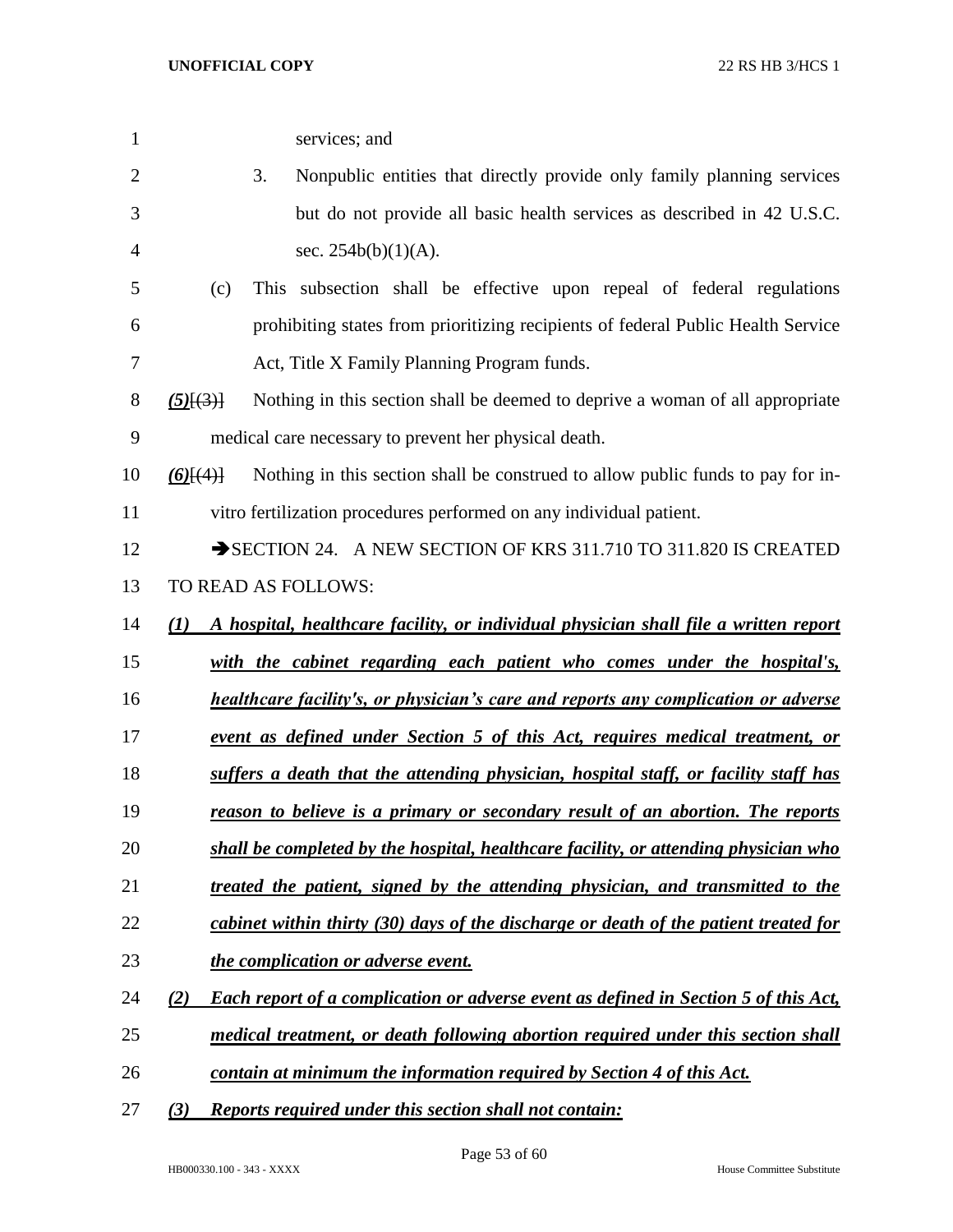services; and

3. Nonpublic entities that directly provide only family planning services but do not provide all basic health services as described in 42 U.S.C. sec. 254b(b)(1)(A).

(c) This subsection shall be effective upon repeal of federal regulations prohibiting states from prioritizing recipients of federal Public Health Service Act, Title X Family Planning Program funds.

***(5)***~~[(3)]~~ Nothing in this section shall be deemed to deprive a woman of all appropriate medical care necessary to prevent her physical death.

***(6)***~~[(4)]~~ Nothing in this section shall be construed to allow public funds to pay for in-vitro fertilization procedures performed on any individual patient.

➔SECTION 24. A NEW SECTION OF KRS 311.710 TO 311.820 IS CREATED TO READ AS FOLLOWS:

***(1) A hospital, healthcare facility, or individual physician shall file a written report with the cabinet regarding each patient who comes under the hospital's, healthcare facility's, or physician's care and reports any complication or adverse event as defined under Section 5 of this Act, requires medical treatment, or suffers a death that the attending physician, hospital staff, or facility staff has reason to believe is a primary or secondary result of an abortion. The reports shall be completed by the hospital, healthcare facility, or attending physician who treated the patient, signed by the attending physician, and transmitted to the cabinet within thirty (30) days of the discharge or death of the patient treated for the complication or adverse event.***

***(2) Each report of a complication or adverse event as defined in Section 5 of this Act, medical treatment, or death following abortion required under this section shall contain at minimum the information required by Section 4 of this Act.***

***(3) Reports required under this section shall not contain:***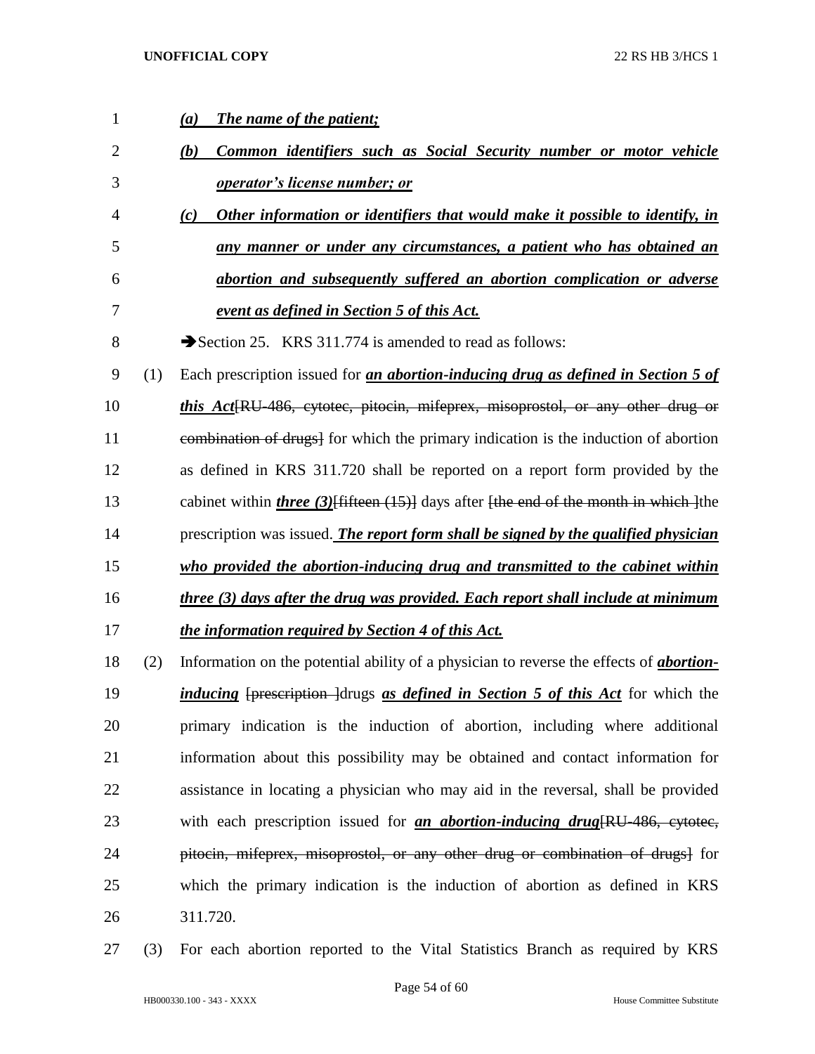*(a) The name of the patient;*

*(b) Common identifiers such as Social Security number or motor vehicle operator's license number; or*

*(c) Other information or identifiers that would make it possible to identify, in any manner or under any circumstances, a patient who has obtained an abortion and subsequently suffered an abortion complication or adverse event as defined in Section 5 of this Act.*

➔Section 25. KRS 311.774 is amended to read as follows:

(1) Each prescription issued for ***an abortion-inducing drug as defined in Section 5 of this Act***~~[RU-486, cytotec, pitocin, mifeprex, misoprostol, or any other drug or combination of drugs]~~ for which the primary indication is the induction of abortion as defined in KRS 311.720 shall be reported on a report form provided by the cabinet within ***three (3)***~~[fifteen (15)]~~ days after ~~[the end of the month in which ]~~the prescription was issued. ***The report form shall be signed by the qualified physician who provided the abortion-inducing drug and transmitted to the cabinet within three (3) days after the drug was provided. Each report shall include at minimum the information required by Section 4 of this Act.***

(2) Information on the potential ability of a physician to reverse the effects of ***abortion-inducing*** ~~[prescription ]~~drugs ***as defined in Section 5 of this Act*** for which the primary indication is the induction of abortion, including where additional information about this possibility may be obtained and contact information for assistance in locating a physician who may aid in the reversal, shall be provided with each prescription issued for ***an abortion-inducing drug***~~[RU-486, cytotec, pitocin, mifeprex, misoprostol, or any other drug or combination of drugs]~~ for which the primary indication is the induction of abortion as defined in KRS 311.720.

(3) For each abortion reported to the Vital Statistics Branch as required by KRS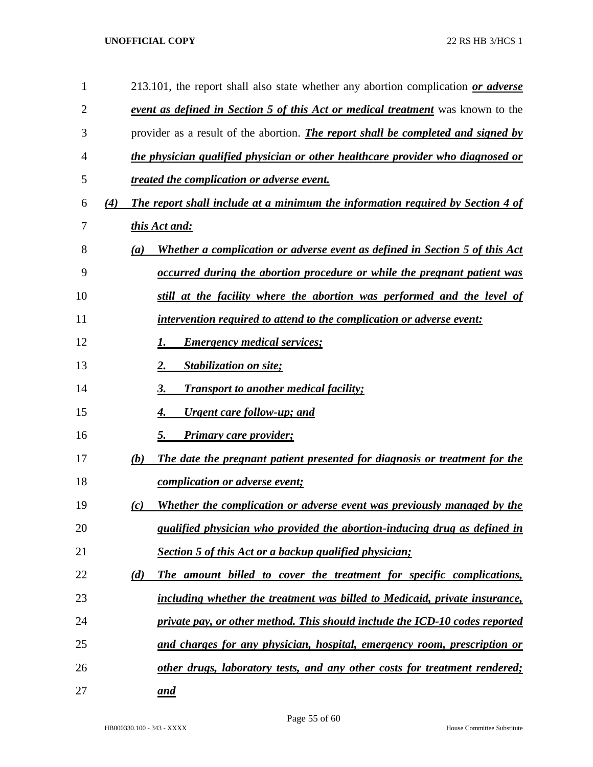213.101, the report shall also state whether any abortion complication ***or adverse event as defined in Section 5 of this Act or medical treatment*** was known to the provider as a result of the abortion. ***The report shall be completed and signed by the physician qualified physician or other healthcare provider who diagnosed or treated the complication or adverse event.***

***(4) The report shall include at a minimum the information required by Section 4 of this Act and:***

***(a) Whether a complication or adverse event as defined in Section 5 of this Act occurred during the abortion procedure or while the pregnant patient was still at the facility where the abortion was performed and the level of intervention required to attend to the complication or adverse event:***

***1. Emergency medical services;***

***2. Stabilization on site;***

***3. Transport to another medical facility;***

***4. Urgent care follow-up; and***

***5. Primary care provider;***

***(b) The date the pregnant patient presented for diagnosis or treatment for the complication or adverse event;***

***(c) Whether the complication or adverse event was previously managed by the qualified physician who provided the abortion-inducing drug as defined in Section 5 of this Act or a backup qualified physician;***

***(d) The amount billed to cover the treatment for specific complications, including whether the treatment was billed to Medicaid, private insurance, private pay, or other method. This should include the ICD-10 codes reported and charges for any physician, hospital, emergency room, prescription or other drugs, laboratory tests, and any other costs for treatment rendered; and***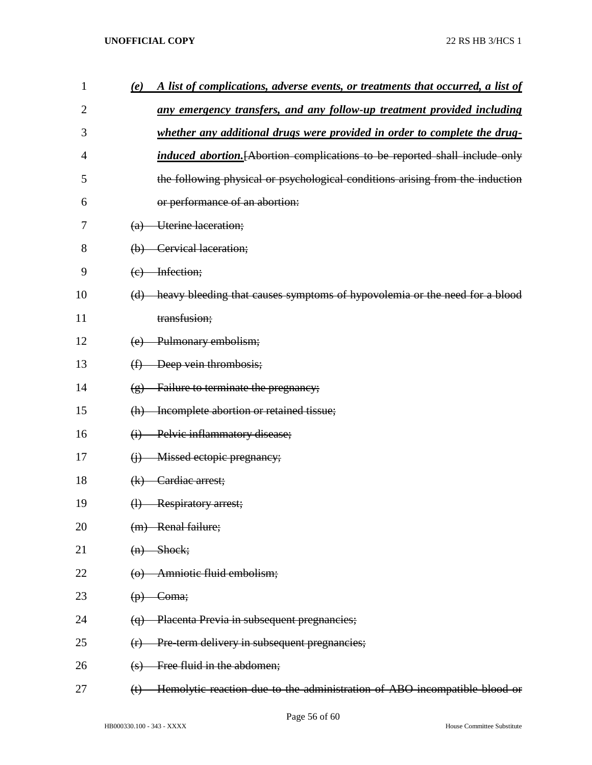1 ***(e) A list of complications, adverse events, or treatments that occurred, a list of***
2 ***any emergency transfers, and any follow-up treatment provided including***
3 ***whether any additional drugs were provided in order to complete the drug-***
4 ***induced abortion.***[~~Abortion complications to be reported shall include only~~
5 ~~the following physical or psychological conditions arising from the induction~~
6 ~~or performance of an abortion:~~
7 ~~(a) Uterine laceration;~~
8 ~~(b) Cervical laceration;~~
9 ~~(c) Infection;~~
10 ~~(d) heavy bleeding that causes symptoms of hypovolemia or the need for a blood~~
11 ~~transfusion;~~
12 ~~(e) Pulmonary embolism;~~
13 ~~(f) Deep vein thrombosis;~~
14 ~~(g) Failure to terminate the pregnancy;~~
15 ~~(h) Incomplete abortion or retained tissue;~~
16 ~~(i) Pelvic inflammatory disease;~~
17 ~~(j) Missed ectopic pregnancy;~~
18 ~~(k) Cardiac arrest;~~
19 ~~(l) Respiratory arrest;~~
20 ~~(m) Renal failure;~~
21 ~~(n) Shock;~~
22 ~~(o) Amniotic fluid embolism;~~
23 ~~(p) Coma;~~
24 ~~(q) Placenta Previa in subsequent pregnancies;~~
25 ~~(r) Pre-term delivery in subsequent pregnancies;~~
26 ~~(s) Free fluid in the abdomen;~~
27 ~~(t) Hemolytic reaction due to the administration of ABO-incompatible blood or~~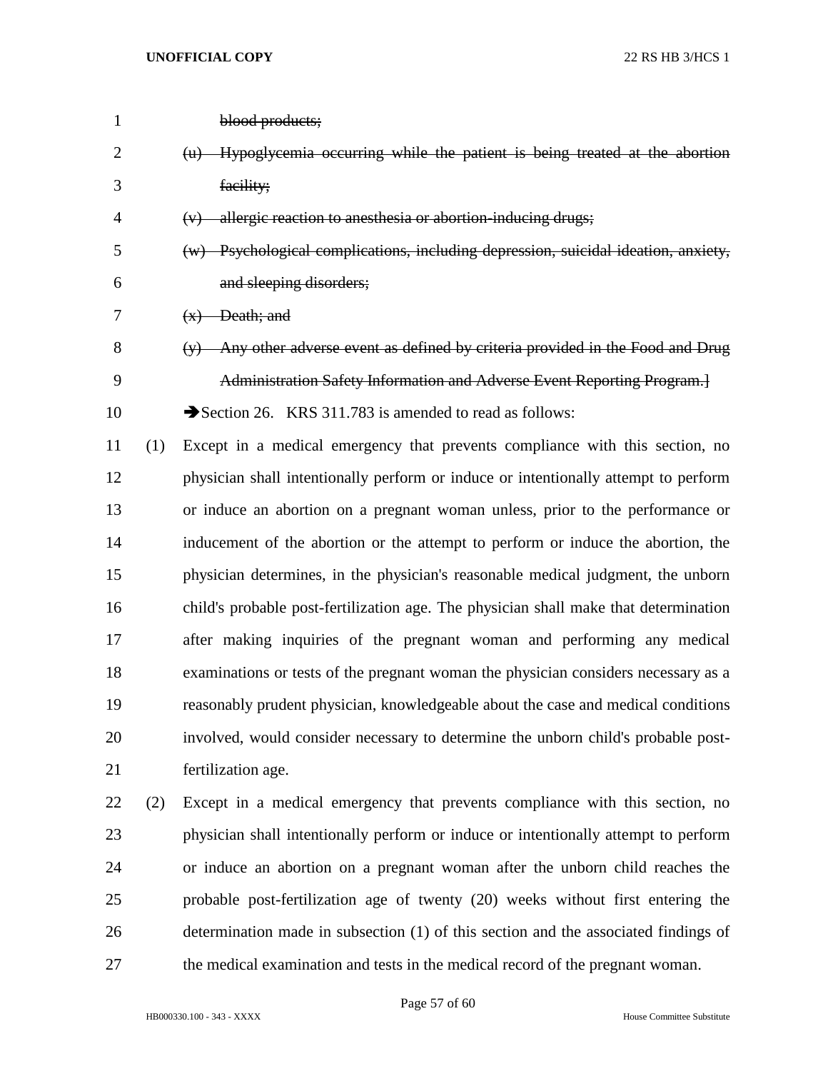~~blood products;~~

~~(u) Hypoglycemia occurring while the patient is being treated at the abortion facility;~~

~~(v) allergic reaction to anesthesia or abortion-inducing drugs;~~

~~(w) Psychological complications, including depression, suicidal ideation, anxiety, and sleeping disorders;~~

~~(x) Death; and~~

~~(y) Any other adverse event as defined by criteria provided in the Food and Drug Administration Safety Information and Adverse Event Reporting Program.]~~

➔Section 26. KRS 311.783 is amended to read as follows:

(1) Except in a medical emergency that prevents compliance with this section, no physician shall intentionally perform or induce or intentionally attempt to perform or induce an abortion on a pregnant woman unless, prior to the performance or inducement of the abortion or the attempt to perform or induce the abortion, the physician determines, in the physician's reasonable medical judgment, the unborn child's probable post-fertilization age. The physician shall make that determination after making inquiries of the pregnant woman and performing any medical examinations or tests of the pregnant woman the physician considers necessary as a reasonably prudent physician, knowledgeable about the case and medical conditions involved, would consider necessary to determine the unborn child's probable post-fertilization age.

(2) Except in a medical emergency that prevents compliance with this section, no physician shall intentionally perform or induce or intentionally attempt to perform or induce an abortion on a pregnant woman after the unborn child reaches the probable post-fertilization age of twenty (20) weeks without first entering the determination made in subsection (1) of this section and the associated findings of the medical examination and tests in the medical record of the pregnant woman.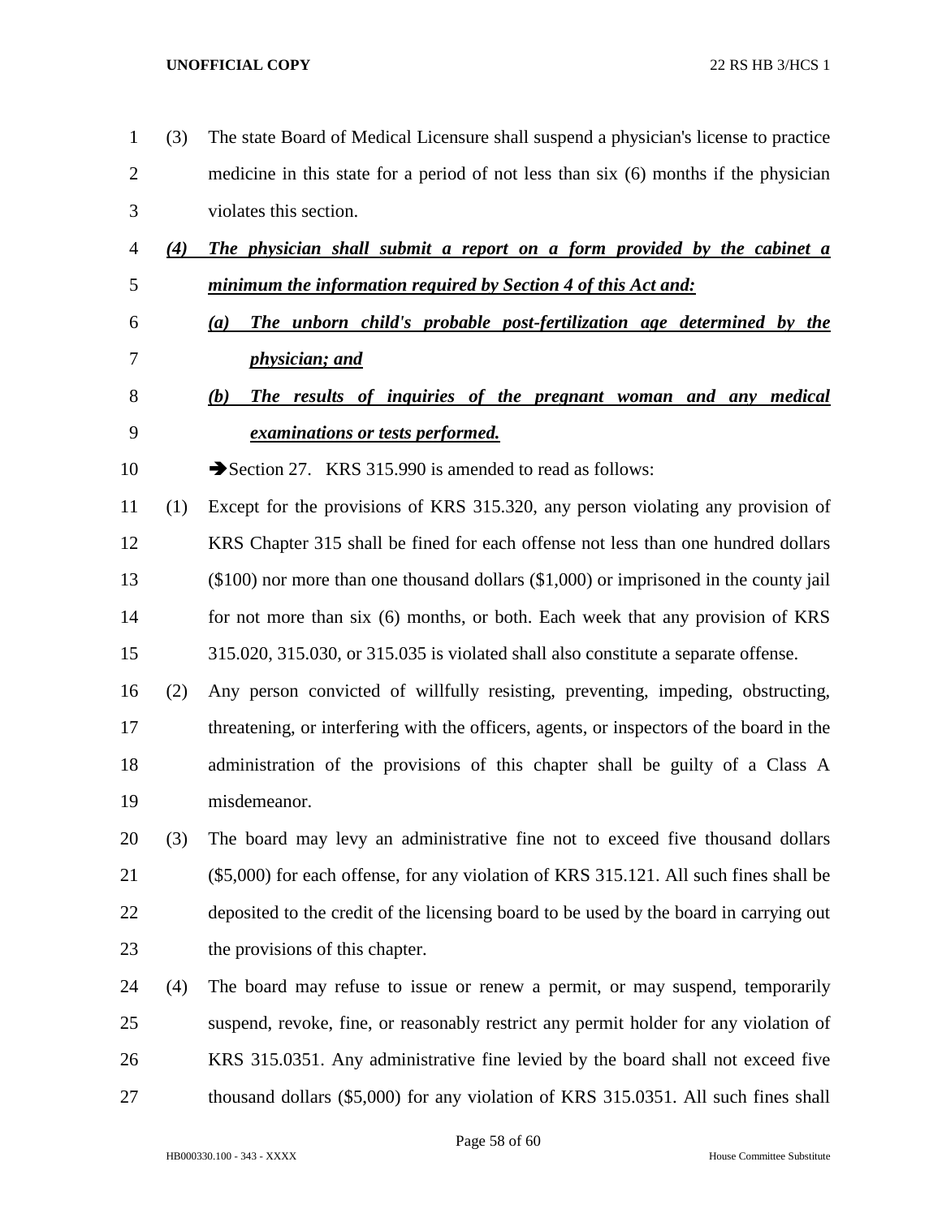(3) The state Board of Medical Licensure shall suspend a physician's license to practice medicine in this state for a period of not less than six (6) months if the physician violates this section.

***(4) The physician shall submit a report on a form provided by the cabinet a minimum the information required by Section 4 of this Act and:***

***(a) The unborn child's probable post-fertilization age determined by the physician; and***

***(b) The results of inquiries of the pregnant woman and any medical examinations or tests performed.***

➔Section 27. KRS 315.990 is amended to read as follows:

(1) Except for the provisions of KRS 315.320, any person violating any provision of KRS Chapter 315 shall be fined for each offense not less than one hundred dollars ($100) nor more than one thousand dollars ($1,000) or imprisoned in the county jail for not more than six (6) months, or both. Each week that any provision of KRS 315.020, 315.030, or 315.035 is violated shall also constitute a separate offense.

(2) Any person convicted of willfully resisting, preventing, impeding, obstructing, threatening, or interfering with the officers, agents, or inspectors of the board in the administration of the provisions of this chapter shall be guilty of a Class A misdemeanor.

(3) The board may levy an administrative fine not to exceed five thousand dollars ($5,000) for each offense, for any violation of KRS 315.121. All such fines shall be deposited to the credit of the licensing board to be used by the board in carrying out the provisions of this chapter.

(4) The board may refuse to issue or renew a permit, or may suspend, temporarily suspend, revoke, fine, or reasonably restrict any permit holder for any violation of KRS 315.0351. Any administrative fine levied by the board shall not exceed five thousand dollars ($5,000) for any violation of KRS 315.0351. All such fines shall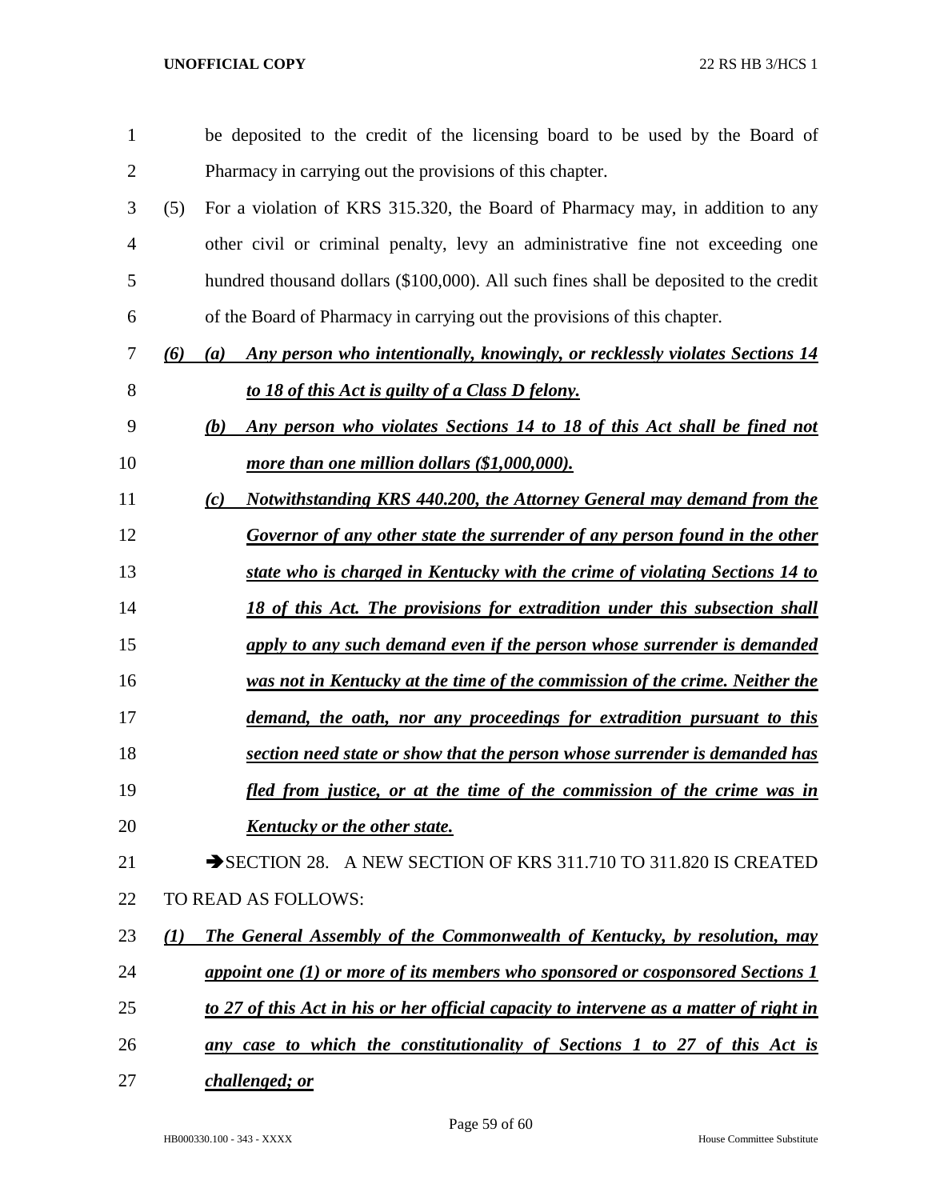be deposited to the credit of the licensing board to be used by the Board of Pharmacy in carrying out the provisions of this chapter.

(5) For a violation of KRS 315.320, the Board of Pharmacy may, in addition to any other civil or criminal penalty, levy an administrative fine not exceeding one hundred thousand dollars ($100,000). All such fines shall be deposited to the credit of the Board of Pharmacy in carrying out the provisions of this chapter.

***(6) (a) Any person who intentionally, knowingly, or recklessly violates Sections 14 to 18 of this Act is guilty of a Class D felony.***

***(b) Any person who violates Sections 14 to 18 of this Act shall be fined not more than one million dollars ($1,000,000).***

***(c) Notwithstanding KRS 440.200, the Attorney General may demand from the Governor of any other state the surrender of any person found in the other state who is charged in Kentucky with the crime of violating Sections 14 to 18 of this Act. The provisions for extradition under this subsection shall apply to any such demand even if the person whose surrender is demanded was not in Kentucky at the time of the commission of the crime. Neither the demand, the oath, nor any proceedings for extradition pursuant to this section need state or show that the person whose surrender is demanded has fled from justice, or at the time of the commission of the crime was in Kentucky or the other state.***

➔SECTION 28. A NEW SECTION OF KRS 311.710 TO 311.820 IS CREATED TO READ AS FOLLOWS:

***(1) The General Assembly of the Commonwealth of Kentucky, by resolution, may appoint one (1) or more of its members who sponsored or cosponsored Sections 1 to 27 of this Act in his or her official capacity to intervene as a matter of right in any case to which the constitutionality of Sections 1 to 27 of this Act is challenged; or***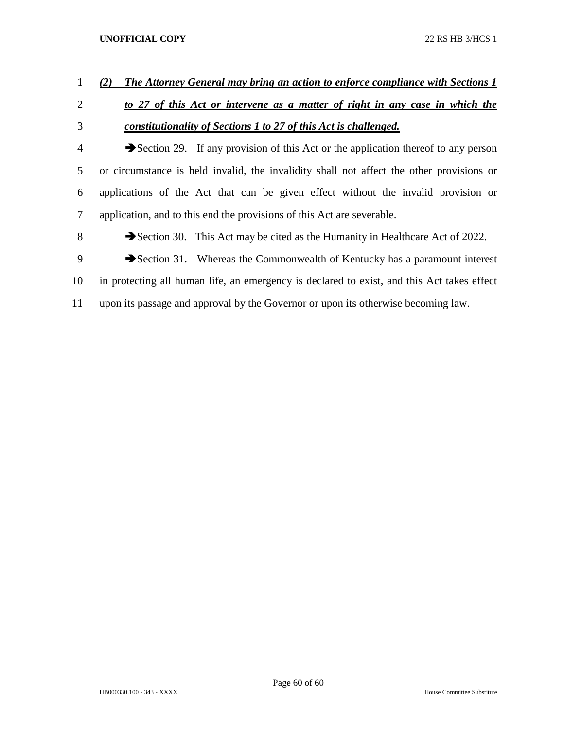***(2) The Attorney General may bring an action to enforce compliance with Sections 1 to 27 of this Act or intervene as a matter of right in any case in which the constitutionality of Sections 1 to 27 of this Act is challenged.***

➔Section 29. If any provision of this Act or the application thereof to any person or circumstance is held invalid, the invalidity shall not affect the other provisions or applications of the Act that can be given effect without the invalid provision or application, and to this end the provisions of this Act are severable.

➔Section 30. This Act may be cited as the Humanity in Healthcare Act of 2022.

➔Section 31. Whereas the Commonwealth of Kentucky has a paramount interest in protecting all human life, an emergency is declared to exist, and this Act takes effect upon its passage and approval by the Governor or upon its otherwise becoming law.